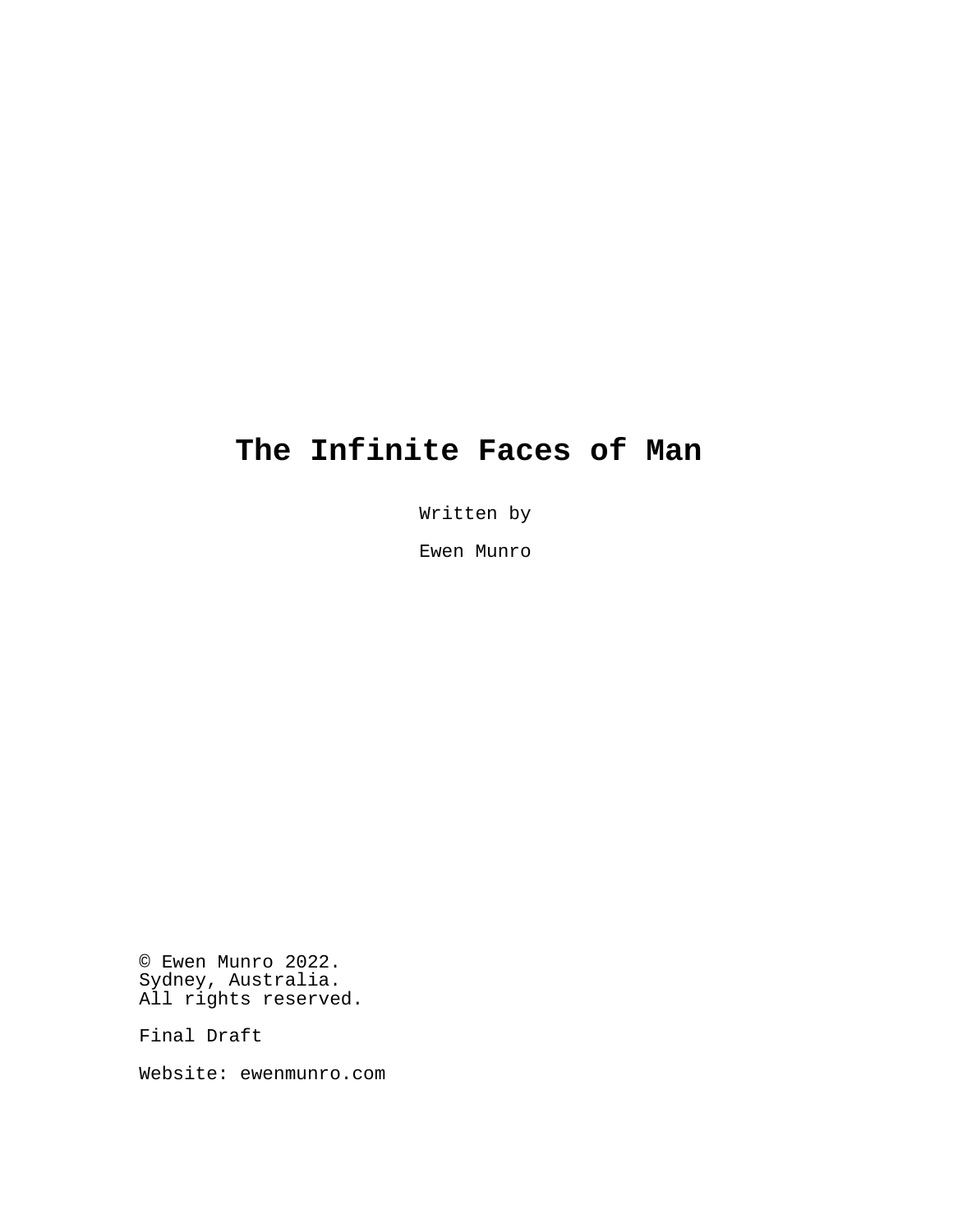# The Infinite Faces of Man

Written by

Ewen Munro

© Ewen Munro 2022.
Sydney, Australia.
All rights reserved.

Final Draft

Website: ewenmunro.com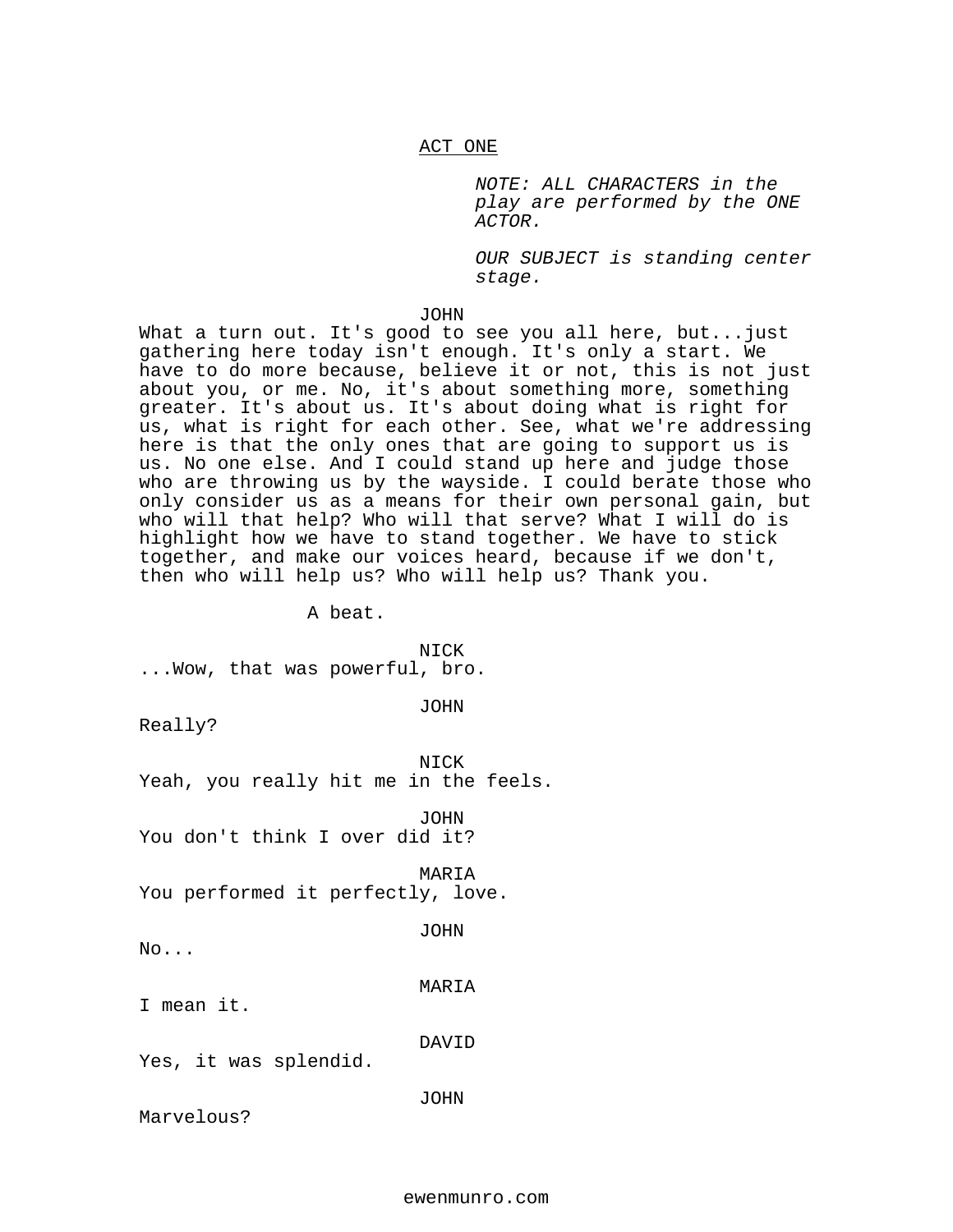ACT ONE

*NOTE: ALL CHARACTERS in the play are performed by the ONE ACTOR.*

*OUR SUBJECT is standing center stage.*

JOHN

What a turn out. It's good to see you all here, but...just gathering here today isn't enough. It's only a start. We have to do more because, believe it or not, this is not just about you, or me. No, it's about something more, something greater. It's about us. It's about doing what is right for us, what is right for each other. See, what we're addressing here is that the only ones that are going to support us is us. No one else. And I could stand up here and judge those who are throwing us by the wayside. I could berate those who only consider us as a means for their own personal gain, but who will that help? Who will that serve? What I will do is highlight how we have to stand together. We have to stick together, and make our voices heard, because if we don't, then who will help us? Who will help us? Thank you.

A beat.

NICK

...Wow, that was powerful, bro.

JOHN

Really?

NICK

Yeah, you really hit me in the feels.

JOHN

You don't think I over did it?

MARIA

You performed it perfectly, love.

JOHN

No...

MARIA

I mean it.

DAVID

Yes, it was splendid.

JOHN

Marvelous?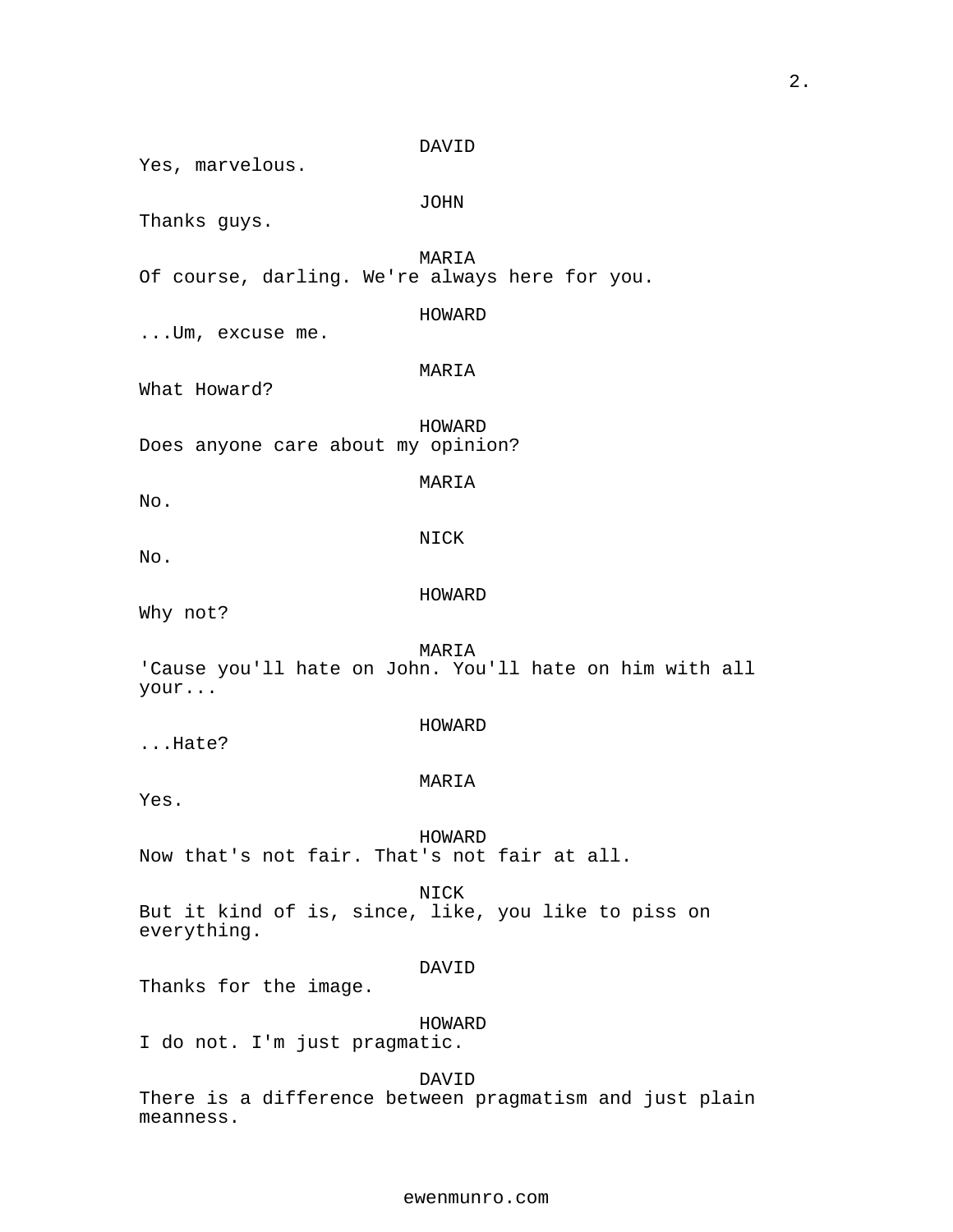DAVID
Yes, marvelous.

JOHN
Thanks guys.

MARIA
Of course, darling. We're always here for you.

HOWARD
...Um, excuse me.

MARIA
What Howard?

HOWARD
Does anyone care about my opinion?

MARIA
No.

NICK
No.

HOWARD
Why not?

MARIA
'Cause you'll hate on John. You'll hate on him with all your...

HOWARD
...Hate?

MARIA
Yes.

HOWARD
Now that's not fair. That's not fair at all.

NICK
But it kind of is, since, like, you like to piss on everything.

DAVID
Thanks for the image.

HOWARD
I do not. I'm just pragmatic.

DAVID
There is a difference between pragmatism and just plain meanness.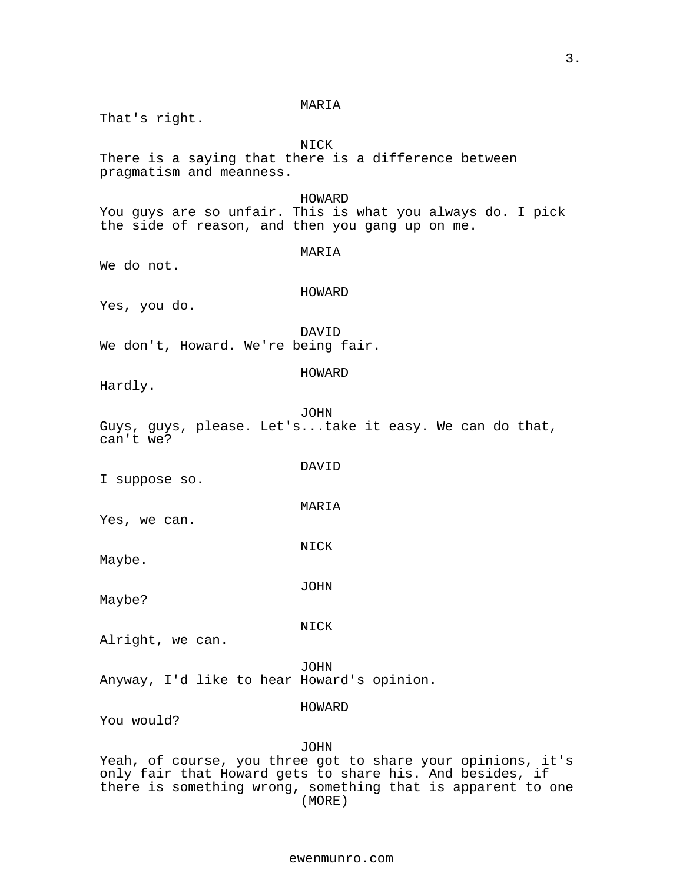MARIA

That's right.

NICK

There is a saying that there is a difference between pragmatism and meanness.

HOWARD

You guys are so unfair. This is what you always do. I pick the side of reason, and then you gang up on me.

MARIA

We do not.

HOWARD

Yes, you do.

DAVID

We don't, Howard. We're being fair.

HOWARD

Hardly.

JOHN

Guys, guys, please. Let's...take it easy. We can do that, can't we?

DAVID

I suppose so.

MARIA

Yes, we can.

NICK

Maybe.

JOHN

Maybe?

NICK

Alright, we can.

JOHN

Anyway, I'd like to hear Howard's opinion.

HOWARD

You would?

JOHN

Yeah, of course, you three got to share your opinions, it's only fair that Howard gets to share his. And besides, if there is something wrong, something that is apparent to one

(MORE)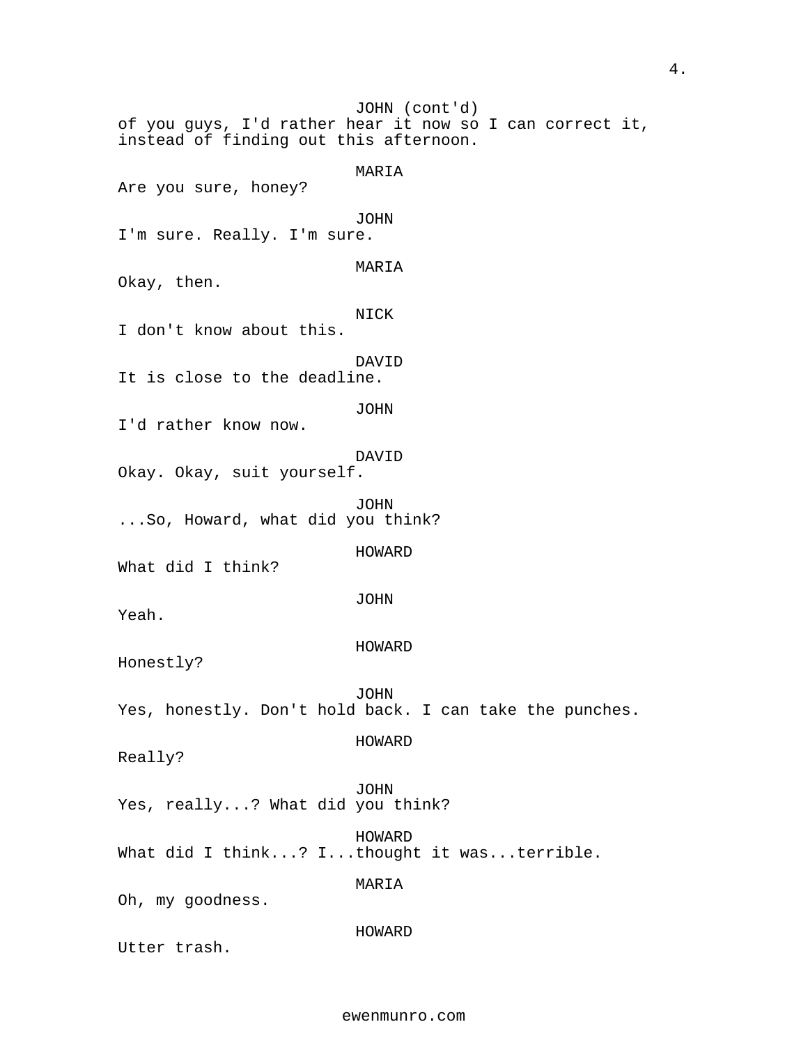JOHN (cont'd)
of you guys, I'd rather hear it now so I can correct it, instead of finding out this afternoon.

MARIA
Are you sure, honey?

JOHN
I'm sure. Really. I'm sure.

MARIA
Okay, then.

NICK
I don't know about this.

DAVID
It is close to the deadline.

JOHN
I'd rather know now.

DAVID
Okay. Okay, suit yourself.

JOHN
...So, Howard, what did you think?

HOWARD
What did I think?

JOHN
Yeah.

HOWARD
Honestly?

JOHN
Yes, honestly. Don't hold back. I can take the punches.

HOWARD
Really?

JOHN
Yes, really...? What did you think?

HOWARD
What did I think...? I...thought it was...terrible.

MARIA
Oh, my goodness.

HOWARD
Utter trash.

ewenmunro.com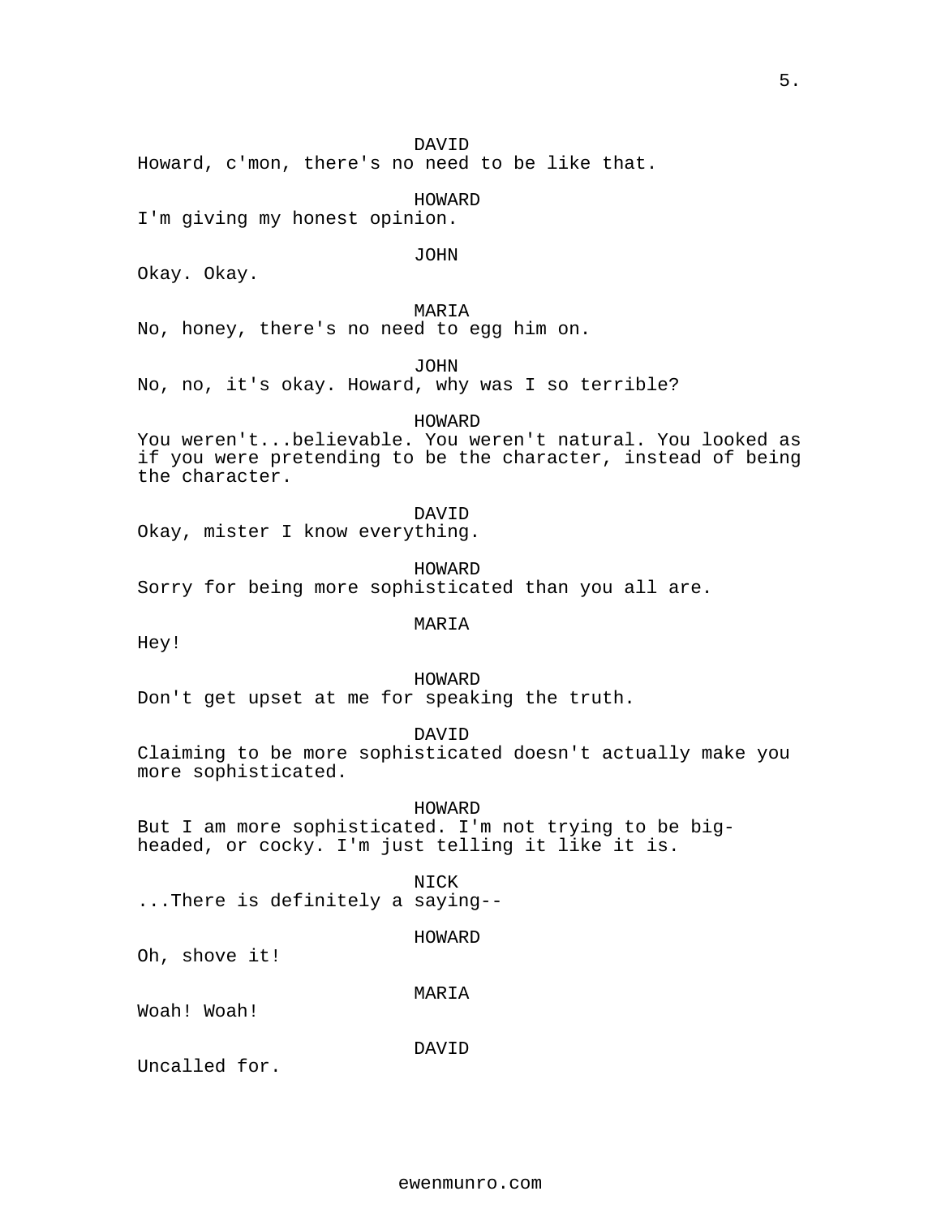DAVID

Howard, c'mon, there's no need to be like that.

HOWARD

I'm giving my honest opinion.

JOHN

Okay. Okay.

MARIA

No, honey, there's no need to egg him on.

JOHN

No, no, it's okay. Howard, why was I so terrible?

HOWARD

You weren't...believable. You weren't natural. You looked as if you were pretending to be the character, instead of being the character.

DAVID

Okay, mister I know everything.

HOWARD

Sorry for being more sophisticated than you all are.

MARIA

Hey!

HOWARD

Don't get upset at me for speaking the truth.

DAVID

Claiming to be more sophisticated doesn't actually make you more sophisticated.

HOWARD

But I am more sophisticated. I'm not trying to be big-headed, or cocky. I'm just telling it like it is.

NICK

...There is definitely a saying--

HOWARD

Oh, shove it!

MARIA

Woah! Woah!

DAVID

Uncalled for.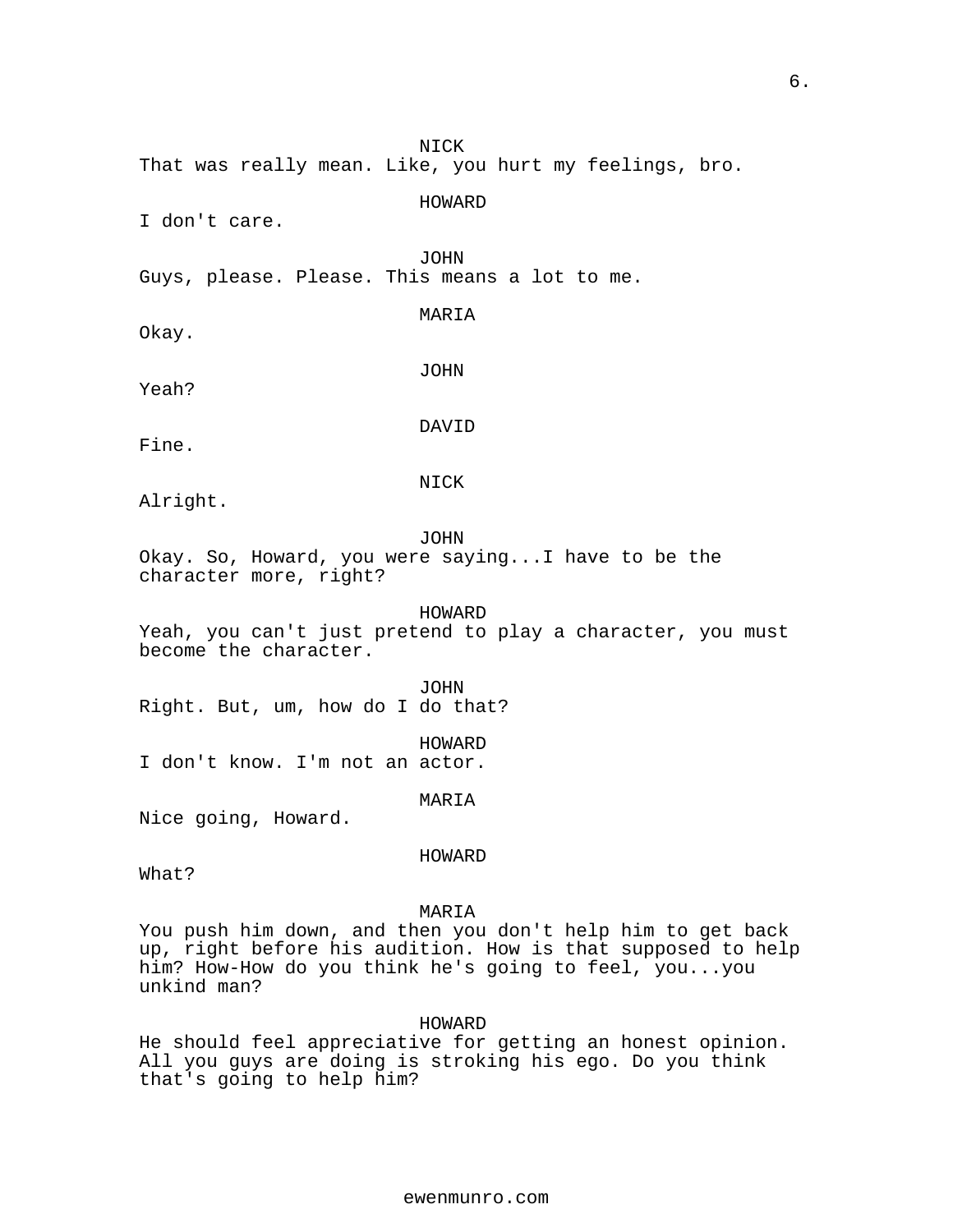NICK
That was really mean. Like, you hurt my feelings, bro.

HOWARD
I don't care.

JOHN
Guys, please. Please. This means a lot to me.

MARIA
Okay.

JOHN
Yeah?

DAVID
Fine.

NICK
Alright.

JOHN
Okay. So, Howard, you were saying...I have to be the character more, right?

HOWARD
Yeah, you can't just pretend to play a character, you must become the character.

JOHN
Right. But, um, how do I do that?

HOWARD
I don't know. I'm not an actor.

MARIA
Nice going, Howard.

HOWARD
What?

MARIA
You push him down, and then you don't help him to get back up, right before his audition. How is that supposed to help him? How-How do you think he's going to feel, you...you unkind man?

HOWARD
He should feel appreciative for getting an honest opinion. All you guys are doing is stroking his ego. Do you think that's going to help him?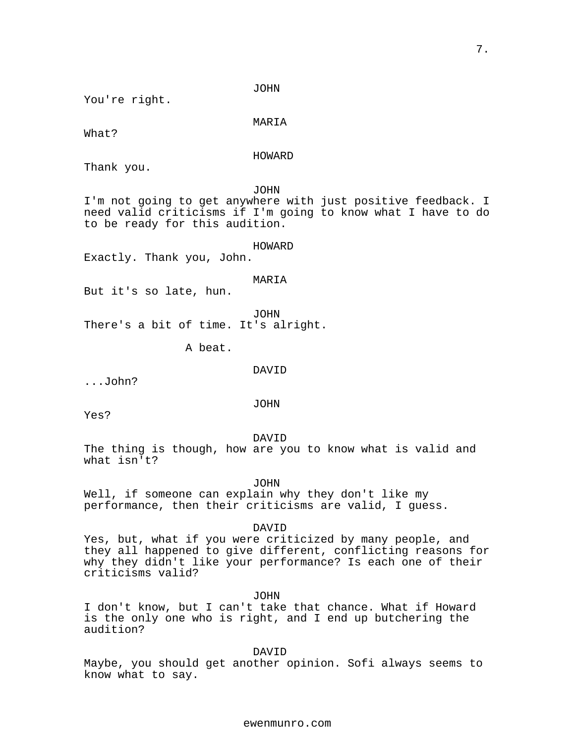JOHN
You're right.

MARIA
What?

HOWARD
Thank you.

JOHN
I'm not going to get anywhere with just positive feedback. I need valid criticisms if I'm going to know what I have to do to be ready for this audition.

HOWARD
Exactly. Thank you, John.

MARIA
But it's so late, hun.

JOHN
There's a bit of time. It's alright.

A beat.

DAVID
...John?

JOHN
Yes?

DAVID
The thing is though, how are you to know what is valid and what isn't?

JOHN
Well, if someone can explain why they don't like my performance, then their criticisms are valid, I guess.

DAVID
Yes, but, what if you were criticized by many people, and they all happened to give different, conflicting reasons for why they didn't like your performance? Is each one of their criticisms valid?

JOHN
I don't know, but I can't take that chance. What if Howard is the only one who is right, and I end up butchering the audition?

DAVID
Maybe, you should get another opinion. Sofi always seems to know what to say.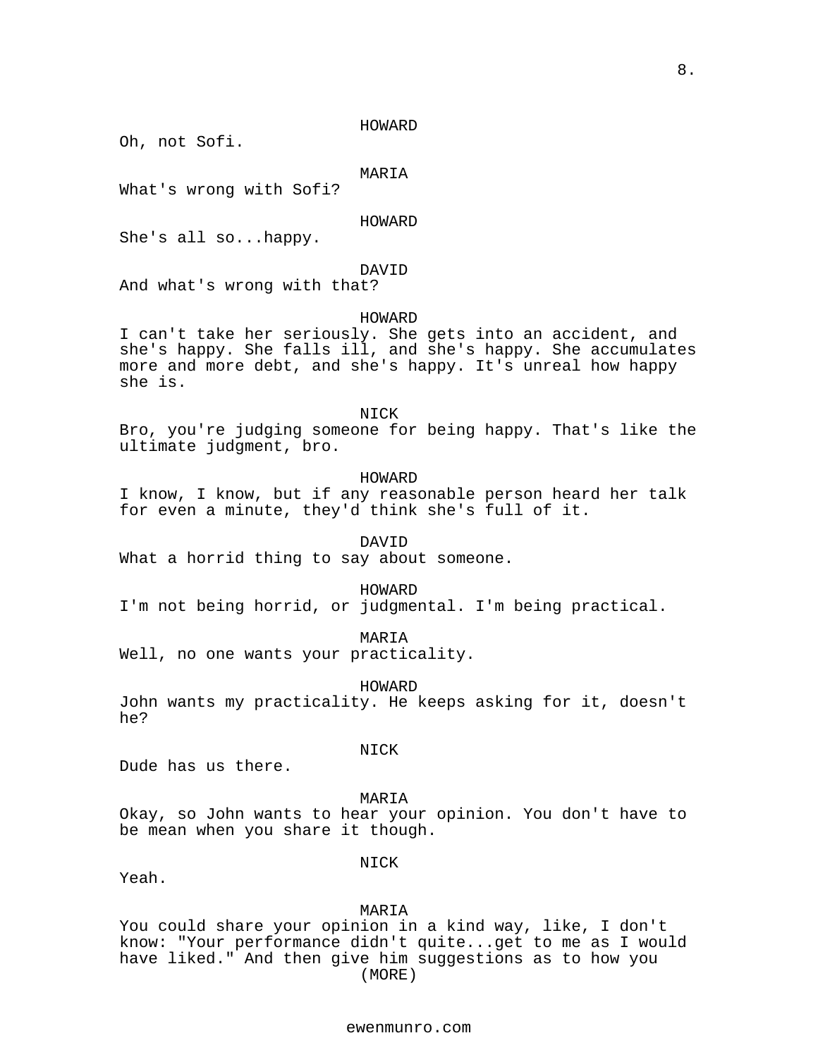HOWARD

Oh, not Sofi.

MARIA

What's wrong with Sofi?

HOWARD

She's all so...happy.

DAVID

And what's wrong with that?

HOWARD

I can't take her seriously. She gets into an accident, and she's happy. She falls ill, and she's happy. She accumulates more and more debt, and she's happy. It's unreal how happy she is.

NICK

Bro, you're judging someone for being happy. That's like the ultimate judgment, bro.

HOWARD

I know, I know, but if any reasonable person heard her talk for even a minute, they'd think she's full of it.

DAVID

What a horrid thing to say about someone.

HOWARD

I'm not being horrid, or judgmental. I'm being practical.

MARIA

Well, no one wants your practicality.

HOWARD

John wants my practicality. He keeps asking for it, doesn't he?

NICK

Dude has us there.

MARIA

Okay, so John wants to hear your opinion. You don't have to be mean when you share it though.

NICK

Yeah.

MARIA

You could share your opinion in a kind way, like, I don't know: "Your performance didn't quite...get to me as I would have liked." And then give him suggestions as to how you

(MORE)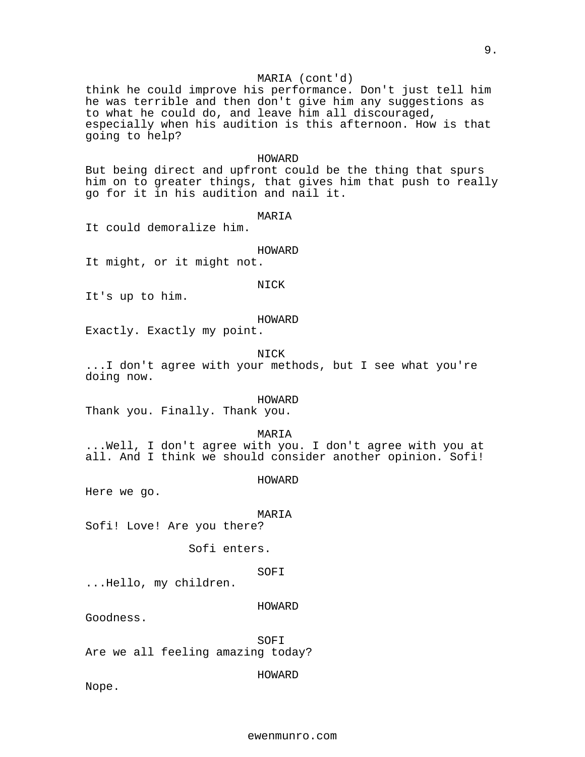MARIA (cont'd)

think he could improve his performance. Don't just tell him he was terrible and then don't give him any suggestions as to what he could do, and leave him all discouraged, especially when his audition is this afternoon. How is that going to help?

HOWARD

But being direct and upfront could be the thing that spurs him on to greater things, that gives him that push to really go for it in his audition and nail it.

MARIA

It could demoralize him.

HOWARD

It might, or it might not.

NICK

It's up to him.

HOWARD

Exactly. Exactly my point.

NICK

...I don't agree with your methods, but I see what you're doing now.

HOWARD

Thank you. Finally. Thank you.

MARIA

...Well, I don't agree with you. I don't agree with you at all. And I think we should consider another opinion. Sofi!

HOWARD

Here we go.

MARIA

Sofi! Love! Are you there?

Sofi enters.

SOFI

...Hello, my children.

HOWARD

Goodness.

SOFI

Are we all feeling amazing today?

HOWARD

Nope.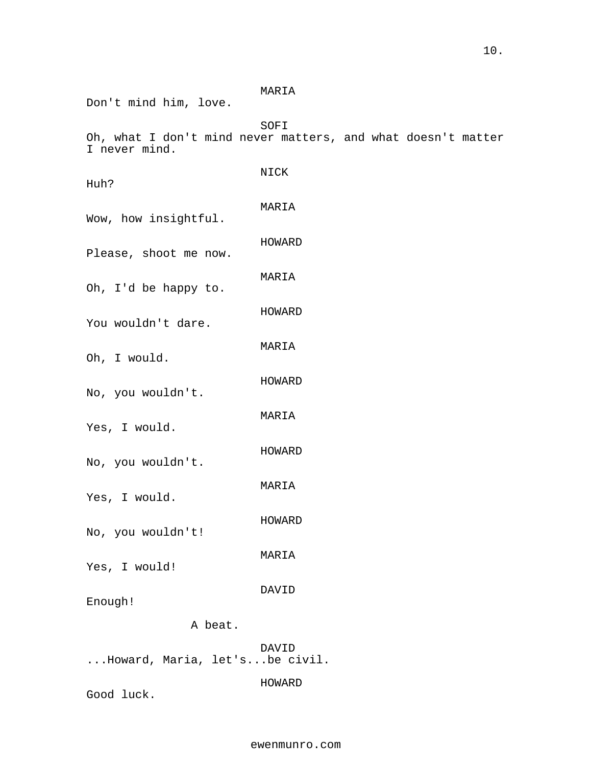MARIA
Don't mind him, love.

SOFI
Oh, what I don't mind never matters, and what doesn't matter I never mind.

NICK
Huh?

MARIA
Wow, how insightful.

HOWARD
Please, shoot me now.

MARIA
Oh, I'd be happy to.

HOWARD
You wouldn't dare.

MARIA
Oh, I would.

HOWARD
No, you wouldn't.

MARIA
Yes, I would.

HOWARD
No, you wouldn't.

MARIA
Yes, I would.

HOWARD
No, you wouldn't!

MARIA
Yes, I would!

DAVID
Enough!

A beat.

DAVID
...Howard, Maria, let's...be civil.

HOWARD
Good luck.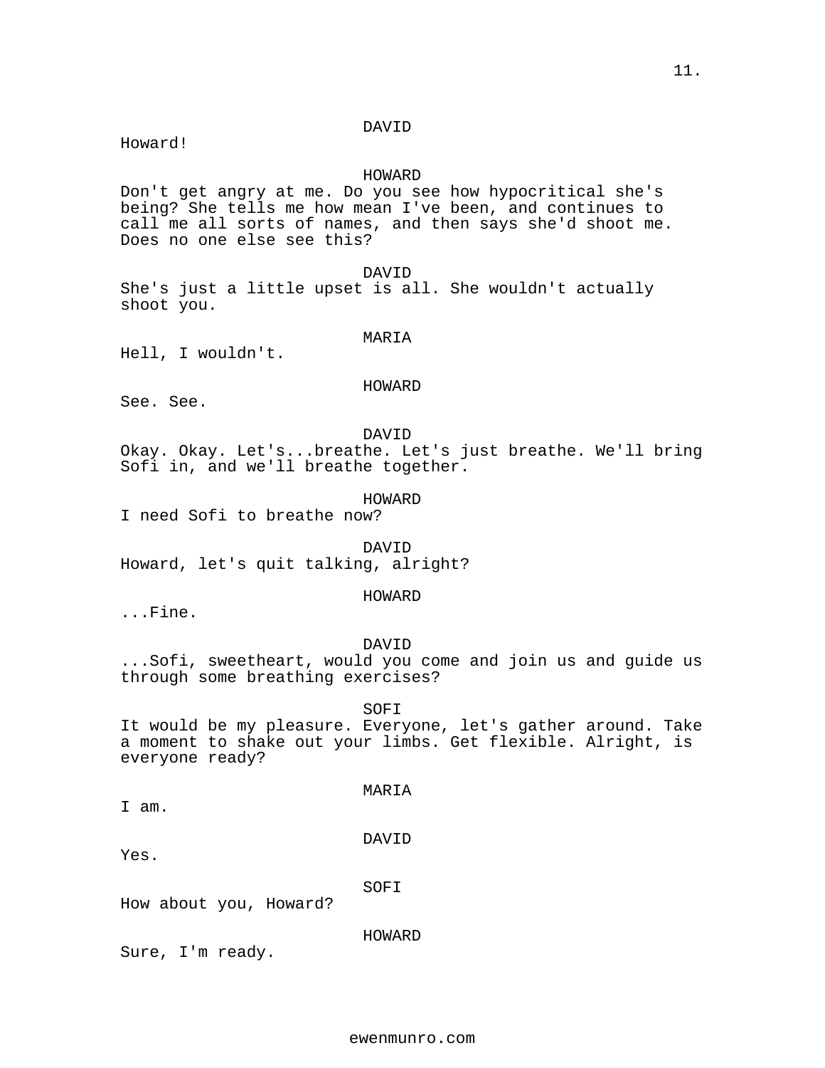DAVID

Howard!

HOWARD

Don't get angry at me. Do you see how hypocritical she's being? She tells me how mean I've been, and continues to call me all sorts of names, and then says she'd shoot me. Does no one else see this?

DAVID

She's just a little upset is all. She wouldn't actually shoot you.

MARIA

Hell, I wouldn't.

HOWARD

See. See.

DAVID

Okay. Okay. Let's...breathe. Let's just breathe. We'll bring Sofi in, and we'll breathe together.

HOWARD

I need Sofi to breathe now?

DAVID

Howard, let's quit talking, alright?

HOWARD

...Fine.

DAVID

...Sofi, sweetheart, would you come and join us and guide us through some breathing exercises?

SOFI

It would be my pleasure. Everyone, let's gather around. Take a moment to shake out your limbs. Get flexible. Alright, is everyone ready?

MARIA

I am.

DAVID

Yes.

SOFI

How about you, Howard?

HOWARD

Sure, I'm ready.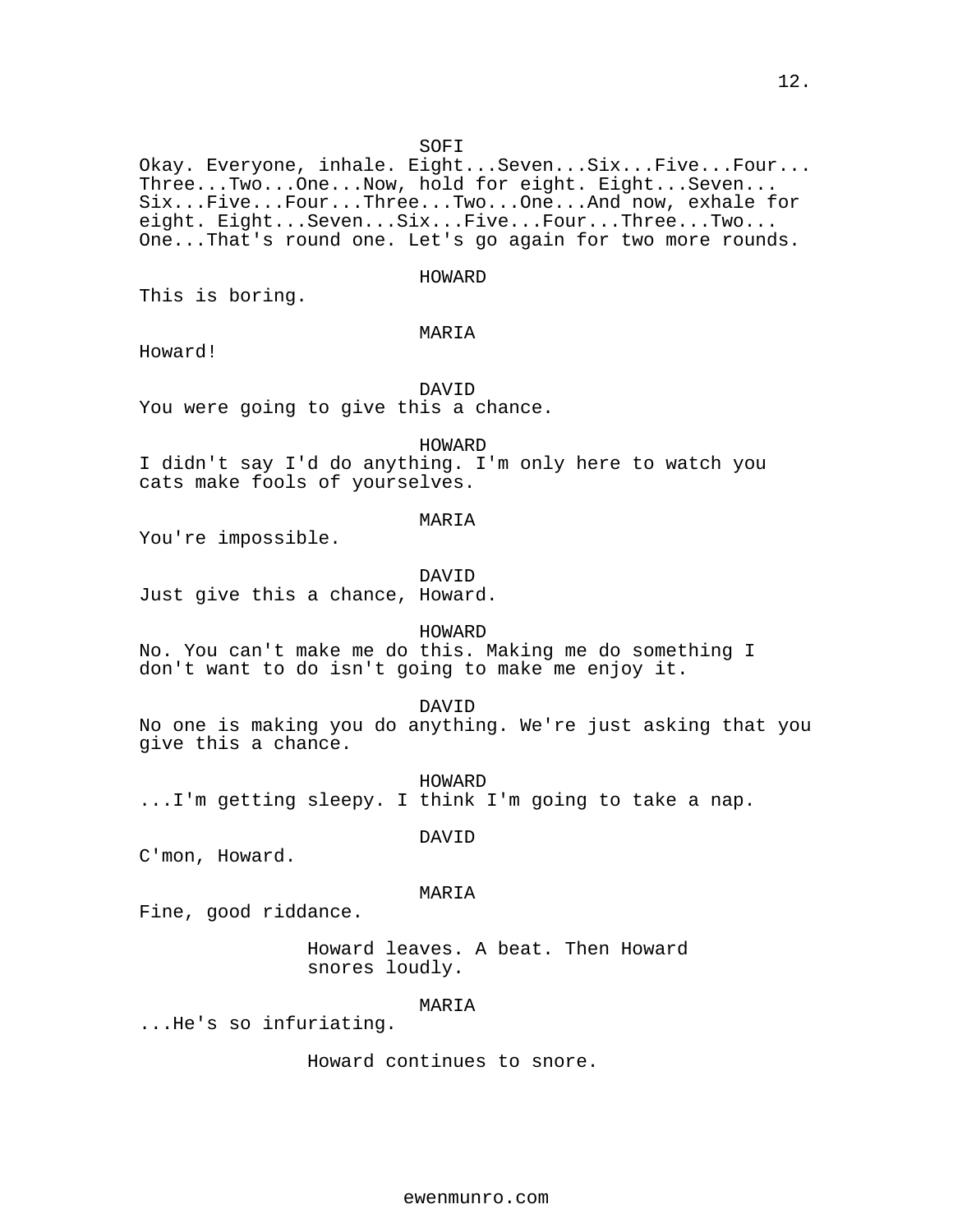SOFI

Okay. Everyone, inhale. Eight...Seven...Six...Five...Four...Three...Two...One...Now, hold for eight. Eight...Seven...Six...Five...Four...Three...Two...One...And now, exhale for eight. Eight...Seven...Six...Five...Four...Three...Two...One...That's round one. Let's go again for two more rounds.

HOWARD

This is boring.

MARIA

Howard!

DAVID

You were going to give this a chance.

HOWARD

I didn't say I'd do anything. I'm only here to watch you cats make fools of yourselves.

MARIA

You're impossible.

DAVID

Just give this a chance, Howard.

HOWARD

No. You can't make me do this. Making me do something I don't want to do isn't going to make me enjoy it.

DAVID

No one is making you do anything. We're just asking that you give this a chance.

HOWARD

...I'm getting sleepy. I think I'm going to take a nap.

DAVID

C'mon, Howard.

MARIA

Fine, good riddance.

Howard leaves. A beat. Then Howard snores loudly.

MARIA

...He's so infuriating.

Howard continues to snore.

ewenmunro.com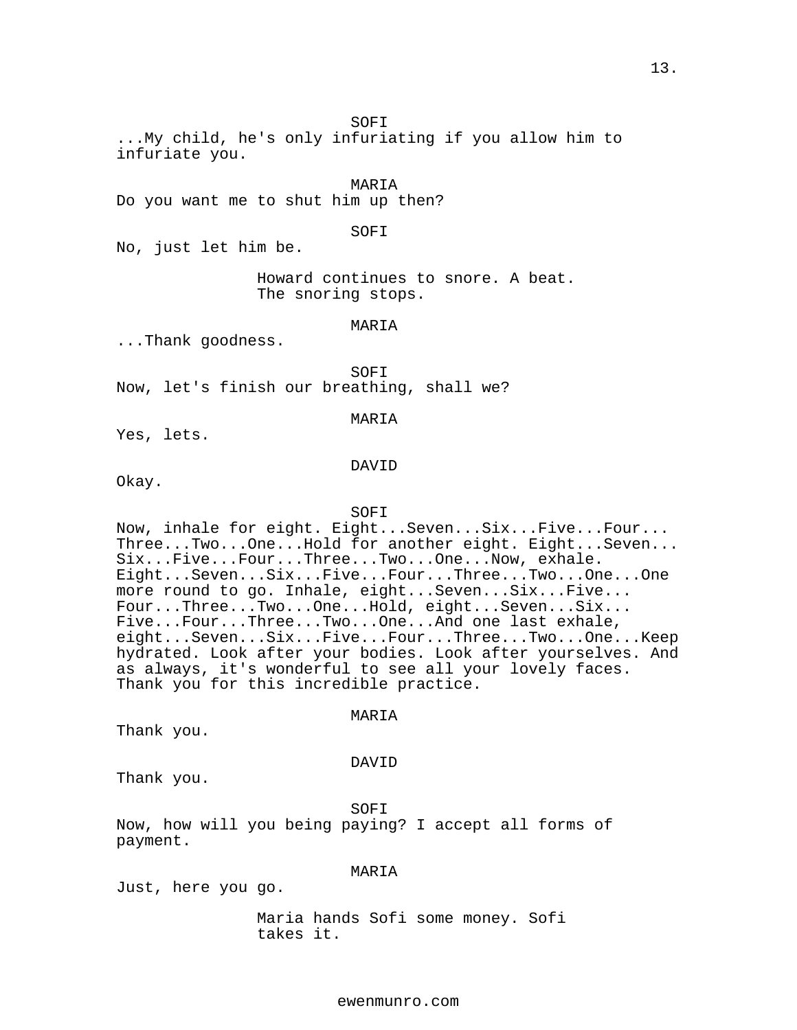SOFI

...My child, he's only infuriating if you allow him to infuriate you.

MARIA

Do you want me to shut him up then?

SOFI

No, just let him be.

Howard continues to snore. A beat. The snoring stops.

MARIA

...Thank goodness.

SOFI

Now, let's finish our breathing, shall we?

MARIA

Yes, lets.

DAVID

Okay.

SOFI

Now, inhale for eight. Eight...Seven...Six...Five...Four... Three...Two...One...Hold for another eight. Eight...Seven... Six...Five...Four...Three...Two...One...Now, exhale. Eight...Seven...Six...Five...Four...Three...Two...One...One more round to go. Inhale, eight...Seven...Six...Five... Four...Three...Two...One...Hold, eight...Seven...Six... Five...Four...Three...Two...One...And one last exhale, eight...Seven...Six...Five...Four...Three...Two...One...Keep hydrated. Look after your bodies. Look after yourselves. And as always, it's wonderful to see all your lovely faces. Thank you for this incredible practice.

MARIA

Thank you.

DAVID

Thank you.

SOFI

Now, how will you being paying? I accept all forms of payment.

MARIA

Just, here you go.

Maria hands Sofi some money. Sofi takes it.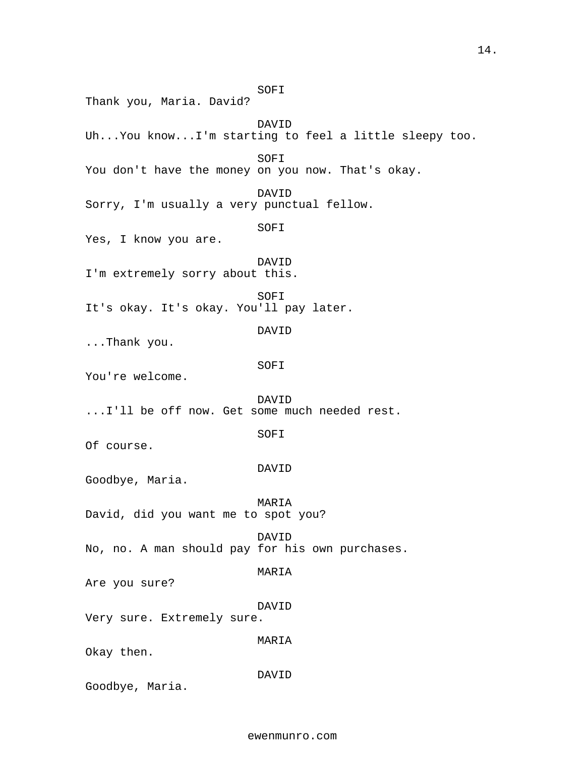SOFI
Thank you, Maria. David?

DAVID
Uh...You know...I'm starting to feel a little sleepy too.

SOFI
You don't have the money on you now. That's okay.

DAVID
Sorry, I'm usually a very punctual fellow.

SOFI
Yes, I know you are.

DAVID
I'm extremely sorry about this.

SOFI
It's okay. It's okay. You'll pay later.

DAVID
...Thank you.

SOFI
You're welcome.

DAVID
...I'll be off now. Get some much needed rest.

SOFI
Of course.

DAVID
Goodbye, Maria.

MARIA
David, did you want me to spot you?

DAVID
No, no. A man should pay for his own purchases.

MARIA
Are you sure?

DAVID
Very sure. Extremely sure.

MARIA
Okay then.

DAVID
Goodbye, Maria.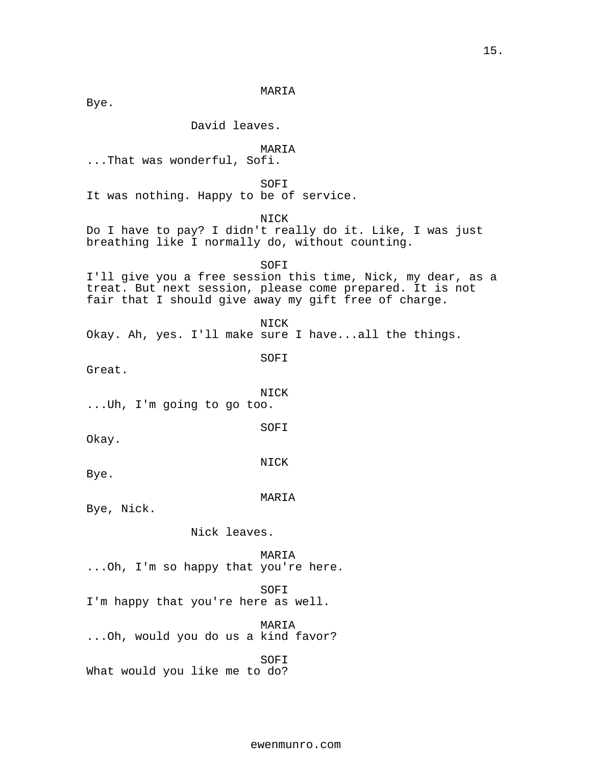MARIA

Bye.

David leaves.

MARIA

...That was wonderful, Sofi.

SOFI

It was nothing. Happy to be of service.

NICK

Do I have to pay? I didn't really do it. Like, I was just breathing like I normally do, without counting.

SOFI

I'll give you a free session this time, Nick, my dear, as a treat. But next session, please come prepared. It is not fair that I should give away my gift free of charge.

NICK

Okay. Ah, yes. I'll make sure I have...all the things.

SOFI

Great.

NICK

...Uh, I'm going to go too.

SOFI

Okay.

NICK

Bye.

MARIA

Bye, Nick.

Nick leaves.

MARIA

...Oh, I'm so happy that you're here.

SOFI

I'm happy that you're here as well.

MARIA

...Oh, would you do us a kind favor?

SOFI

What would you like me to do?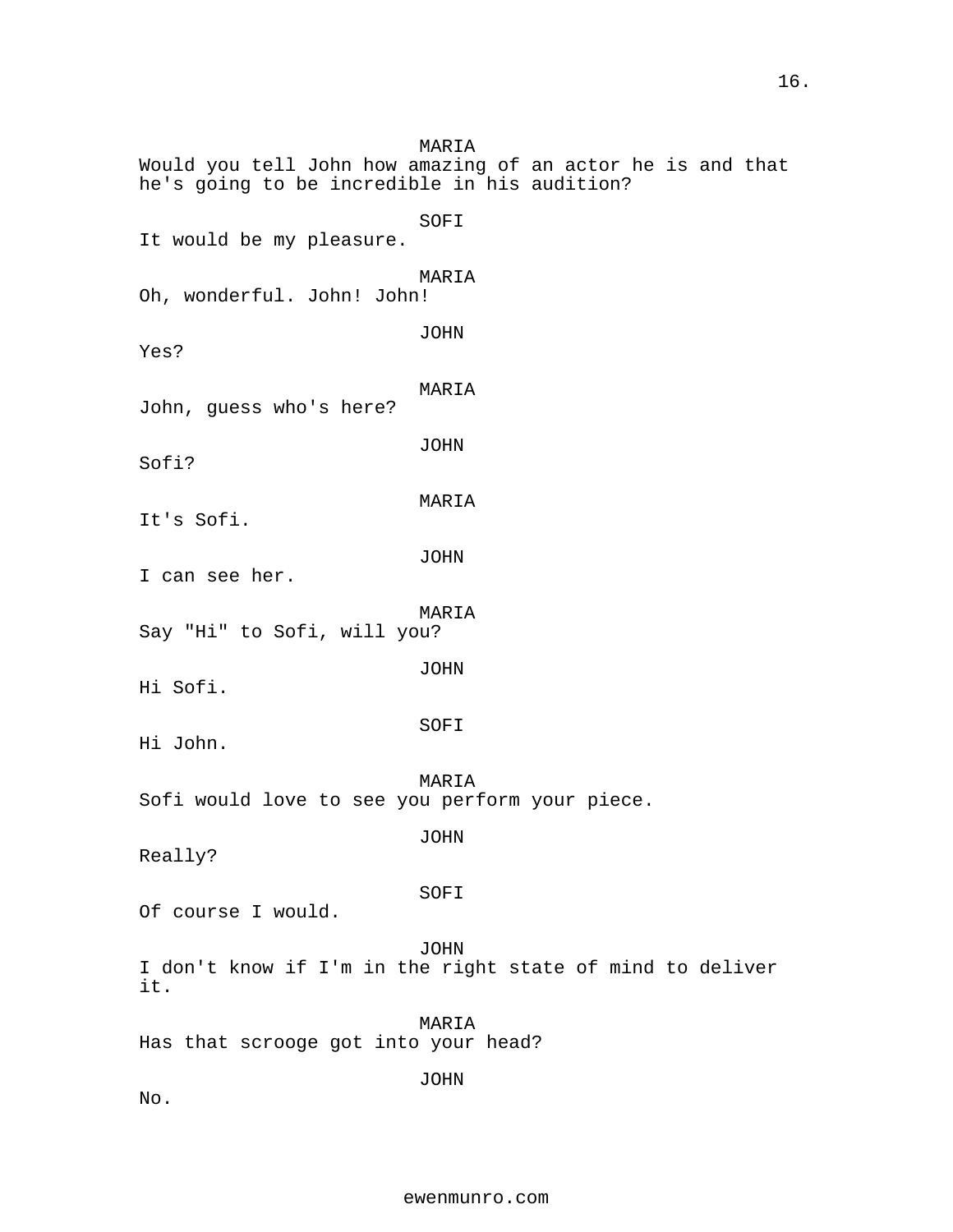MARIA
Would you tell John how amazing of an actor he is and that he's going to be incredible in his audition?

SOFI
It would be my pleasure.

MARIA
Oh, wonderful. John! John!

JOHN
Yes?

MARIA
John, guess who's here?

JOHN
Sofi?

MARIA
It's Sofi.

JOHN
I can see her.

MARIA
Say "Hi" to Sofi, will you?

JOHN
Hi Sofi.

SOFI
Hi John.

MARIA
Sofi would love to see you perform your piece.

JOHN
Really?

SOFI
Of course I would.

JOHN
I don't know if I'm in the right state of mind to deliver it.

MARIA
Has that scrooge got into your head?

JOHN
No.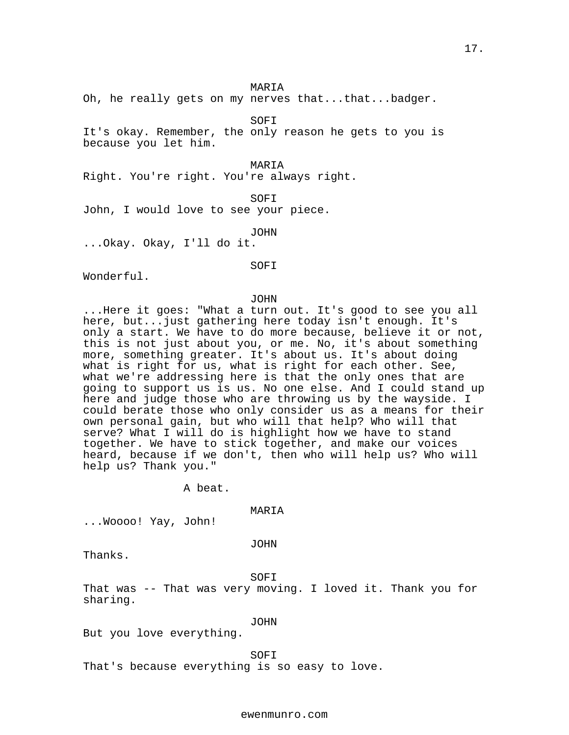MARIA

Oh, he really gets on my nerves that...that...badger.

SOFI

It's okay. Remember, the only reason he gets to you is because you let him.

MARIA

Right. You're right. You're always right.

SOFI

John, I would love to see your piece.

JOHN

...Okay. Okay, I'll do it.

SOFI

Wonderful.

JOHN

...Here it goes: "What a turn out. It's good to see you all here, but...just gathering here today isn't enough. It's only a start. We have to do more because, believe it or not, this is not just about you, or me. No, it's about something more, something greater. It's about us. It's about doing what is right for us, what is right for each other. See, what we're addressing here is that the only ones that are going to support us is us. No one else. And I could stand up here and judge those who are throwing us by the wayside. I could berate those who only consider us as a means for their own personal gain, but who will that help? Who will that serve? What I will do is highlight how we have to stand together. We have to stick together, and make our voices heard, because if we don't, then who will help us? Who will help us? Thank you."

A beat.

MARIA

...Woooo! Yay, John!

JOHN

Thanks.

SOFI

That was -- That was very moving. I loved it. Thank you for sharing.

JOHN

But you love everything.

SOFI

That's because everything is so easy to love.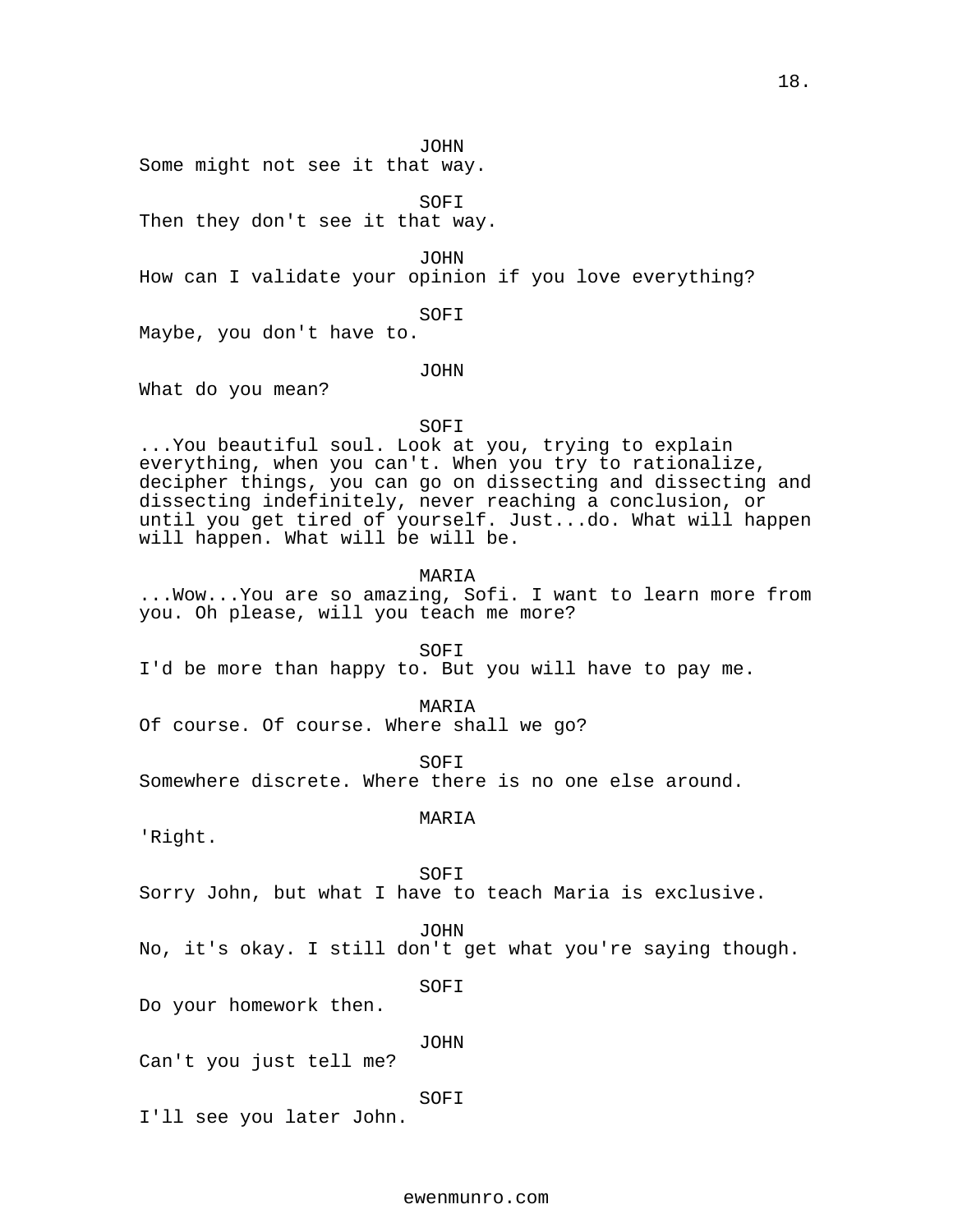JOHN
Some might not see it that way.

SOFI
Then they don't see it that way.

JOHN
How can I validate your opinion if you love everything?

SOFI
Maybe, you don't have to.

JOHN
What do you mean?

SOFI
...You beautiful soul. Look at you, trying to explain everything, when you can't. When you try to rationalize, decipher things, you can go on dissecting and dissecting and dissecting indefinitely, never reaching a conclusion, or until you get tired of yourself. Just...do. What will happen will happen. What will be will be.

MARIA
...Wow...You are so amazing, Sofi. I want to learn more from you. Oh please, will you teach me more?

SOFI
I'd be more than happy to. But you will have to pay me.

MARIA
Of course. Of course. Where shall we go?

SOFI
Somewhere discrete. Where there is no one else around.

MARIA
'Right.

SOFI
Sorry John, but what I have to teach Maria is exclusive.

JOHN
No, it's okay. I still don't get what you're saying though.

SOFI
Do your homework then.

JOHN
Can't you just tell me?

SOFI
I'll see you later John.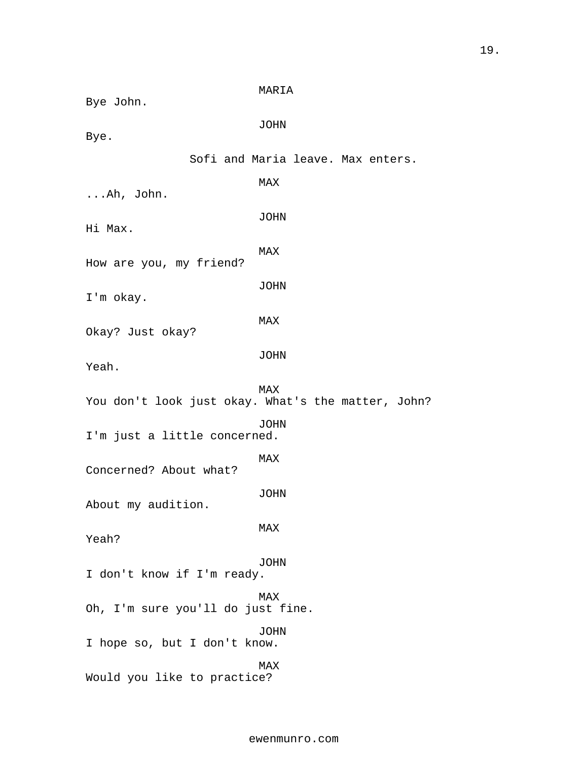MARIA

Bye John.

JOHN

Bye.

Sofi and Maria leave. Max enters.

MAX

...Ah, John.

JOHN

Hi Max.

MAX

How are you, my friend?

JOHN

I'm okay.

MAX

Okay? Just okay?

JOHN

Yeah.

MAX

You don't look just okay. What's the matter, John?

JOHN

I'm just a little concerned.

MAX

Concerned? About what?

JOHN

About my audition.

MAX

Yeah?

JOHN

I don't know if I'm ready.

MAX

Oh, I'm sure you'll do just fine.

JOHN

I hope so, but I don't know.

MAX

Would you like to practice?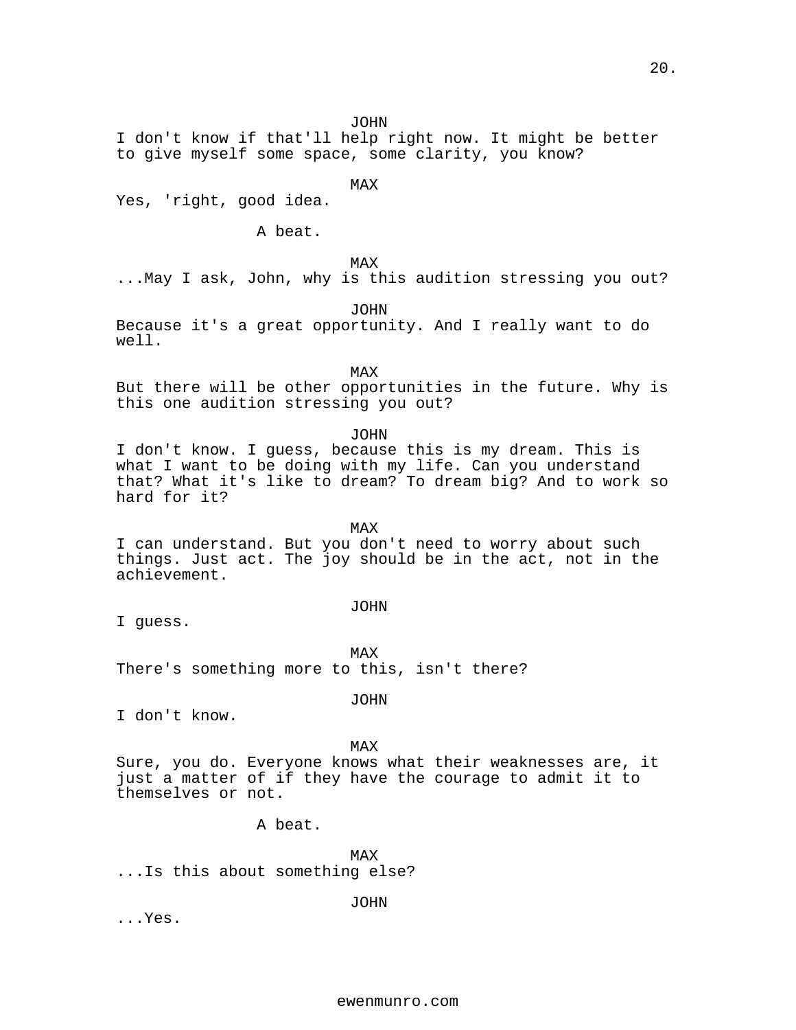JOHN
I don't know if that'll help right now. It might be better to give myself some space, some clarity, you know?

MAX
Yes, 'right, good idea.

A beat.

MAX
...May I ask, John, why is this audition stressing you out?

JOHN
Because it's a great opportunity. And I really want to do well.

MAX
But there will be other opportunities in the future. Why is this one audition stressing you out?

JOHN
I don't know. I guess, because this is my dream. This is what I want to be doing with my life. Can you understand that? What it's like to dream? To dream big? And to work so hard for it?

MAX
I can understand. But you don't need to worry about such things. Just act. The joy should be in the act, not in the achievement.

JOHN
I guess.

MAX
There's something more to this, isn't there?

JOHN
I don't know.

MAX
Sure, you do. Everyone knows what their weaknesses are, it just a matter of if they have the courage to admit it to themselves or not.

A beat.

MAX
...Is this about something else?

JOHN
...Yes.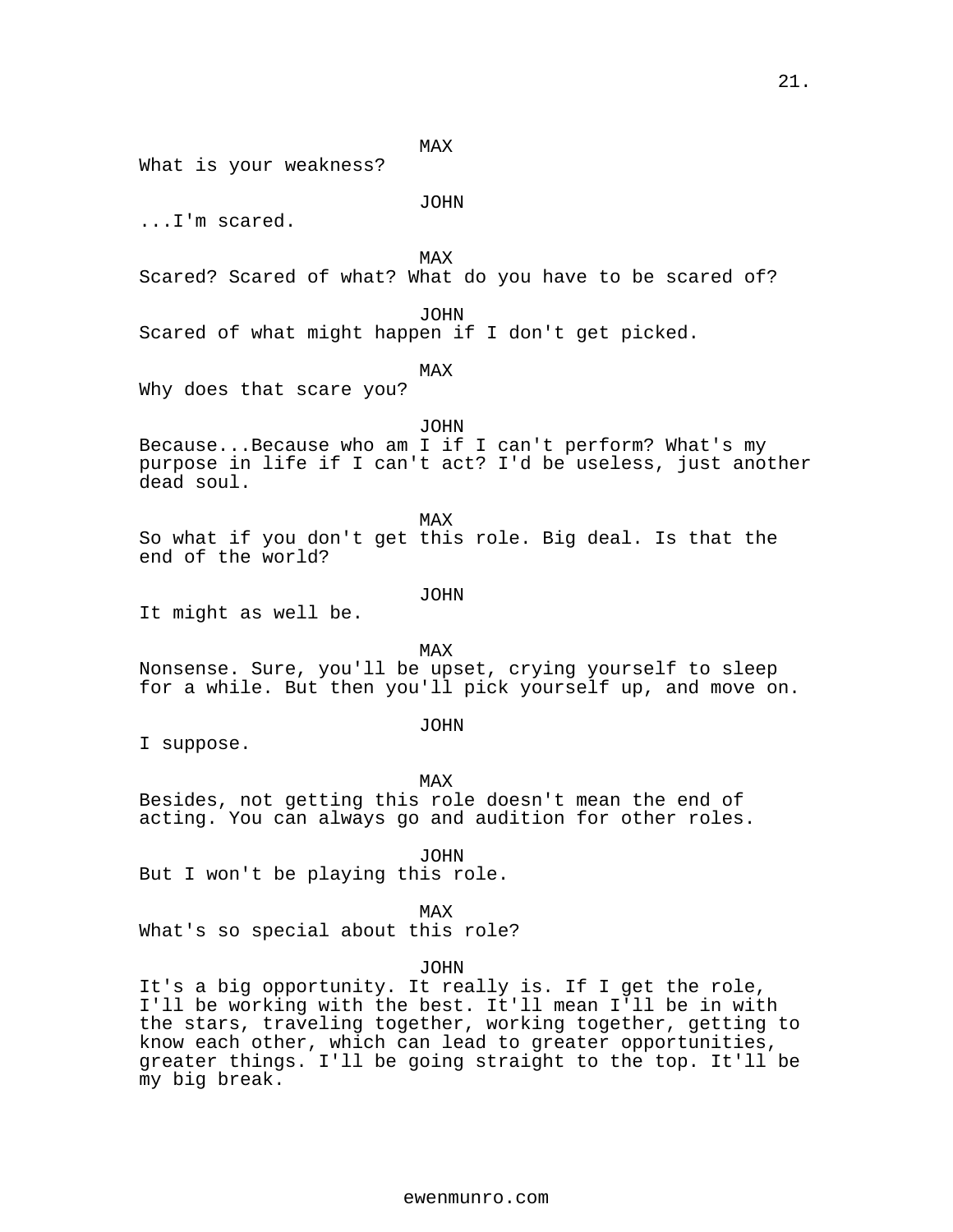MAX

What is your weakness?

JOHN

...I'm scared.

MAX

Scared? Scared of what? What do you have to be scared of?

JOHN

Scared of what might happen if I don't get picked.

MAX

Why does that scare you?

JOHN

Because...Because who am I if I can't perform? What's my purpose in life if I can't act? I'd be useless, just another dead soul.

MAX

So what if you don't get this role. Big deal. Is that the end of the world?

JOHN

It might as well be.

MAX

Nonsense. Sure, you'll be upset, crying yourself to sleep for a while. But then you'll pick yourself up, and move on.

JOHN

I suppose.

MAX

Besides, not getting this role doesn't mean the end of acting. You can always go and audition for other roles.

JOHN

But I won't be playing this role.

MAX

What's so special about this role?

JOHN

It's a big opportunity. It really is. If I get the role, I'll be working with the best. It'll mean I'll be in with the stars, traveling together, working together, getting to know each other, which can lead to greater opportunities, greater things. I'll be going straight to the top. It'll be my big break.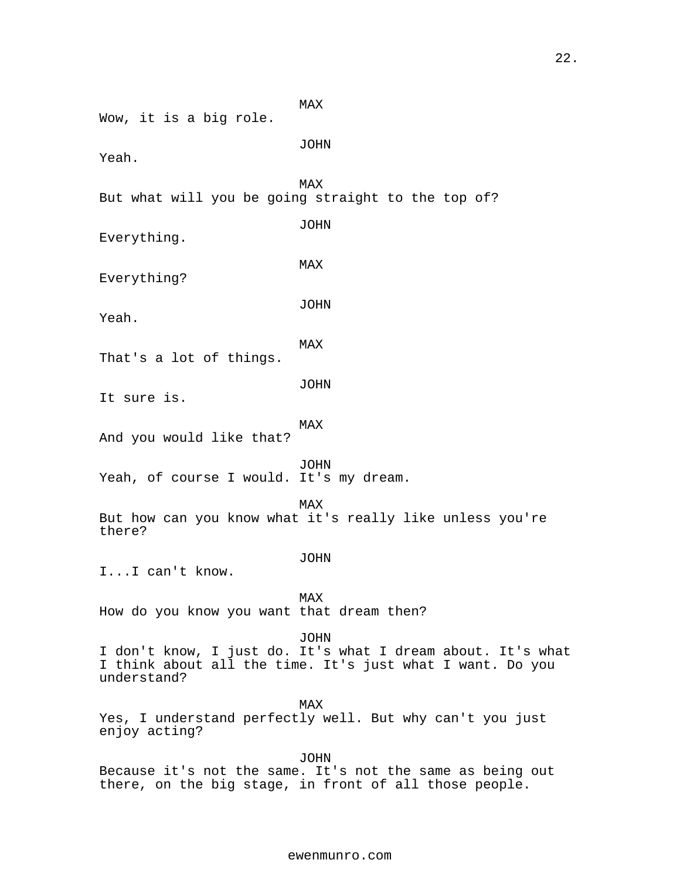MAX
Wow, it is a big role.

JOHN
Yeah.

MAX
But what will you be going straight to the top of?

JOHN
Everything.

MAX
Everything?

JOHN
Yeah.

MAX
That's a lot of things.

JOHN
It sure is.

MAX
And you would like that?

JOHN
Yeah, of course I would. It's my dream.

MAX
But how can you know what it's really like unless you're there?

JOHN
I...I can't know.

MAX
How do you know you want that dream then?

JOHN
I don't know, I just do. It's what I dream about. It's what I think about all the time. It's just what I want. Do you understand?

MAX
Yes, I understand perfectly well. But why can't you just enjoy acting?

JOHN
Because it's not the same. It's not the same as being out there, on the big stage, in front of all those people.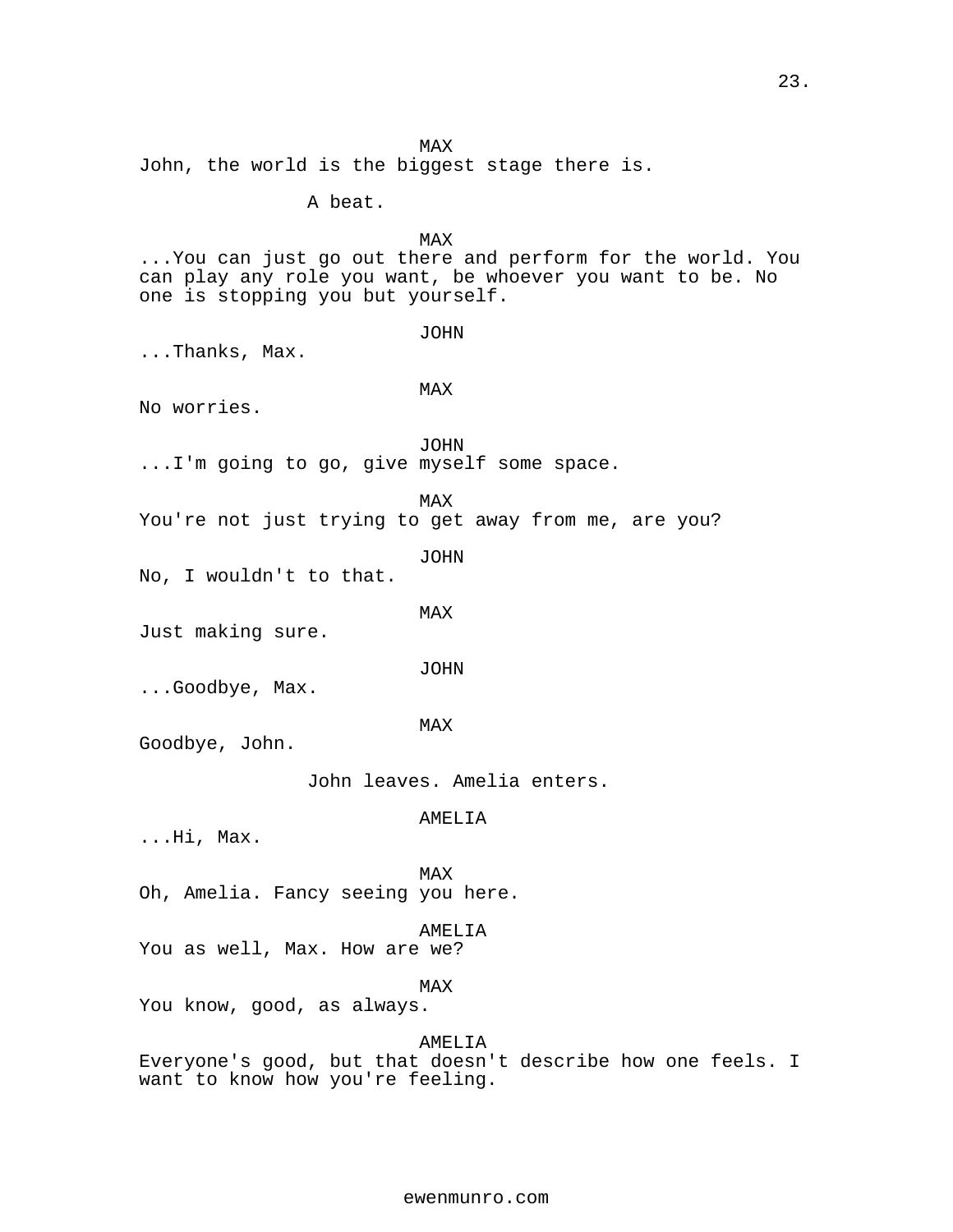MAX

John, the world is the biggest stage there is.

A beat.

MAX

...You can just go out there and perform for the world. You can play any role you want, be whoever you want to be. No one is stopping you but yourself.

JOHN

...Thanks, Max.

MAX

No worries.

JOHN

...I'm going to go, give myself some space.

MAX

You're not just trying to get away from me, are you?

JOHN

No, I wouldn't to that.

MAX

Just making sure.

JOHN

...Goodbye, Max.

MAX

Goodbye, John.

John leaves. Amelia enters.

AMELIA

...Hi, Max.

MAX

Oh, Amelia. Fancy seeing you here.

AMELIA

You as well, Max. How are we?

MAX

You know, good, as always.

AMELIA

Everyone's good, but that doesn't describe how one feels. I want to know how you're feeling.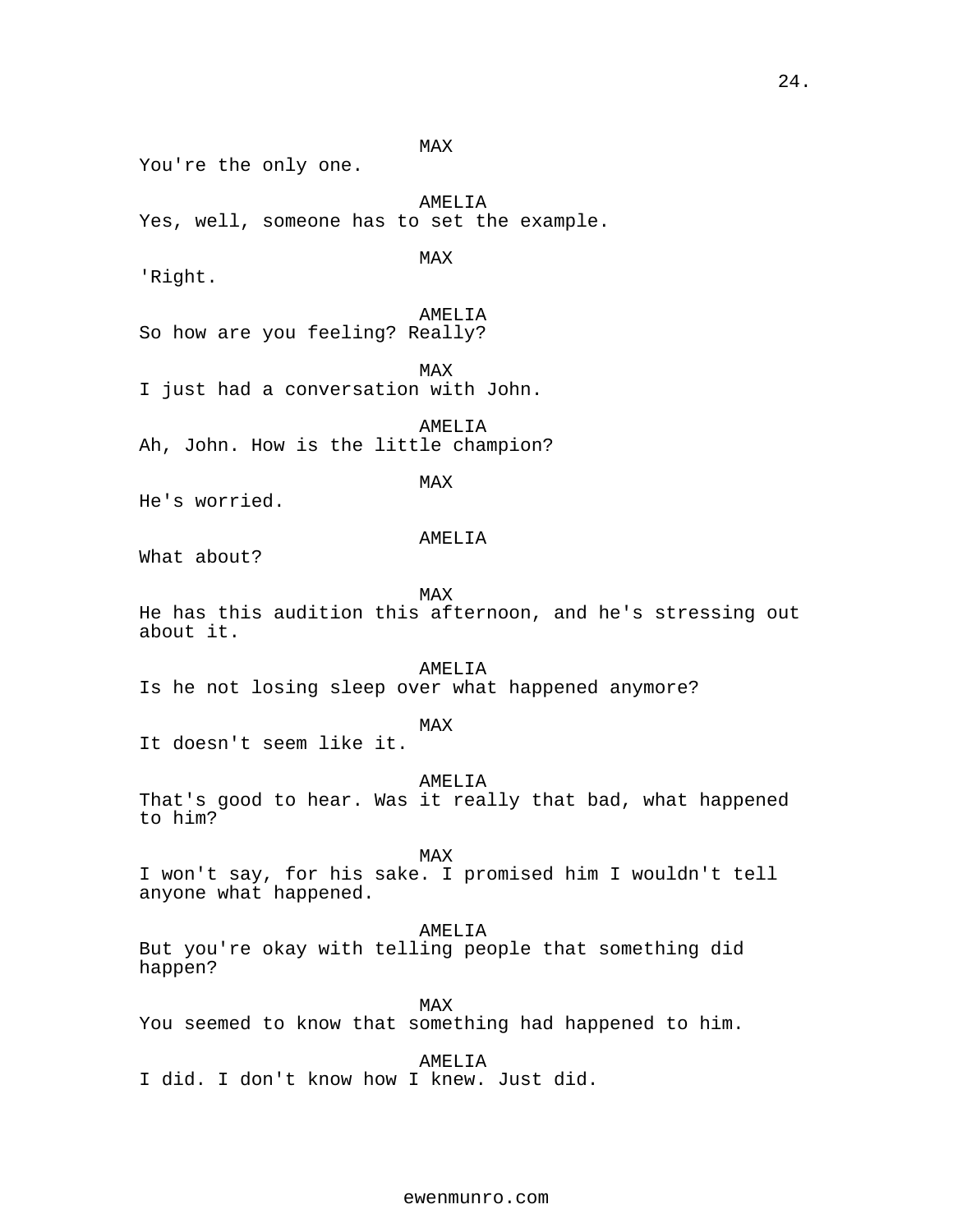MAX
You're the only one.

AMELIA
Yes, well, someone has to set the example.

MAX
'Right.

AMELIA
So how are you feeling? Really?

MAX
I just had a conversation with John.

AMELIA
Ah, John. How is the little champion?

MAX
He's worried.

AMELIA
What about?

MAX
He has this audition this afternoon, and he's stressing out about it.

AMELIA
Is he not losing sleep over what happened anymore?

MAX
It doesn't seem like it.

AMELIA
That's good to hear. Was it really that bad, what happened to him?

MAX
I won't say, for his sake. I promised him I wouldn't tell anyone what happened.

AMELIA
But you're okay with telling people that something did happen?

MAX
You seemed to know that something had happened to him.

AMELIA
I did. I don't know how I knew. Just did.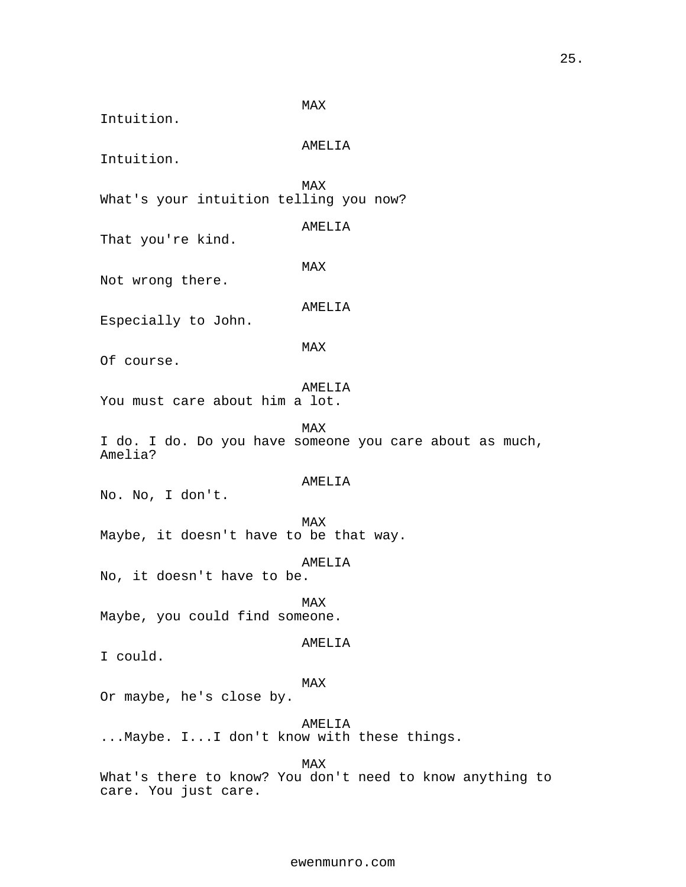MAX
Intuition.

AMELIA
Intuition.

MAX
What's your intuition telling you now?

AMELIA
That you're kind.

MAX
Not wrong there.

AMELIA
Especially to John.

MAX
Of course.

AMELIA
You must care about him a lot.

MAX
I do. I do. Do you have someone you care about as much, Amelia?

AMELIA
No. No, I don't.

MAX
Maybe, it doesn't have to be that way.

AMELIA
No, it doesn't have to be.

MAX
Maybe, you could find someone.

AMELIA
I could.

MAX
Or maybe, he's close by.

AMELIA
...Maybe. I...I don't know with these things.

MAX
What's there to know? You don't need to know anything to care. You just care.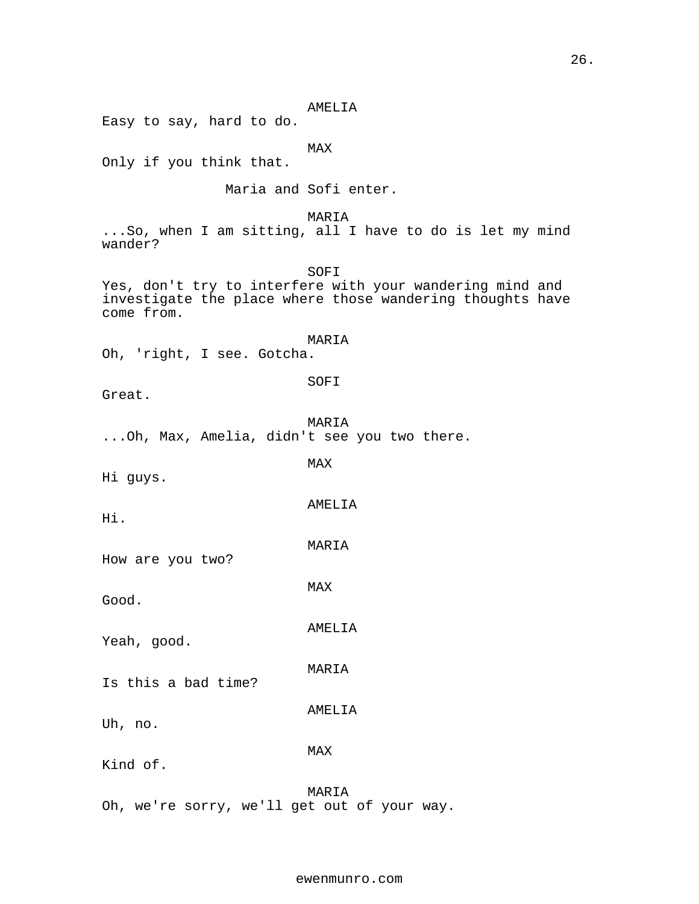AMELIA
Easy to say, hard to do.

MAX
Only if you think that.

Maria and Sofi enter.

MARIA
...So, when I am sitting, all I have to do is let my mind wander?

SOFI
Yes, don't try to interfere with your wandering mind and investigate the place where those wandering thoughts have come from.

MARIA
Oh, 'right, I see. Gotcha.

SOFI
Great.

MARIA
...Oh, Max, Amelia, didn't see you two there.

MAX
Hi guys.

AMELIA
Hi.

MARIA
How are you two?

MAX
Good.

AMELIA
Yeah, good.

MARIA
Is this a bad time?

AMELIA
Uh, no.

MAX
Kind of.

MARIA
Oh, we're sorry, we'll get out of your way.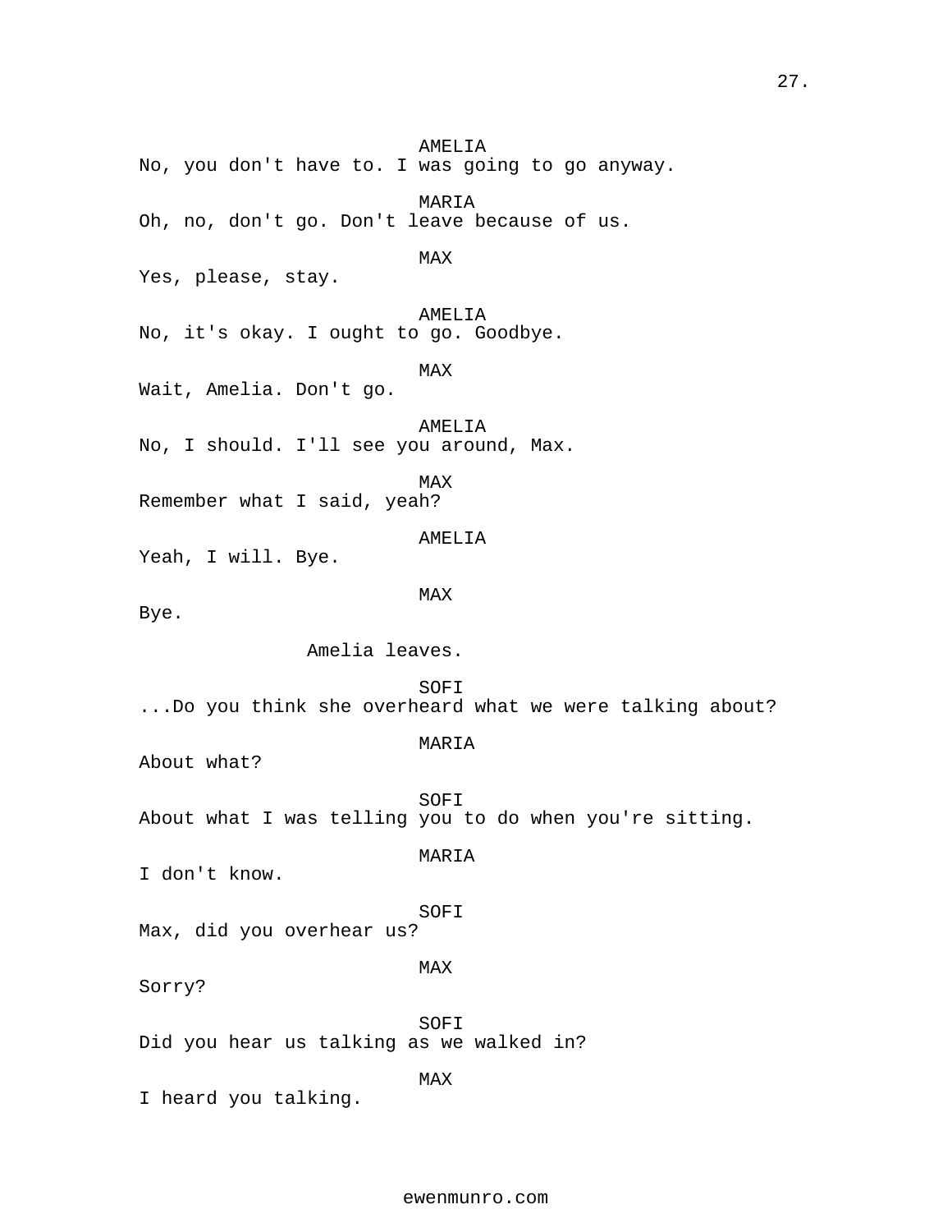AMELIA
No, you don't have to. I was going to go anyway.

MARIA
Oh, no, don't go. Don't leave because of us.

MAX
Yes, please, stay.

AMELIA
No, it's okay. I ought to go. Goodbye.

MAX
Wait, Amelia. Don't go.

AMELIA
No, I should. I'll see you around, Max.

MAX
Remember what I said, yeah?

AMELIA
Yeah, I will. Bye.

MAX
Bye.

Amelia leaves.

SOFI
...Do you think she overheard what we were talking about?

MARIA
About what?

SOFI
About what I was telling you to do when you're sitting.

MARIA
I don't know.

SOFI
Max, did you overhear us?

MAX
Sorry?

SOFI
Did you hear us talking as we walked in?

MAX
I heard you talking.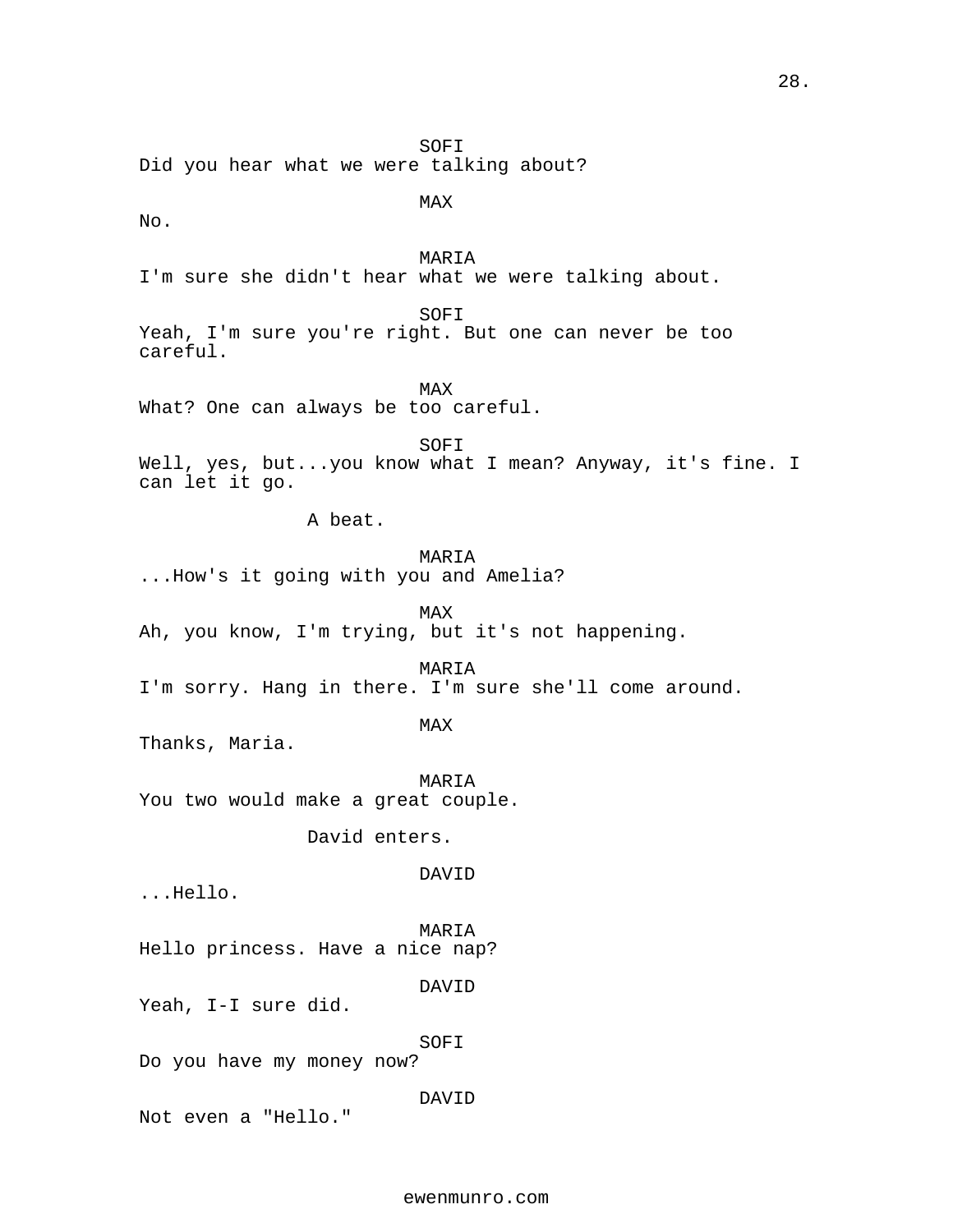SOFI
Did you hear what we were talking about?

MAX
No.

MARIA
I'm sure she didn't hear what we were talking about.

SOFI
Yeah, I'm sure you're right. But one can never be too careful.

MAX
What? One can always be too careful.

SOFI
Well, yes, but...you know what I mean? Anyway, it's fine. I can let it go.

A beat.

MARIA
...How's it going with you and Amelia?

MAX
Ah, you know, I'm trying, but it's not happening.

MARIA
I'm sorry. Hang in there. I'm sure she'll come around.

MAX
Thanks, Maria.

MARIA
You two would make a great couple.

David enters.

DAVID
...Hello.

MARIA
Hello princess. Have a nice nap?

DAVID
Yeah, I-I sure did.

SOFI
Do you have my money now?

DAVID
Not even a "Hello."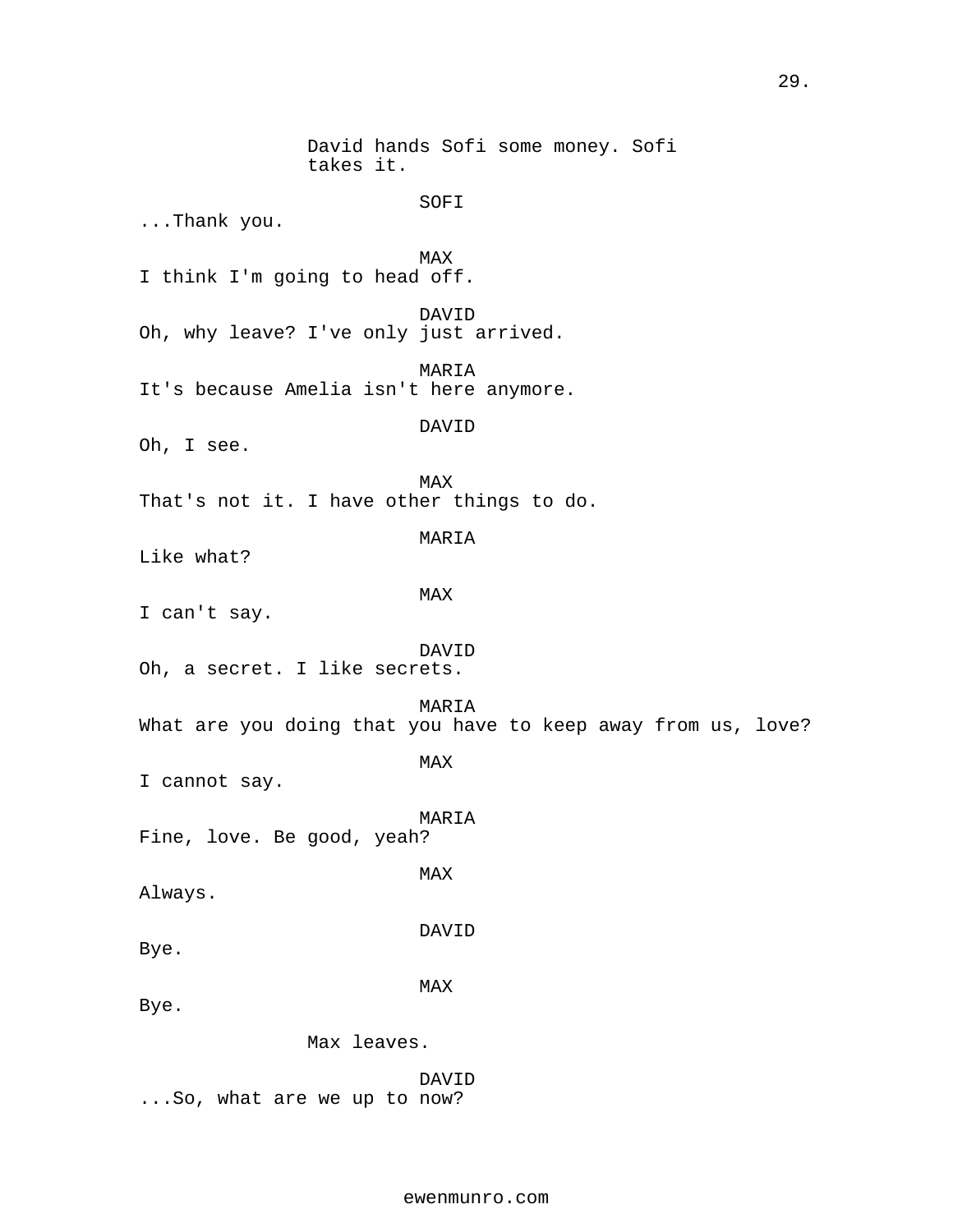David hands Sofi some money. Sofi takes it.

SOFI

...Thank you.

MAX

I think I'm going to head off.

DAVID

Oh, why leave? I've only just arrived.

MARIA

It's because Amelia isn't here anymore.

DAVID

Oh, I see.

MAX

That's not it. I have other things to do.

MARIA

Like what?

MAX

I can't say.

DAVID

Oh, a secret. I like secrets.

MARIA

What are you doing that you have to keep away from us, love?

MAX

I cannot say.

MARIA

Fine, love. Be good, yeah?

MAX

Always.

DAVID

Bye.

MAX

Bye.

Max leaves.

DAVID

...So, what are we up to now?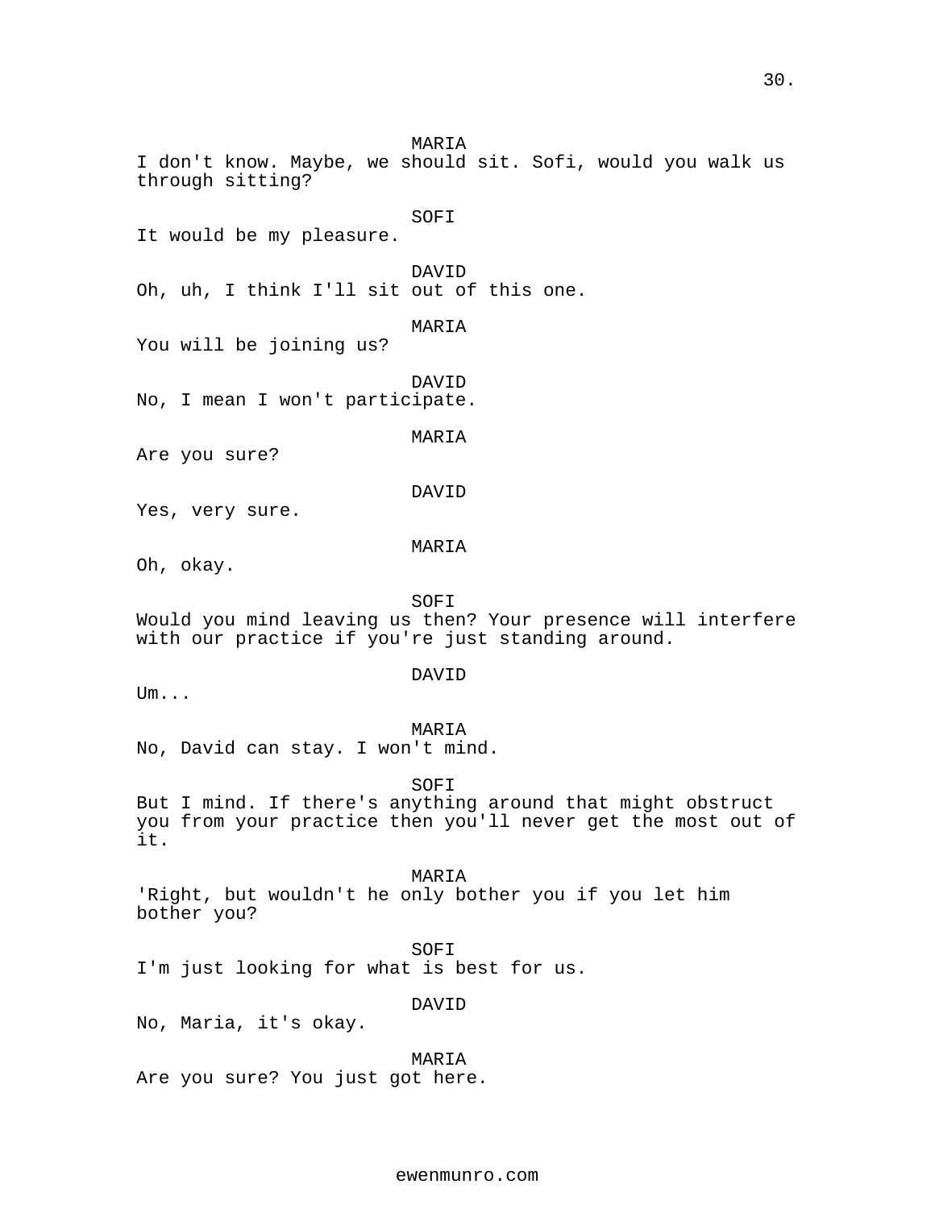MARIA
I don't know. Maybe, we should sit. Sofi, would you walk us through sitting?

SOFI
It would be my pleasure.

DAVID
Oh, uh, I think I'll sit out of this one.

MARIA
You will be joining us?

DAVID
No, I mean I won't participate.

MARIA
Are you sure?

DAVID
Yes, very sure.

MARIA
Oh, okay.

SOFI
Would you mind leaving us then? Your presence will interfere with our practice if you're just standing around.

DAVID
Um...

MARIA
No, David can stay. I won't mind.

SOFI
But I mind. If there's anything around that might obstruct you from your practice then you'll never get the most out of it.

MARIA
'Right, but wouldn't he only bother you if you let him bother you?

SOFI
I'm just looking for what is best for us.

DAVID
No, Maria, it's okay.

MARIA
Are you sure? You just got here.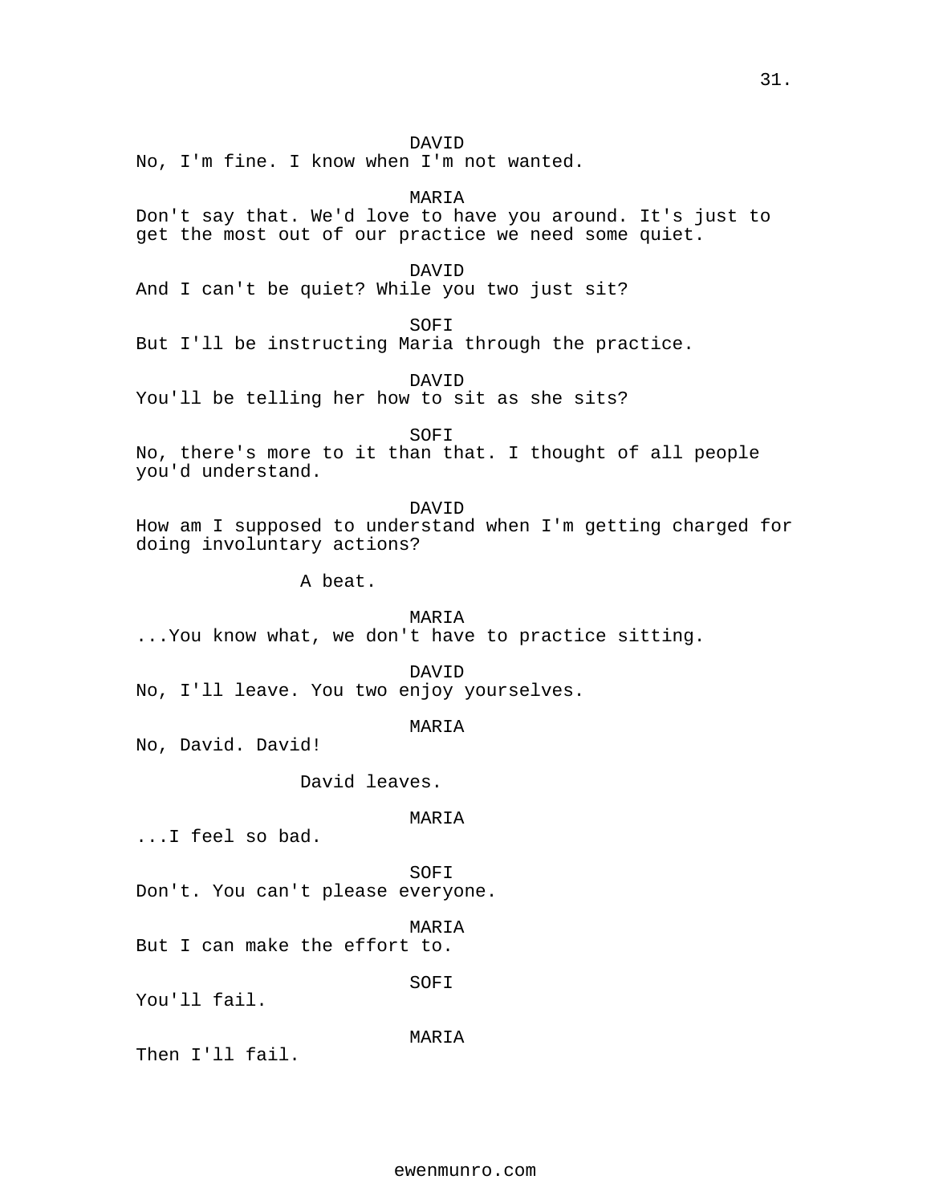DAVID
No, I'm fine. I know when I'm not wanted.

MARIA
Don't say that. We'd love to have you around. It's just to get the most out of our practice we need some quiet.

DAVID
And I can't be quiet? While you two just sit?

SOFI
But I'll be instructing Maria through the practice.

DAVID
You'll be telling her how to sit as she sits?

SOFI
No, there's more to it than that. I thought of all people you'd understand.

DAVID
How am I supposed to understand when I'm getting charged for doing involuntary actions?

A beat.

MARIA
...You know what, we don't have to practice sitting.

DAVID
No, I'll leave. You two enjoy yourselves.

MARIA
No, David. David!

David leaves.

MARIA
...I feel so bad.

SOFI
Don't. You can't please everyone.

MARIA
But I can make the effort to.

SOFI
You'll fail.

MARIA
Then I'll fail.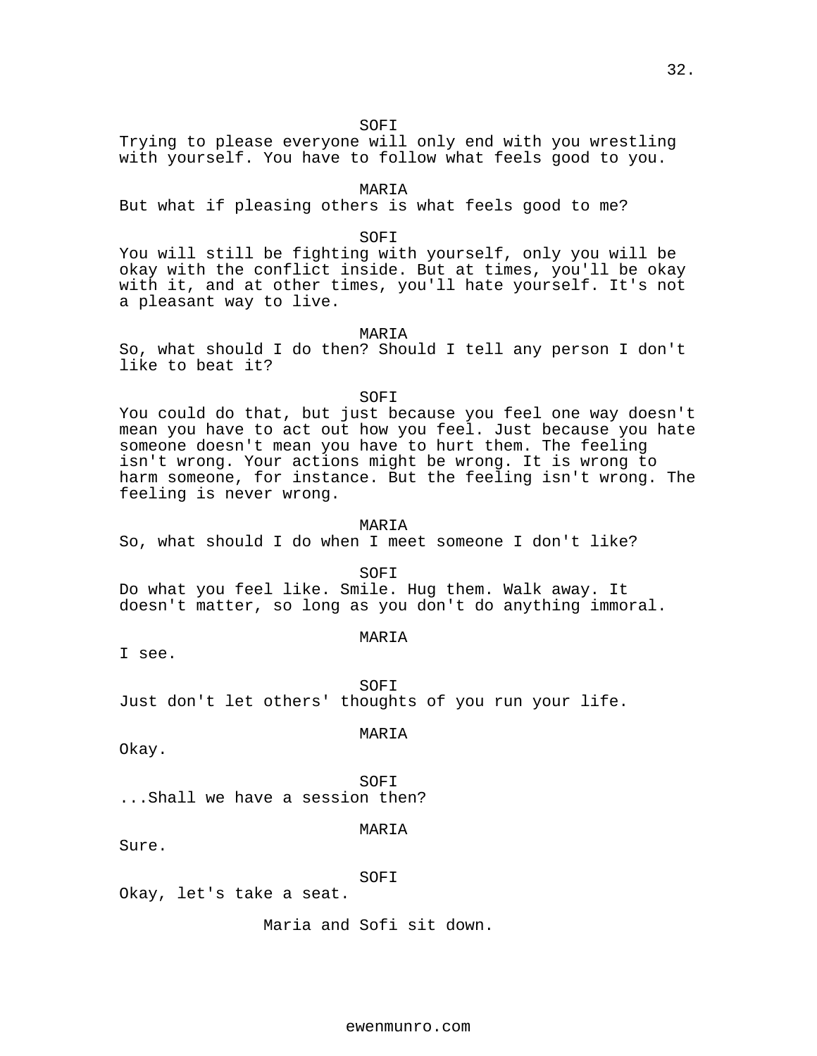SOFI

Trying to please everyone will only end with you wrestling with yourself. You have to follow what feels good to you.

MARIA

But what if pleasing others is what feels good to me?

SOFI

You will still be fighting with yourself, only you will be okay with the conflict inside. But at times, you'll be okay with it, and at other times, you'll hate yourself. It's not a pleasant way to live.

MARIA

So, what should I do then? Should I tell any person I don't like to beat it?

SOFI

You could do that, but just because you feel one way doesn't mean you have to act out how you feel. Just because you hate someone doesn't mean you have to hurt them. The feeling isn't wrong. Your actions might be wrong. It is wrong to harm someone, for instance. But the feeling isn't wrong. The feeling is never wrong.

MARIA

So, what should I do when I meet someone I don't like?

SOFI

Do what you feel like. Smile. Hug them. Walk away. It doesn't matter, so long as you don't do anything immoral.

MARIA

I see.

SOFI

Just don't let others' thoughts of you run your life.

MARIA

Okay.

SOFI

...Shall we have a session then?

MARIA

Sure.

SOFI

Okay, let's take a seat.

Maria and Sofi sit down.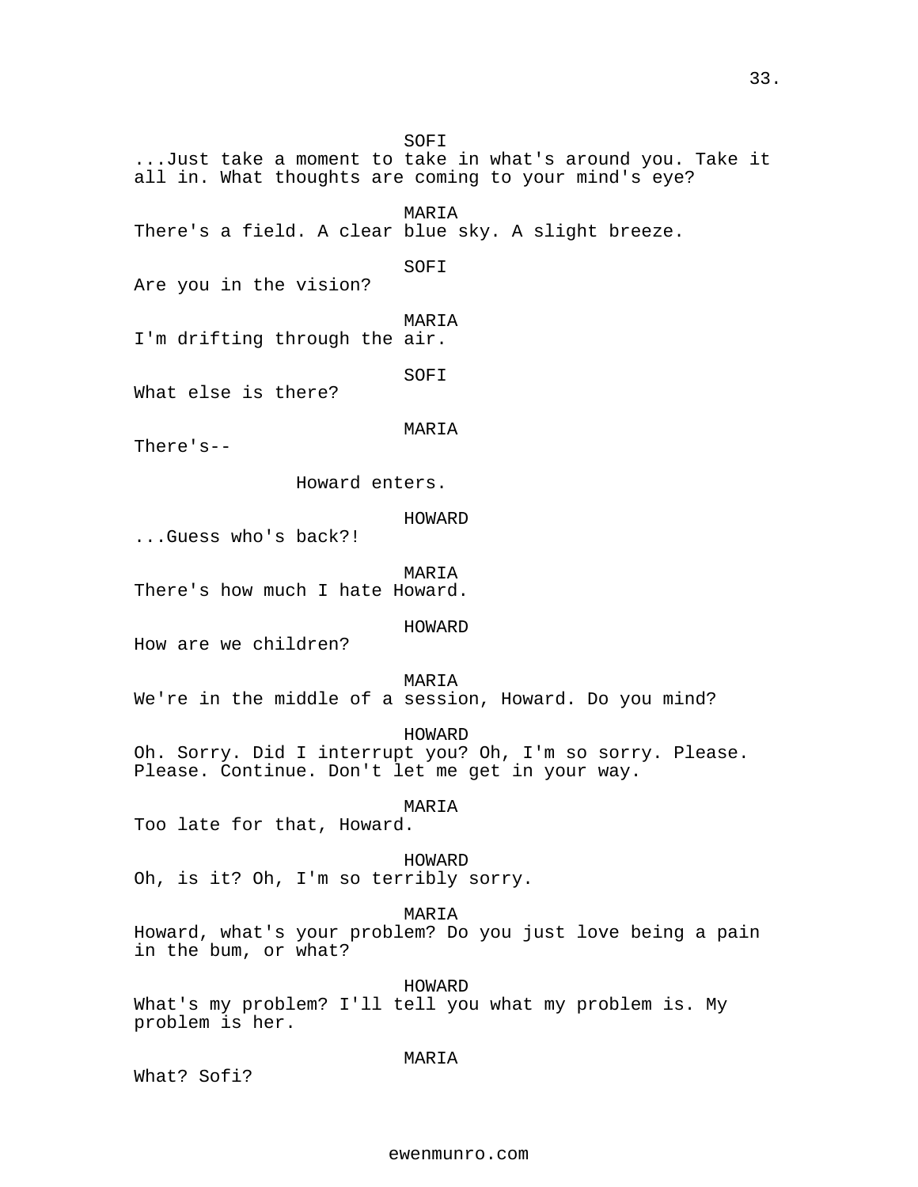SOFI
...Just take a moment to take in what's around you. Take it all in. What thoughts are coming to your mind's eye?

MARIA
There's a field. A clear blue sky. A slight breeze.

SOFI
Are you in the vision?

MARIA
I'm drifting through the air.

SOFI
What else is there?

MARIA
There's--

Howard enters.

HOWARD
...Guess who's back?!

MARIA
There's how much I hate Howard.

HOWARD
How are we children?

MARIA
We're in the middle of a session, Howard. Do you mind?

HOWARD
Oh. Sorry. Did I interrupt you? Oh, I'm so sorry. Please. Please. Continue. Don't let me get in your way.

MARIA
Too late for that, Howard.

HOWARD
Oh, is it? Oh, I'm so terribly sorry.

MARIA
Howard, what's your problem? Do you just love being a pain in the bum, or what?

HOWARD
What's my problem? I'll tell you what my problem is. My problem is her.

MARIA
What? Sofi?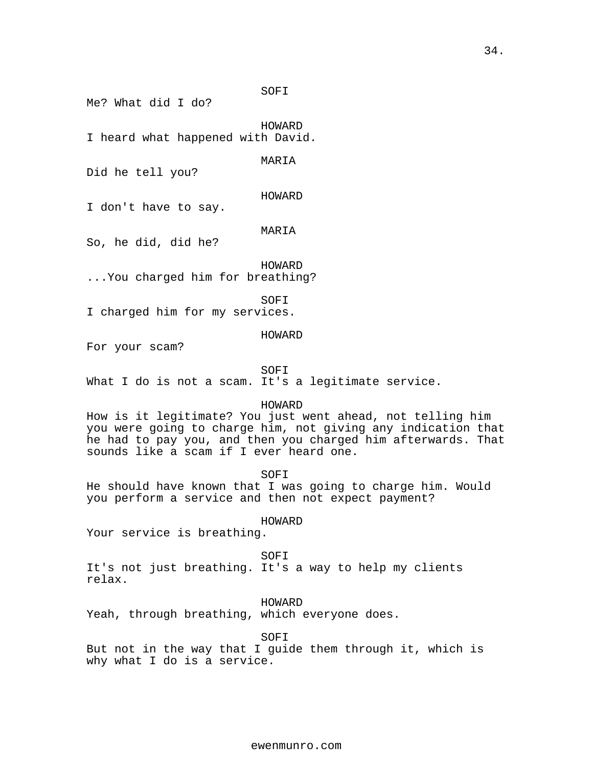SOFI

Me? What did I do?

HOWARD

I heard what happened with David.

MARIA

Did he tell you?

HOWARD

I don't have to say.

MARIA

So, he did, did he?

HOWARD

...You charged him for breathing?

SOFI

I charged him for my services.

HOWARD

For your scam?

SOFI

What I do is not a scam. It's a legitimate service.

HOWARD

How is it legitimate? You just went ahead, not telling him you were going to charge him, not giving any indication that he had to pay you, and then you charged him afterwards. That sounds like a scam if I ever heard one.

SOFI

He should have known that I was going to charge him. Would you perform a service and then not expect payment?

HOWARD

Your service is breathing.

SOFI

It's not just breathing. It's a way to help my clients relax.

HOWARD

Yeah, through breathing, which everyone does.

SOFI

But not in the way that I guide them through it, which is why what I do is a service.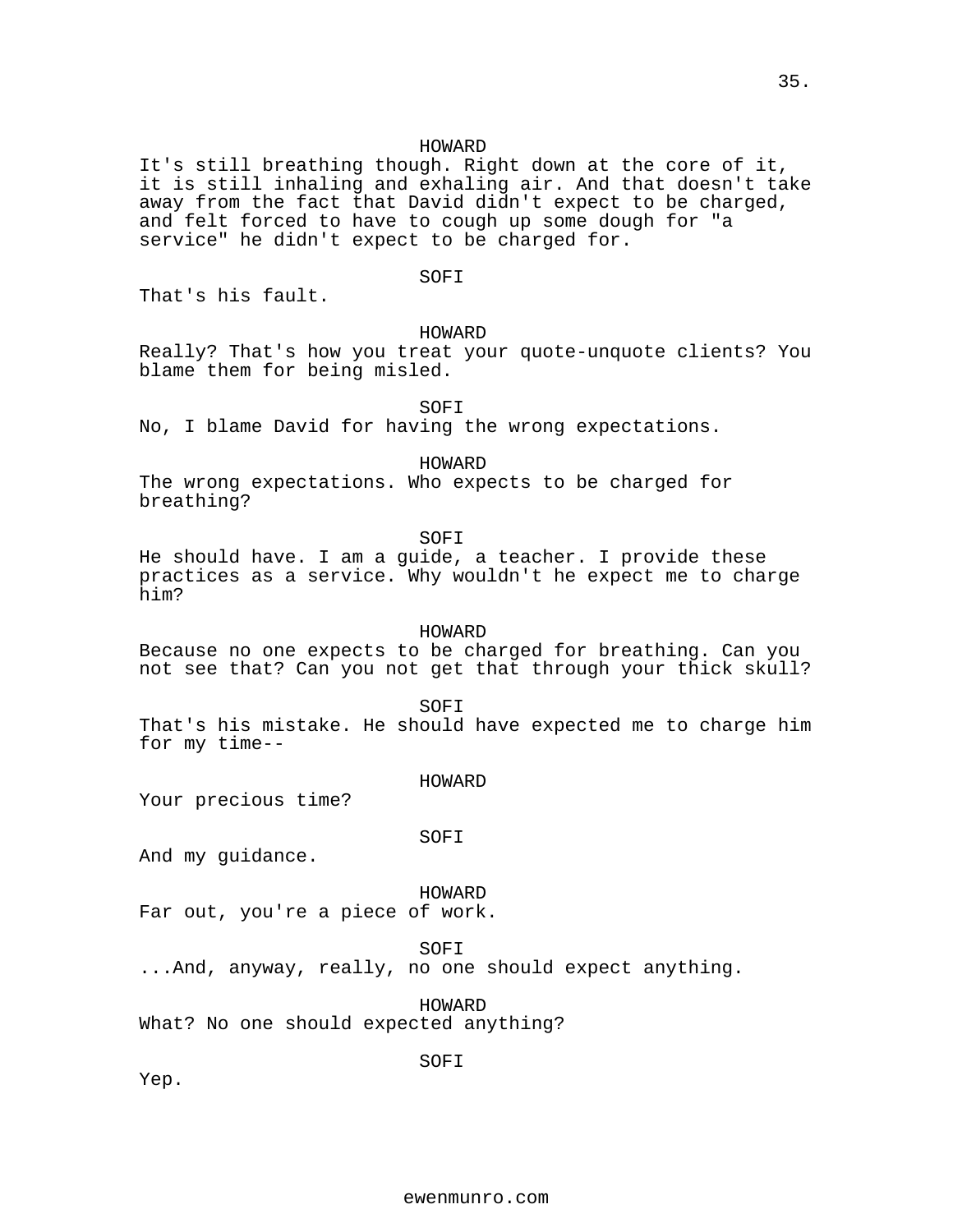HOWARD

It's still breathing though. Right down at the core of it, it is still inhaling and exhaling air. And that doesn't take away from the fact that David didn't expect to be charged, and felt forced to have to cough up some dough for "a service" he didn't expect to be charged for.

SOFI

That's his fault.

HOWARD

Really? That's how you treat your quote-unquote clients? You blame them for being misled.

SOFI

No, I blame David for having the wrong expectations.

HOWARD

The wrong expectations. Who expects to be charged for breathing?

SOFI

He should have. I am a guide, a teacher. I provide these practices as a service. Why wouldn't he expect me to charge him?

HOWARD

Because no one expects to be charged for breathing. Can you not see that? Can you not get that through your thick skull?

SOFI

That's his mistake. He should have expected me to charge him for my time--

HOWARD

Your precious time?

SOFI

And my guidance.

HOWARD

Far out, you're a piece of work.

SOFI

...And, anyway, really, no one should expect anything.

HOWARD

What? No one should expected anything?

SOFI

Yep.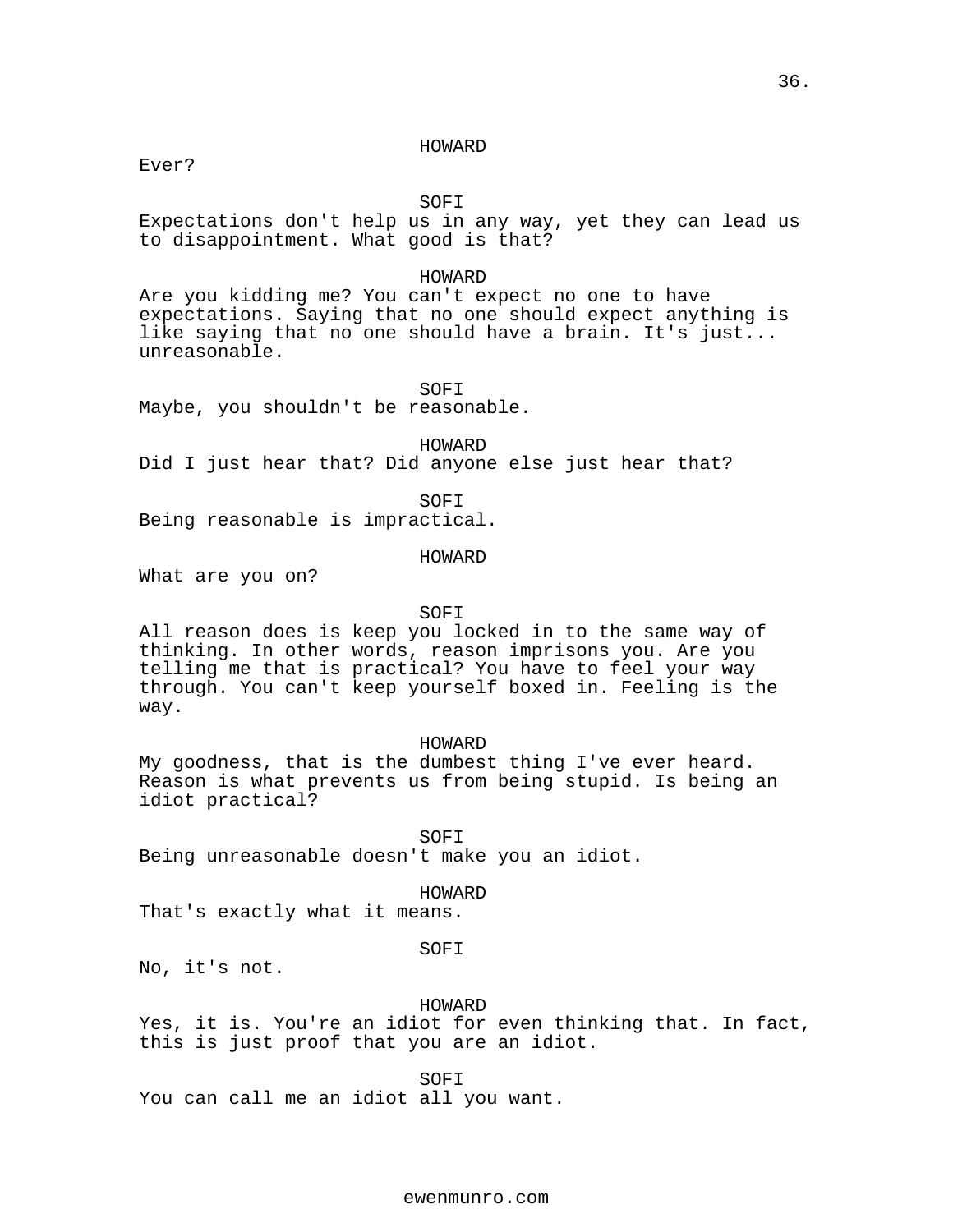HOWARD

Ever?

SOFI

Expectations don't help us in any way, yet they can lead us to disappointment. What good is that?

HOWARD

Are you kidding me? You can't expect no one to have expectations. Saying that no one should expect anything is like saying that no one should have a brain. It's just... unreasonable.

SOFI

Maybe, you shouldn't be reasonable.

HOWARD

Did I just hear that? Did anyone else just hear that?

SOFI

Being reasonable is impractical.

HOWARD

What are you on?

SOFI

All reason does is keep you locked in to the same way of thinking. In other words, reason imprisons you. Are you telling me that is practical? You have to feel your way through. You can't keep yourself boxed in. Feeling is the way.

HOWARD

My goodness, that is the dumbest thing I've ever heard. Reason is what prevents us from being stupid. Is being an idiot practical?

SOFI

Being unreasonable doesn't make you an idiot.

HOWARD

That's exactly what it means.

SOFI

No, it's not.

HOWARD

Yes, it is. You're an idiot for even thinking that. In fact, this is just proof that you are an idiot.

SOFI

You can call me an idiot all you want.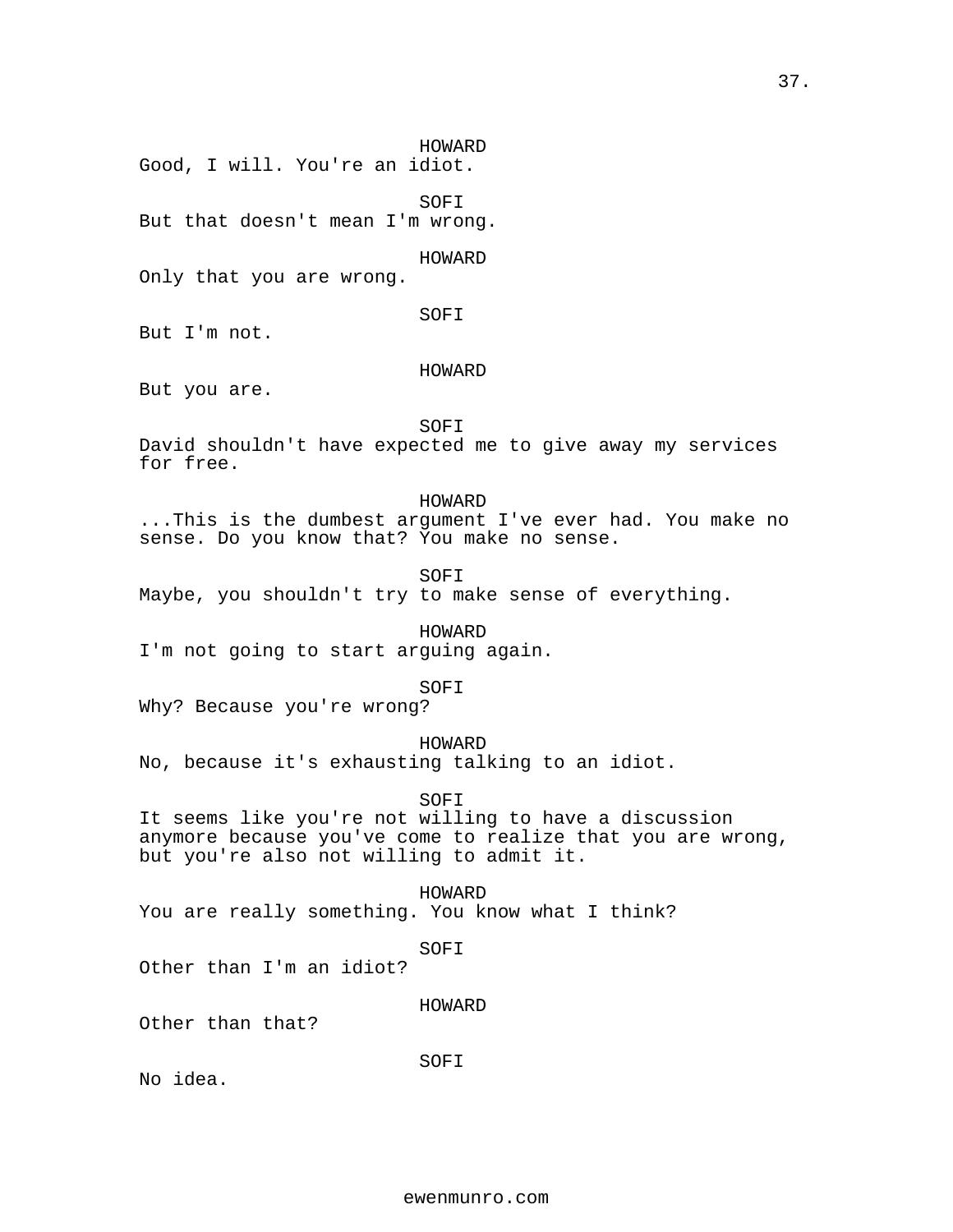HOWARD
Good, I will. You're an idiot.

SOFI
But that doesn't mean I'm wrong.

HOWARD
Only that you are wrong.

SOFI
But I'm not.

HOWARD
But you are.

SOFI
David shouldn't have expected me to give away my services for free.

HOWARD
...This is the dumbest argument I've ever had. You make no sense. Do you know that? You make no sense.

SOFI
Maybe, you shouldn't try to make sense of everything.

HOWARD
I'm not going to start arguing again.

SOFI
Why? Because you're wrong?

HOWARD
No, because it's exhausting talking to an idiot.

SOFI
It seems like you're not willing to have a discussion anymore because you've come to realize that you are wrong, but you're also not willing to admit it.

HOWARD
You are really something. You know what I think?

SOFI
Other than I'm an idiot?

HOWARD
Other than that?

SOFI
No idea.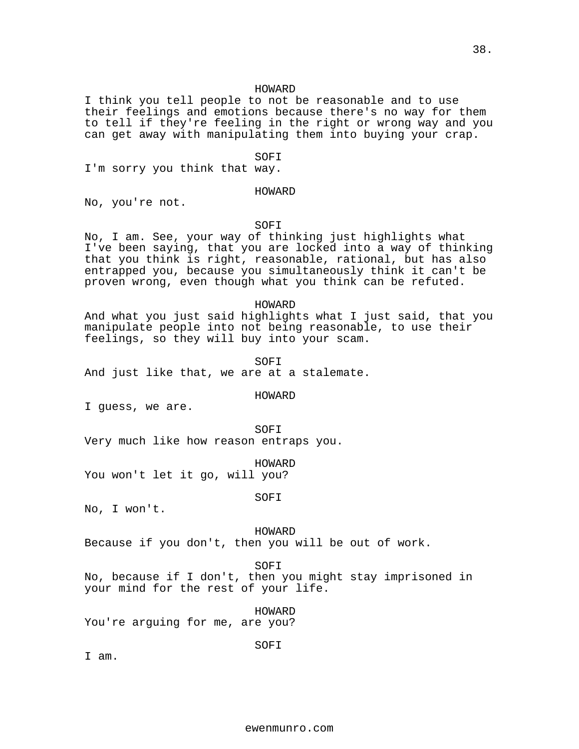HOWARD

I think you tell people to not be reasonable and to use their feelings and emotions because there's no way for them to tell if they're feeling in the right or wrong way and you can get away with manipulating them into buying your crap.

SOFI

I'm sorry you think that way.

HOWARD

No, you're not.

SOFI

No, I am. See, your way of thinking just highlights what I've been saying, that you are locked into a way of thinking that you think is right, reasonable, rational, but has also entrapped you, because you simultaneously think it can't be proven wrong, even though what you think can be refuted.

HOWARD

And what you just said highlights what I just said, that you manipulate people into not being reasonable, to use their feelings, so they will buy into your scam.

SOFI

And just like that, we are at a stalemate.

HOWARD

I guess, we are.

SOFI

Very much like how reason entraps you.

HOWARD

You won't let it go, will you?

SOFI

No, I won't.

HOWARD

Because if you don't, then you will be out of work.

SOFI

No, because if I don't, then you might stay imprisoned in your mind for the rest of your life.

HOWARD

You're arguing for me, are you?

SOFI

I am.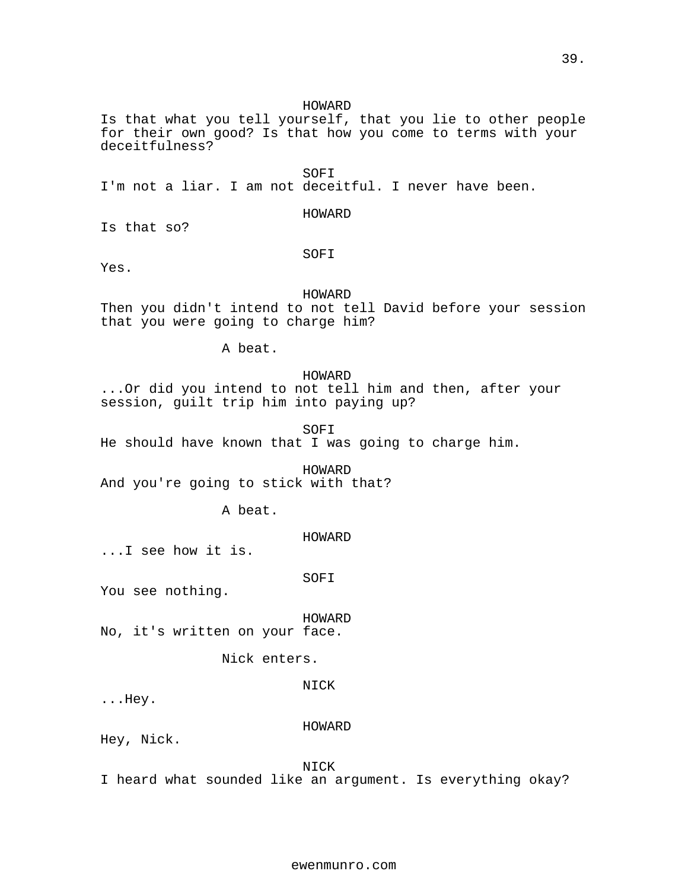HOWARD
Is that what you tell yourself, that you lie to other people for their own good? Is that how you come to terms with your deceitfulness?

SOFI
I'm not a liar. I am not deceitful. I never have been.

HOWARD
Is that so?

SOFI
Yes.

HOWARD
Then you didn't intend to not tell David before your session that you were going to charge him?

A beat.

HOWARD
...Or did you intend to not tell him and then, after your session, guilt trip him into paying up?

SOFI
He should have known that I was going to charge him.

HOWARD
And you're going to stick with that?

A beat.

HOWARD
...I see how it is.

SOFI
You see nothing.

HOWARD
No, it's written on your face.

Nick enters.

NICK
...Hey.

HOWARD
Hey, Nick.

NICK
I heard what sounded like an argument. Is everything okay?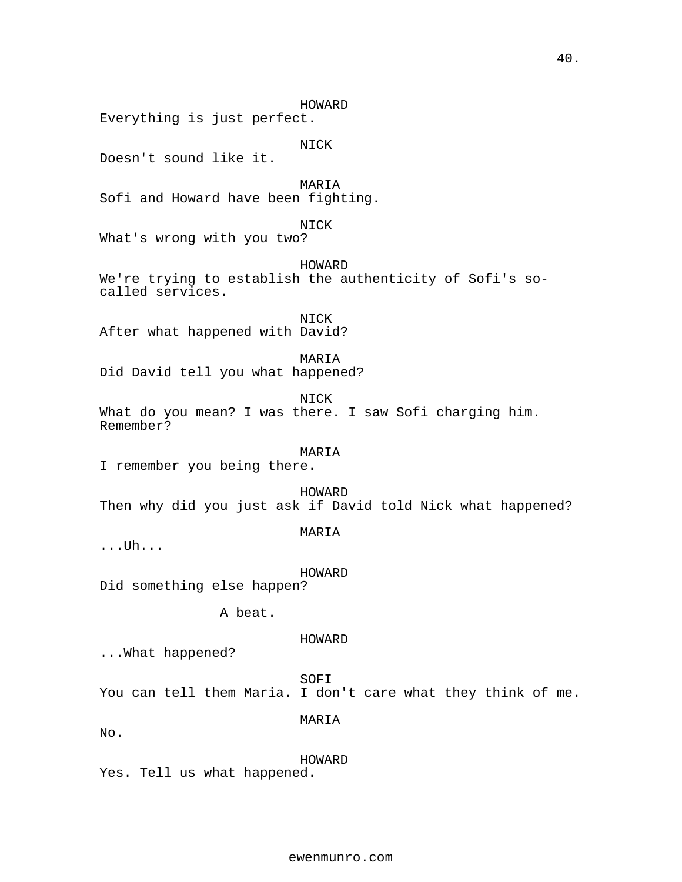HOWARD
Everything is just perfect.

NICK
Doesn't sound like it.

MARIA
Sofi and Howard have been fighting.

NICK
What's wrong with you two?

HOWARD
We're trying to establish the authenticity of Sofi's so-called services.

NICK
After what happened with David?

MARIA
Did David tell you what happened?

NICK
What do you mean? I was there. I saw Sofi charging him. Remember?

MARIA
I remember you being there.

HOWARD
Then why did you just ask if David told Nick what happened?

MARIA
...Uh...

HOWARD
Did something else happen?

A beat.

HOWARD
...What happened?

SOFI
You can tell them Maria. I don't care what they think of me.

MARIA
No.

HOWARD
Yes. Tell us what happened.

ewenmunro.com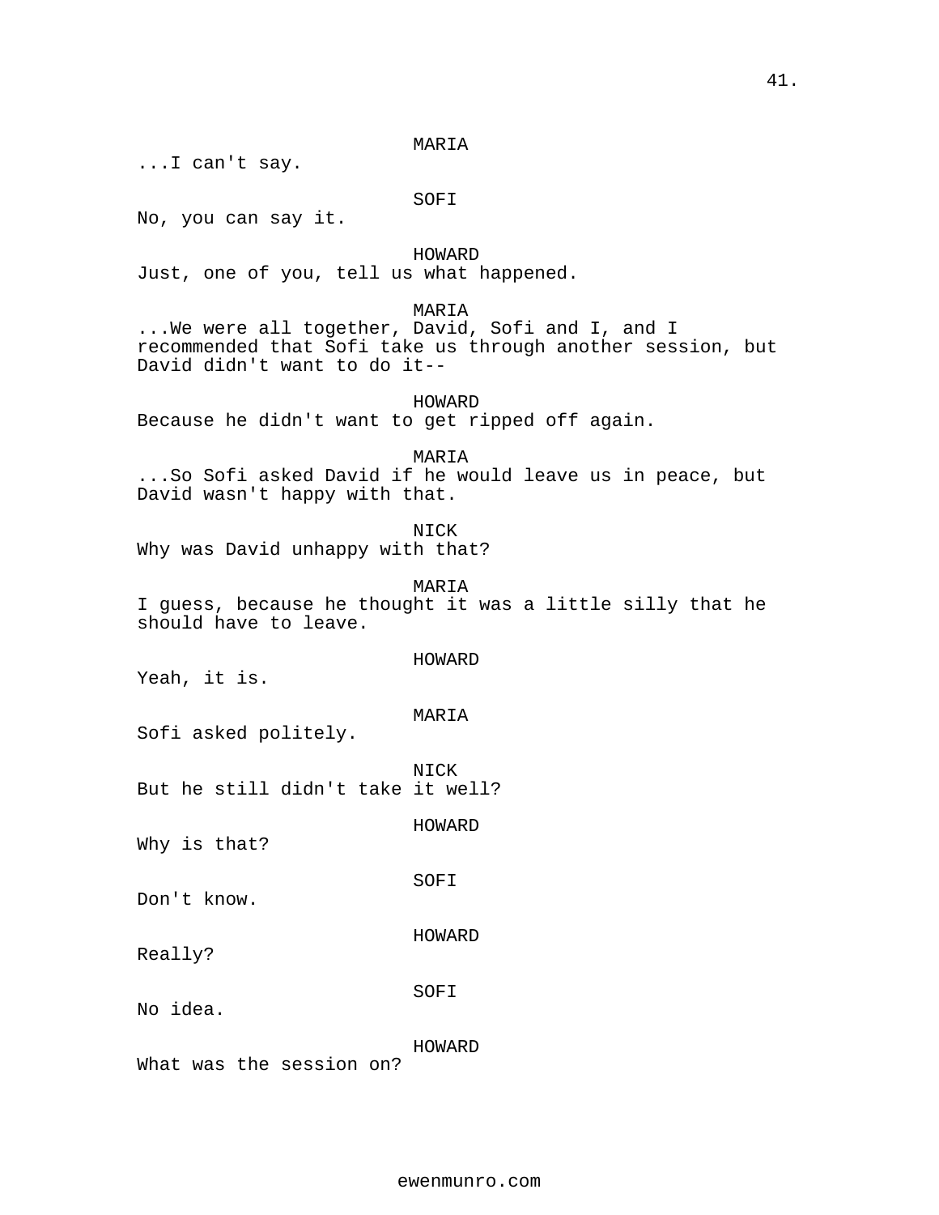MARIA

...I can't say.

SOFI

No, you can say it.

HOWARD

Just, one of you, tell us what happened.

MARIA

...We were all together, David, Sofi and I, and I recommended that Sofi take us through another session, but David didn't want to do it--

HOWARD

Because he didn't want to get ripped off again.

MARIA

...So Sofi asked David if he would leave us in peace, but David wasn't happy with that.

NICK

Why was David unhappy with that?

MARIA

I guess, because he thought it was a little silly that he should have to leave.

HOWARD

Yeah, it is.

MARIA

Sofi asked politely.

NICK

But he still didn't take it well?

HOWARD

Why is that?

SOFI

Don't know.

HOWARD

Really?

SOFI

No idea.

HOWARD

What was the session on?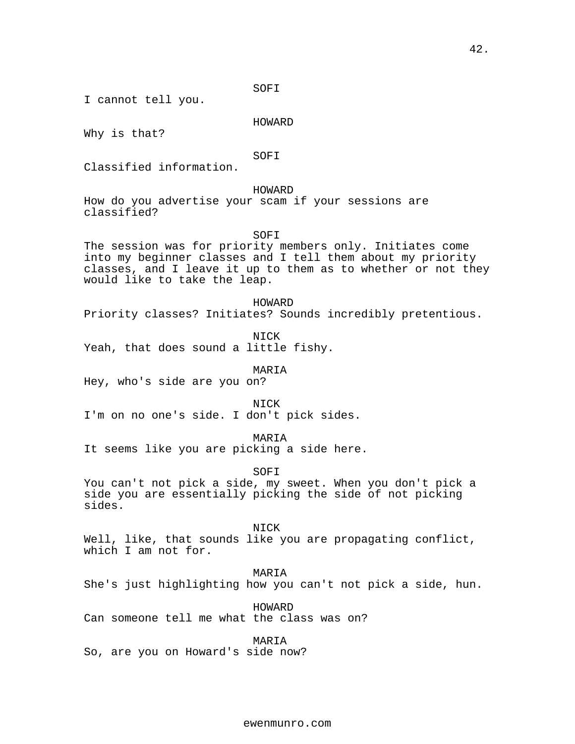SOFI

I cannot tell you.

HOWARD

Why is that?

SOFI

Classified information.

HOWARD

How do you advertise your scam if your sessions are classified?

SOFI

The session was for priority members only. Initiates come into my beginner classes and I tell them about my priority classes, and I leave it up to them as to whether or not they would like to take the leap.

HOWARD

Priority classes? Initiates? Sounds incredibly pretentious.

NICK

Yeah, that does sound a little fishy.

MARIA

Hey, who's side are you on?

NICK

I'm on no one's side. I don't pick sides.

MARIA

It seems like you are picking a side here.

SOFI

You can't not pick a side, my sweet. When you don't pick a side you are essentially picking the side of not picking sides.

NICK

Well, like, that sounds like you are propagating conflict, which I am not for.

MARIA

She's just highlighting how you can't not pick a side, hun.

HOWARD

Can someone tell me what the class was on?

MARIA

So, are you on Howard's side now?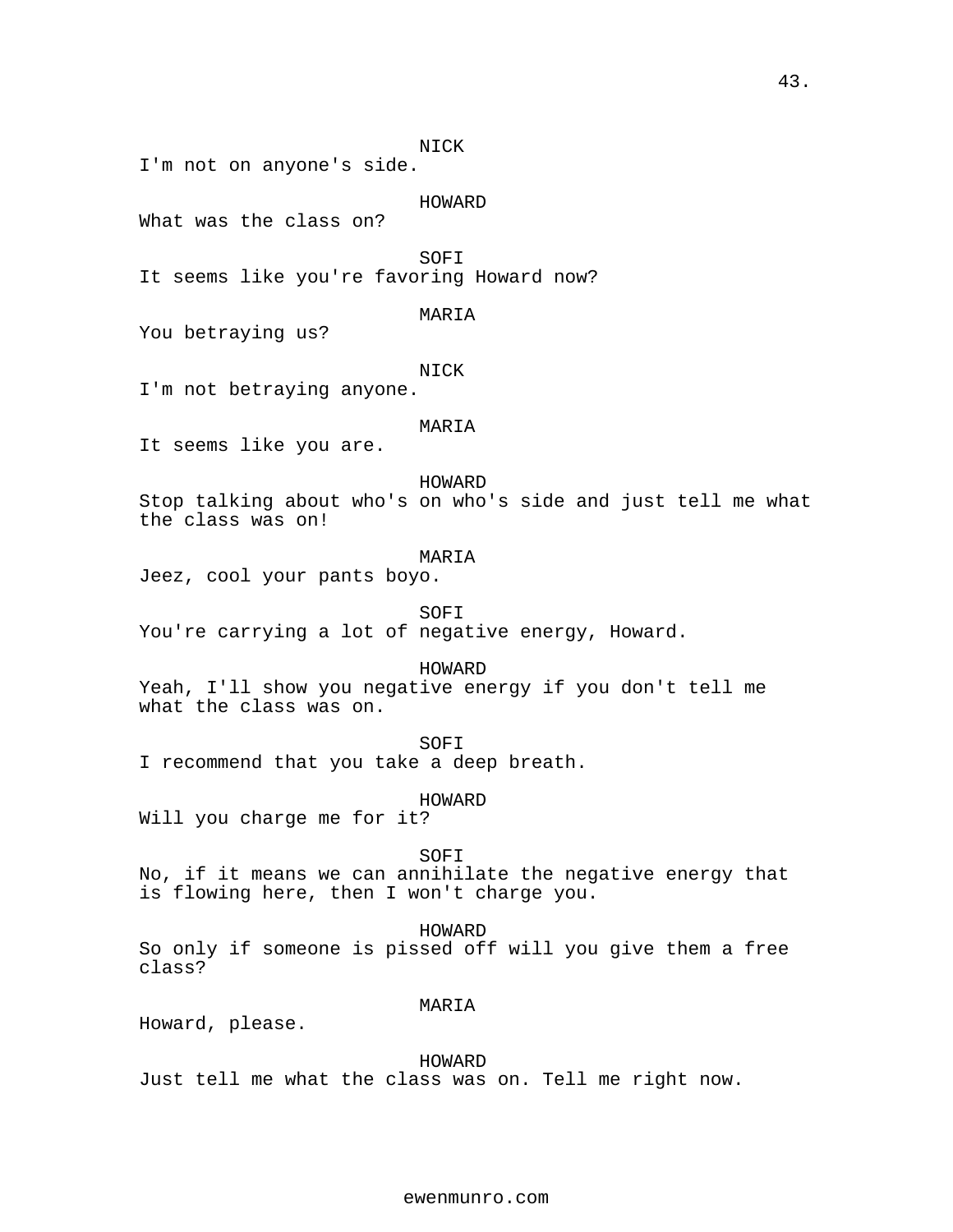NICK

I'm not on anyone's side.

HOWARD

What was the class on?

SOFI

It seems like you're favoring Howard now?

MARIA

You betraying us?

NICK

I'm not betraying anyone.

MARIA

It seems like you are.

HOWARD

Stop talking about who's on who's side and just tell me what the class was on!

MARIA

Jeez, cool your pants boyo.

SOFI

You're carrying a lot of negative energy, Howard.

HOWARD

Yeah, I'll show you negative energy if you don't tell me what the class was on.

SOFI

I recommend that you take a deep breath.

HOWARD

Will you charge me for it?

SOFI

No, if it means we can annihilate the negative energy that is flowing here, then I won't charge you.

HOWARD

So only if someone is pissed off will you give them a free class?

MARIA

Howard, please.

HOWARD

Just tell me what the class was on. Tell me right now.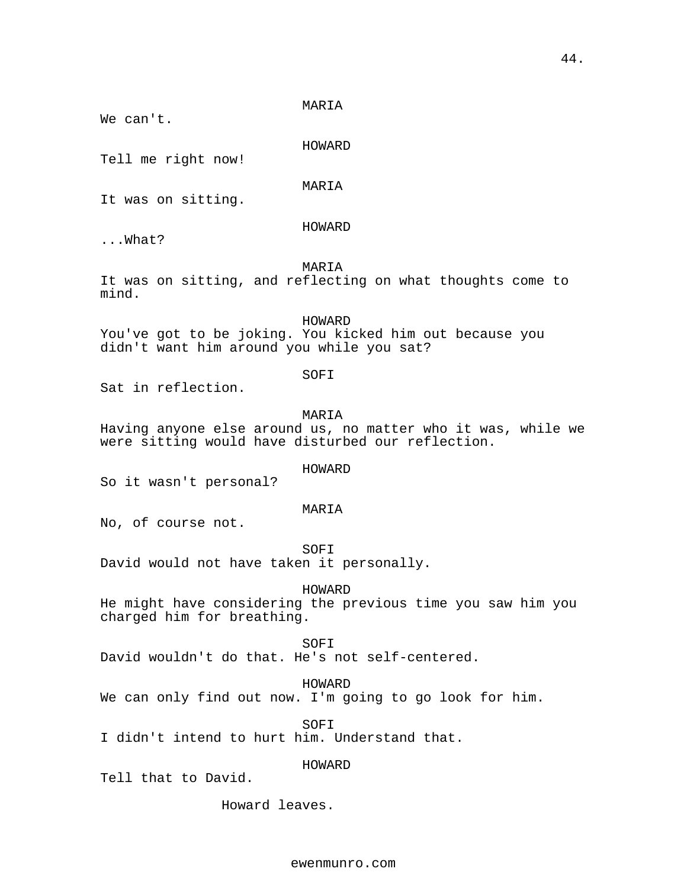MARIA

We can't.

HOWARD

Tell me right now!

MARIA

It was on sitting.

HOWARD

...What?

MARIA

It was on sitting, and reflecting on what thoughts come to mind.

HOWARD

You've got to be joking. You kicked him out because you didn't want him around you while you sat?

SOFI

Sat in reflection.

MARIA

Having anyone else around us, no matter who it was, while we were sitting would have disturbed our reflection.

HOWARD

So it wasn't personal?

MARIA

No, of course not.

SOFI

David would not have taken it personally.

HOWARD

He might have considering the previous time you saw him you charged him for breathing.

SOFI

David wouldn't do that. He's not self-centered.

HOWARD

We can only find out now. I'm going to go look for him.

SOFI

I didn't intend to hurt him. Understand that.

HOWARD

Tell that to David.

Howard leaves.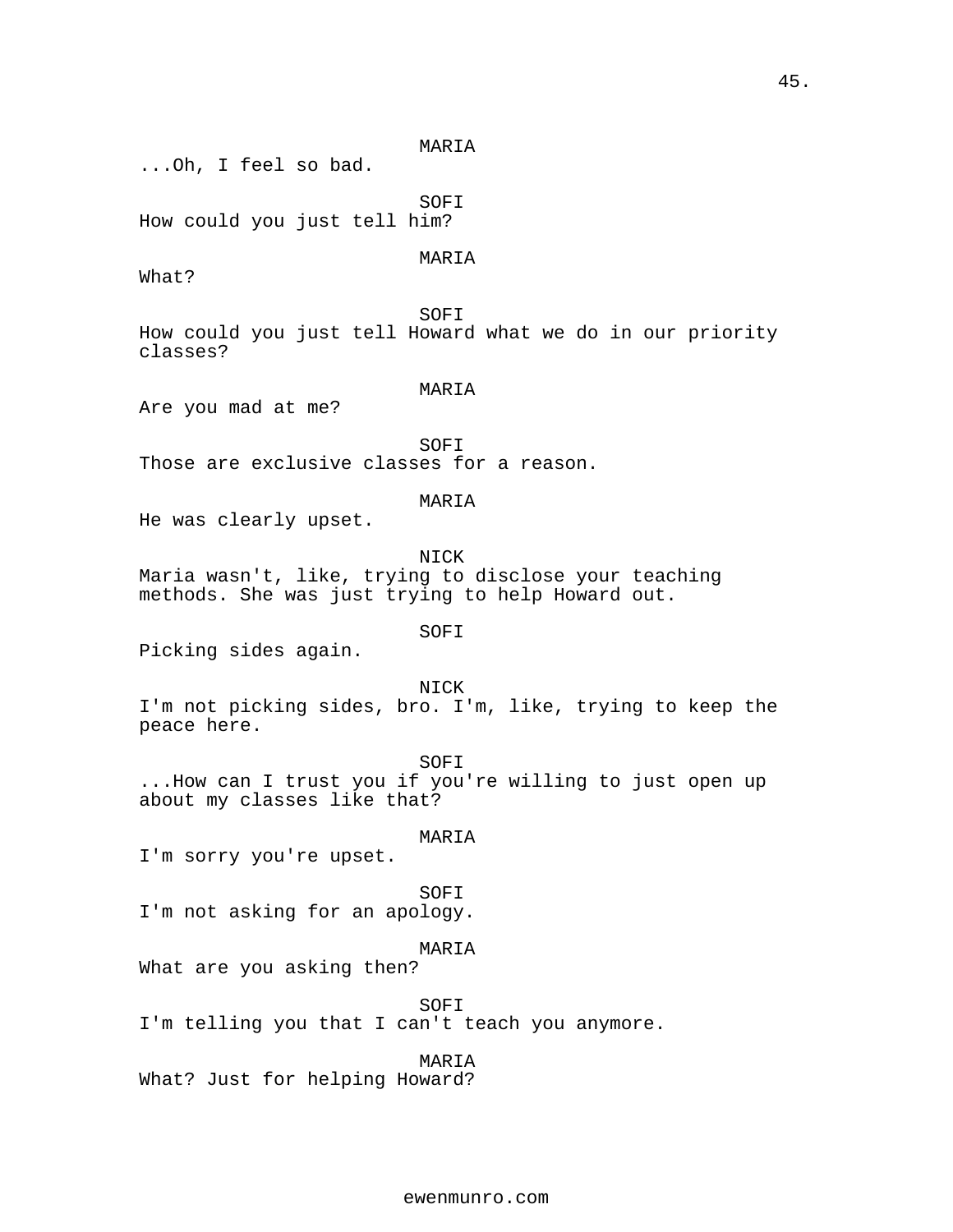MARIA
...Oh, I feel so bad.

SOFI
How could you just tell him?

MARIA
What?

SOFI
How could you just tell Howard what we do in our priority classes?

MARIA
Are you mad at me?

SOFI
Those are exclusive classes for a reason.

MARIA
He was clearly upset.

NICK
Maria wasn't, like, trying to disclose your teaching methods. She was just trying to help Howard out.

SOFI
Picking sides again.

NICK
I'm not picking sides, bro. I'm, like, trying to keep the peace here.

SOFI
...How can I trust you if you're willing to just open up about my classes like that?

MARIA
I'm sorry you're upset.

SOFI
I'm not asking for an apology.

MARIA
What are you asking then?

SOFI
I'm telling you that I can't teach you anymore.

MARIA
What? Just for helping Howard?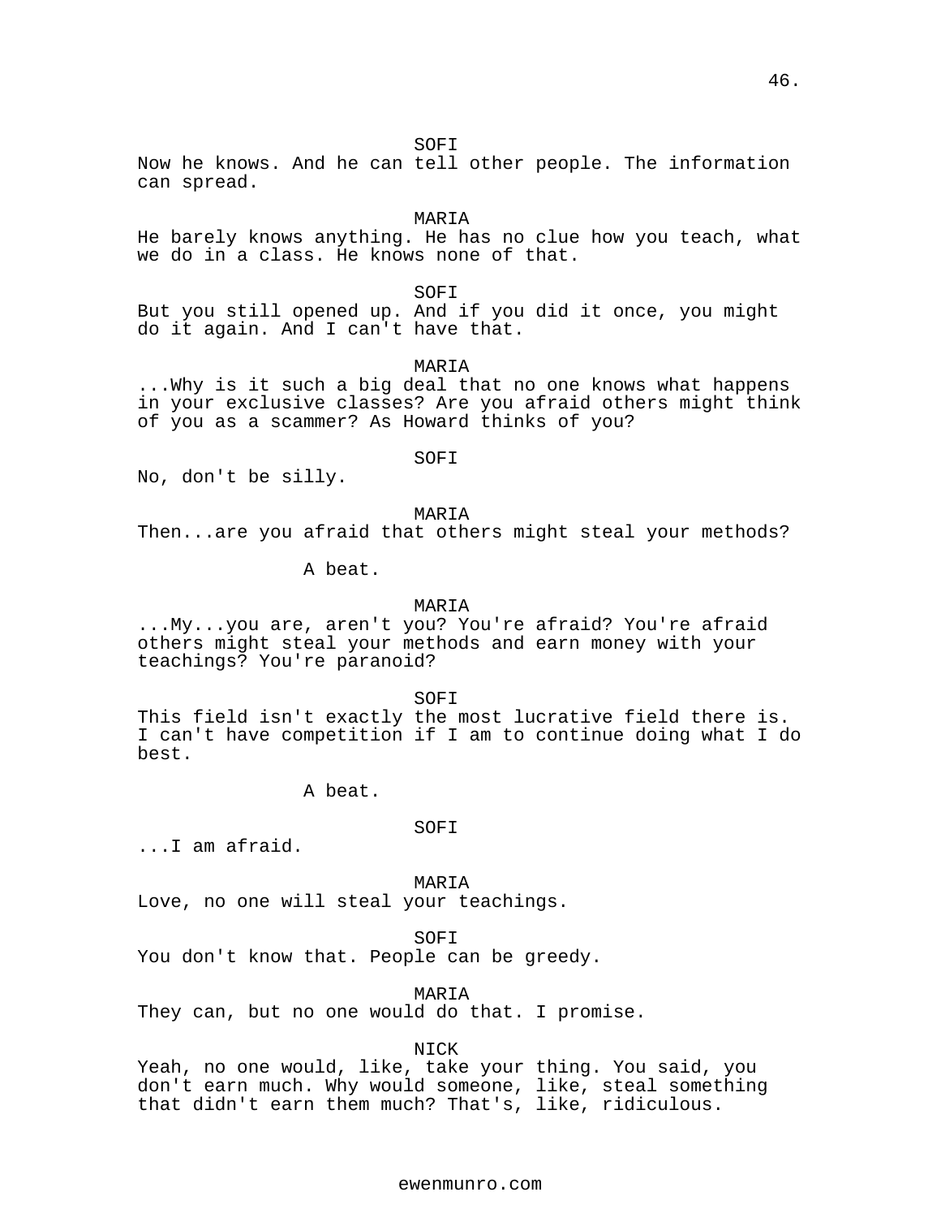SOFI

Now he knows. And he can tell other people. The information can spread.

MARIA

He barely knows anything. He has no clue how you teach, what we do in a class. He knows none of that.

SOFI

But you still opened up. And if you did it once, you might do it again. And I can't have that.

MARIA

...Why is it such a big deal that no one knows what happens in your exclusive classes? Are you afraid others might think of you as a scammer? As Howard thinks of you?

SOFI

No, don't be silly.

MARIA

Then...are you afraid that others might steal your methods?

A beat.

MARIA

...My...you are, aren't you? You're afraid? You're afraid others might steal your methods and earn money with your teachings? You're paranoid?

SOFI

This field isn't exactly the most lucrative field there is. I can't have competition if I am to continue doing what I do best.

A beat.

SOFI

...I am afraid.

MARIA

Love, no one will steal your teachings.

SOFI

You don't know that. People can be greedy.

MARIA

They can, but no one would do that. I promise.

NICK

Yeah, no one would, like, take your thing. You said, you don't earn much. Why would someone, like, steal something that didn't earn them much? That's, like, ridiculous.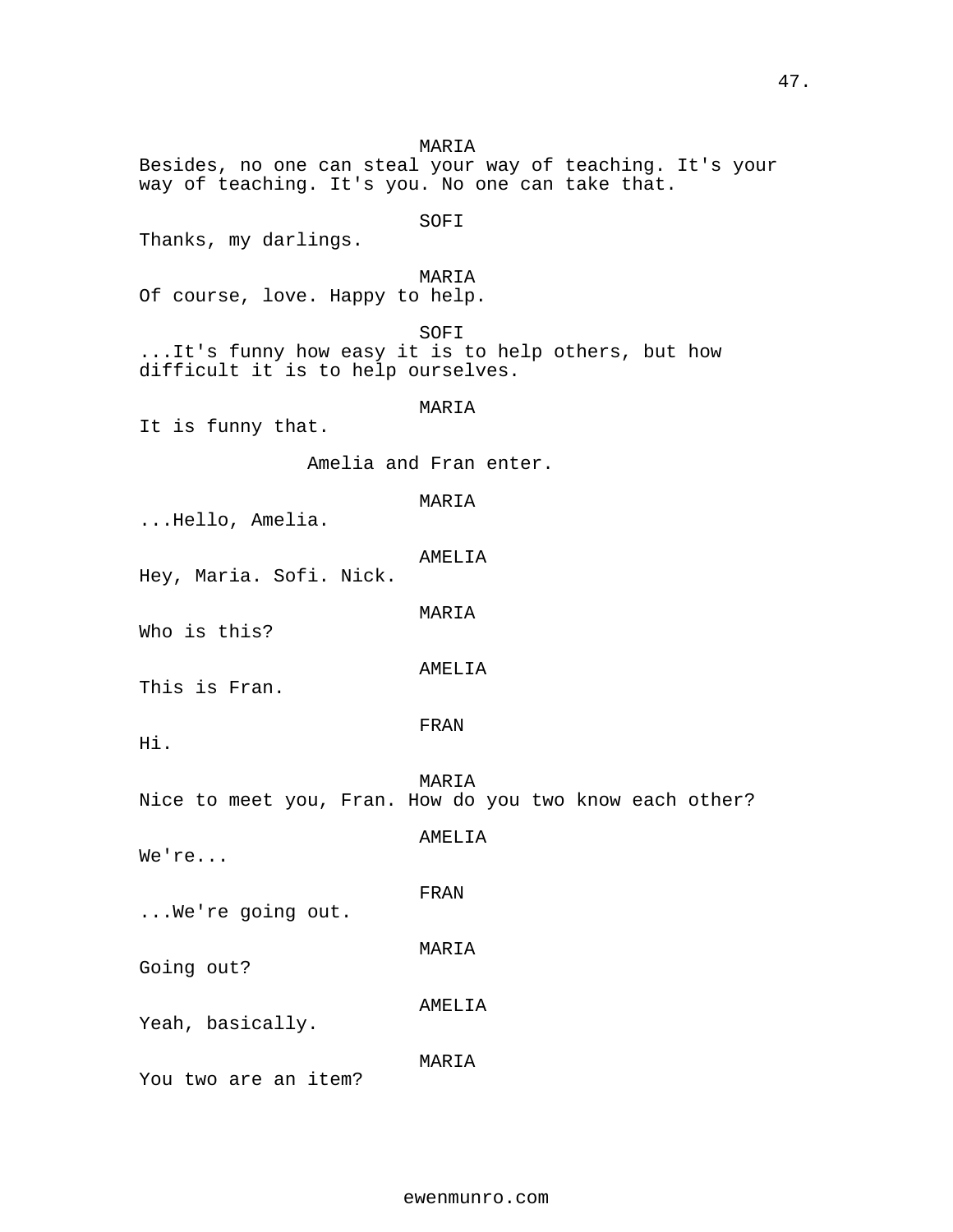MARIA
Besides, no one can steal your way of teaching. It's your way of teaching. It's you. No one can take that.

SOFI
Thanks, my darlings.

MARIA
Of course, love. Happy to help.

SOFI
...It's funny how easy it is to help others, but how difficult it is to help ourselves.

MARIA
It is funny that.

Amelia and Fran enter.

MARIA
...Hello, Amelia.

AMELIA
Hey, Maria. Sofi. Nick.

MARIA
Who is this?

AMELIA
This is Fran.

FRAN
Hi.

MARIA
Nice to meet you, Fran. How do you two know each other?

AMELIA
We're...

FRAN
...We're going out.

MARIA
Going out?

AMELIA
Yeah, basically.

MARIA
You two are an item?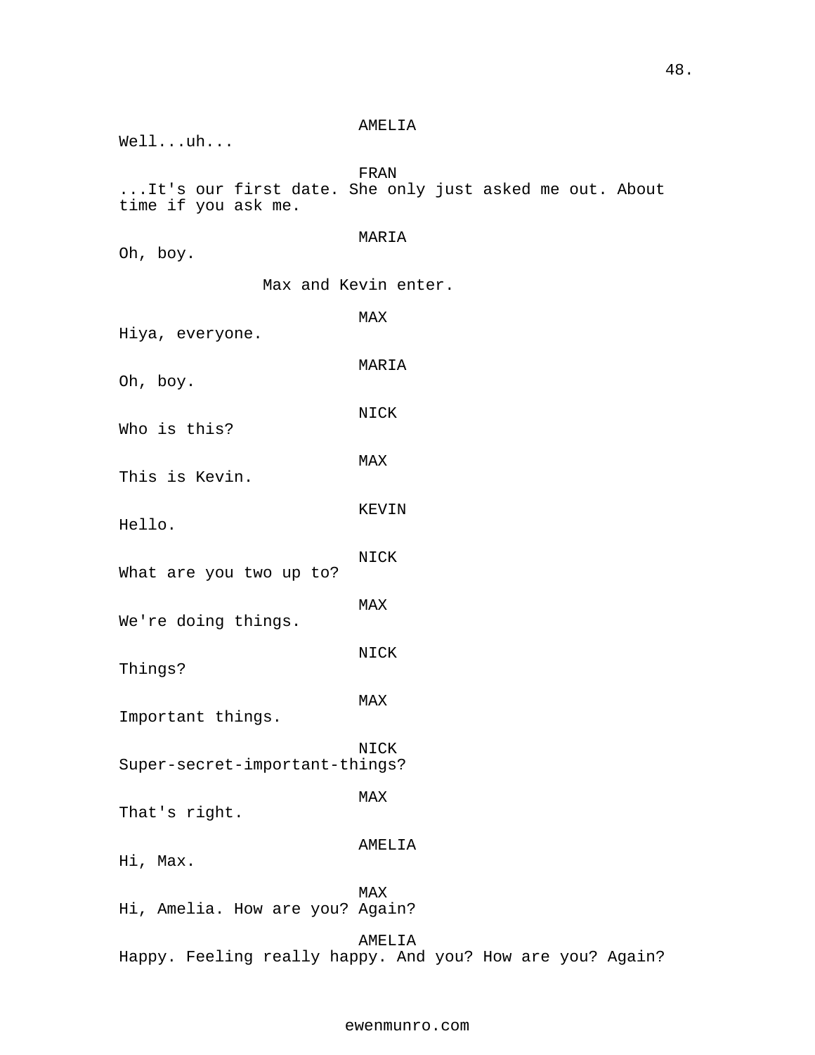AMELIA

Well...uh...

FRAN

...It's our first date. She only just asked me out. About time if you ask me.

MARIA

Oh, boy.

Max and Kevin enter.

MAX

Hiya, everyone.

MARIA

Oh, boy.

NICK

Who is this?

MAX

This is Kevin.

KEVIN

Hello.

NICK

What are you two up to?

MAX

We're doing things.

NICK

Things?

MAX

Important things.

NICK

Super-secret-important-things?

MAX

That's right.

AMELIA

Hi, Max.

MAX

Hi, Amelia. How are you? Again?

AMELIA

Happy. Feeling really happy. And you? How are you? Again?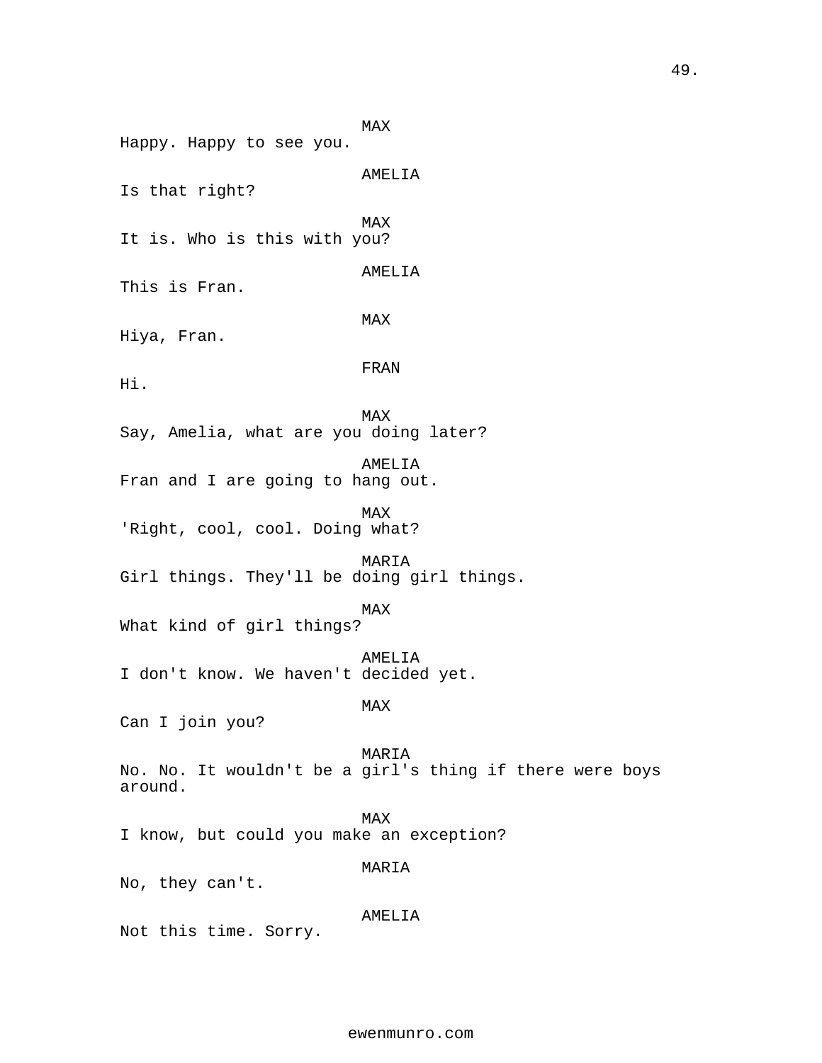MAX
Happy. Happy to see you.

AMELIA
Is that right?

MAX
It is. Who is this with you?

AMELIA
This is Fran.

MAX
Hiya, Fran.

FRAN
Hi.

MAX
Say, Amelia, what are you doing later?

AMELIA
Fran and I are going to hang out.

MAX
'Right, cool, cool. Doing what?

MARIA
Girl things. They'll be doing girl things.

MAX
What kind of girl things?

AMELIA
I don't know. We haven't decided yet.

MAX
Can I join you?

MARIA
No. No. It wouldn't be a girl's thing if there were boys around.

MAX
I know, but could you make an exception?

MARIA
No, they can't.

AMELIA
Not this time. Sorry.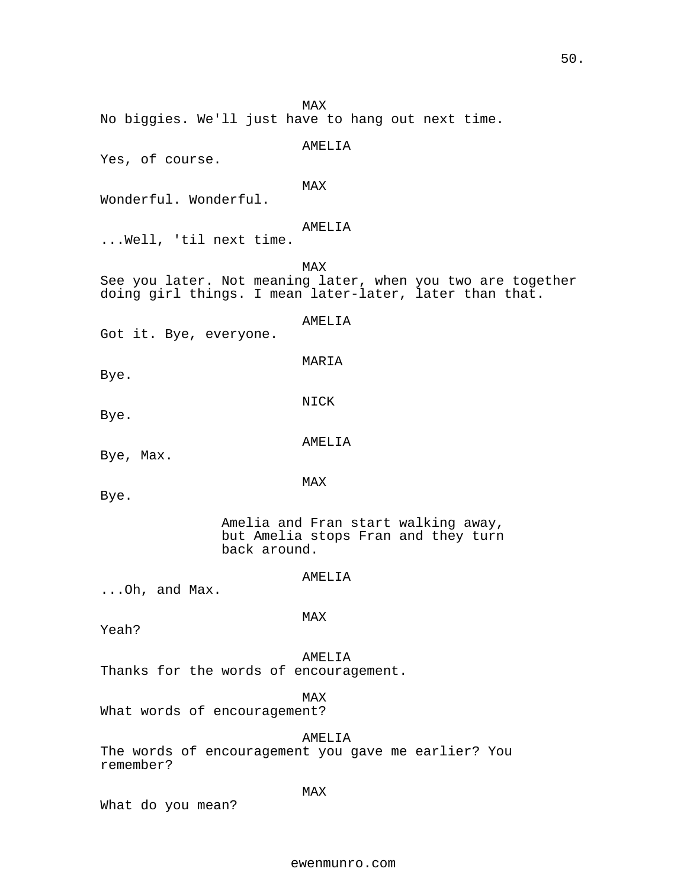MAX
No biggies. We'll just have to hang out next time.

AMELIA
Yes, of course.

MAX
Wonderful. Wonderful.

AMELIA
...Well, 'til next time.

MAX
See you later. Not meaning later, when you two are together doing girl things. I mean later-later, later than that.

AMELIA
Got it. Bye, everyone.

MARIA
Bye.

NICK
Bye.

AMELIA
Bye, Max.

MAX
Bye.

Amelia and Fran start walking away, but Amelia stops Fran and they turn back around.

AMELIA
...Oh, and Max.

MAX
Yeah?

AMELIA
Thanks for the words of encouragement.

MAX
What words of encouragement?

AMELIA
The words of encouragement you gave me earlier? You remember?

MAX
What do you mean?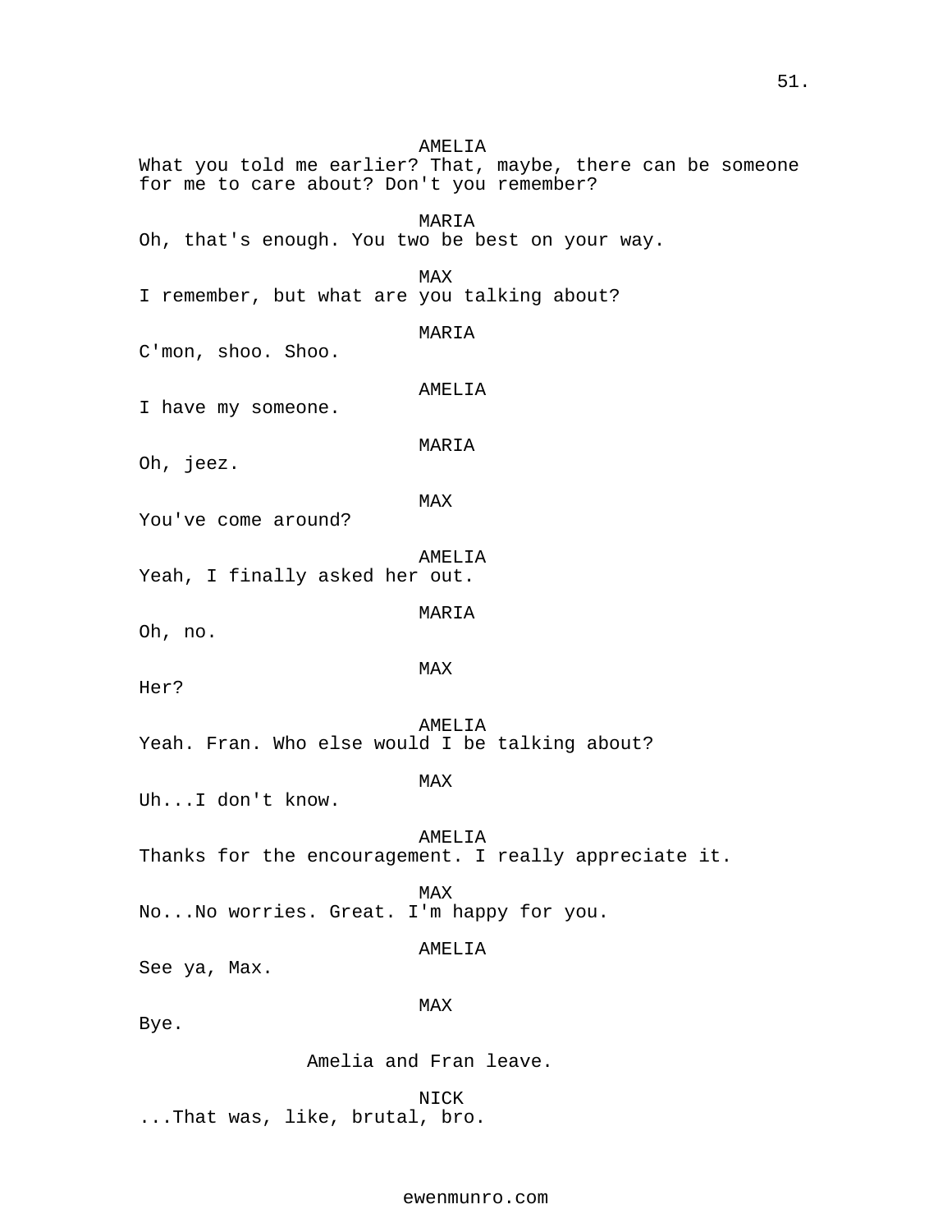AMELIA
What you told me earlier? That, maybe, there can be someone for me to care about? Don't you remember?

MARIA
Oh, that's enough. You two be best on your way.

MAX
I remember, but what are you talking about?

MARIA
C'mon, shoo. Shoo.

AMELIA
I have my someone.

MARIA
Oh, jeez.

MAX
You've come around?

AMELIA
Yeah, I finally asked her out.

MARIA
Oh, no.

MAX
Her?

AMELIA
Yeah. Fran. Who else would I be talking about?

MAX
Uh...I don't know.

AMELIA
Thanks for the encouragement. I really appreciate it.

MAX
No...No worries. Great. I'm happy for you.

AMELIA
See ya, Max.

MAX
Bye.

Amelia and Fran leave.

NICK
...That was, like, brutal, bro.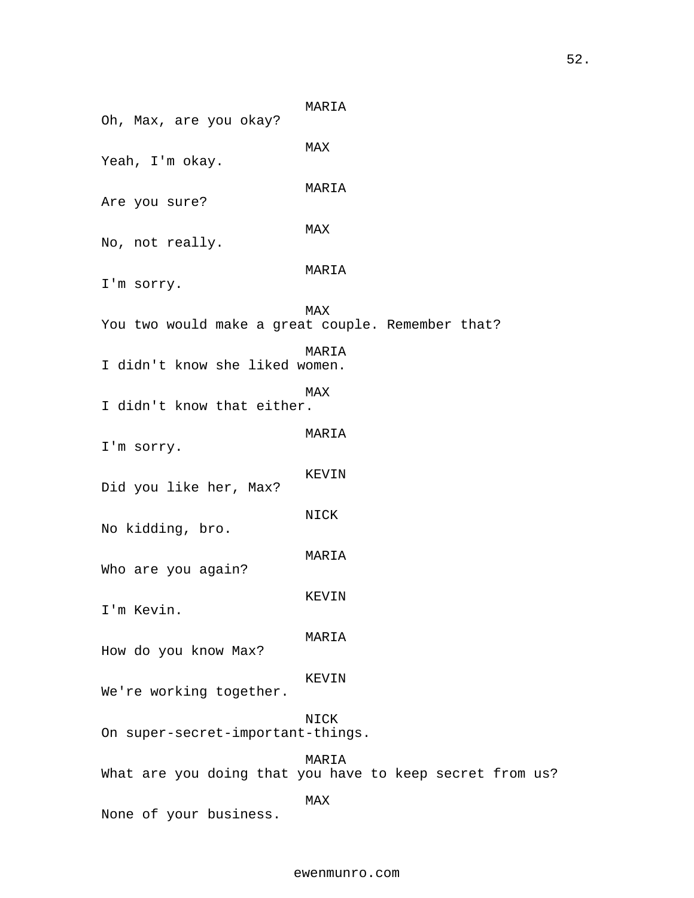MARIA
Oh, Max, are you okay?

MAX
Yeah, I'm okay.

MARIA
Are you sure?

MAX
No, not really.

MARIA
I'm sorry.

MAX
You two would make a great couple. Remember that?

MARIA
I didn't know she liked women.

MAX
I didn't know that either.

MARIA
I'm sorry.

KEVIN
Did you like her, Max?

NICK
No kidding, bro.

MARIA
Who are you again?

KEVIN
I'm Kevin.

MARIA
How do you know Max?

KEVIN
We're working together.

NICK
On super-secret-important-things.

MARIA
What are you doing that you have to keep secret from us?

MAX
None of your business.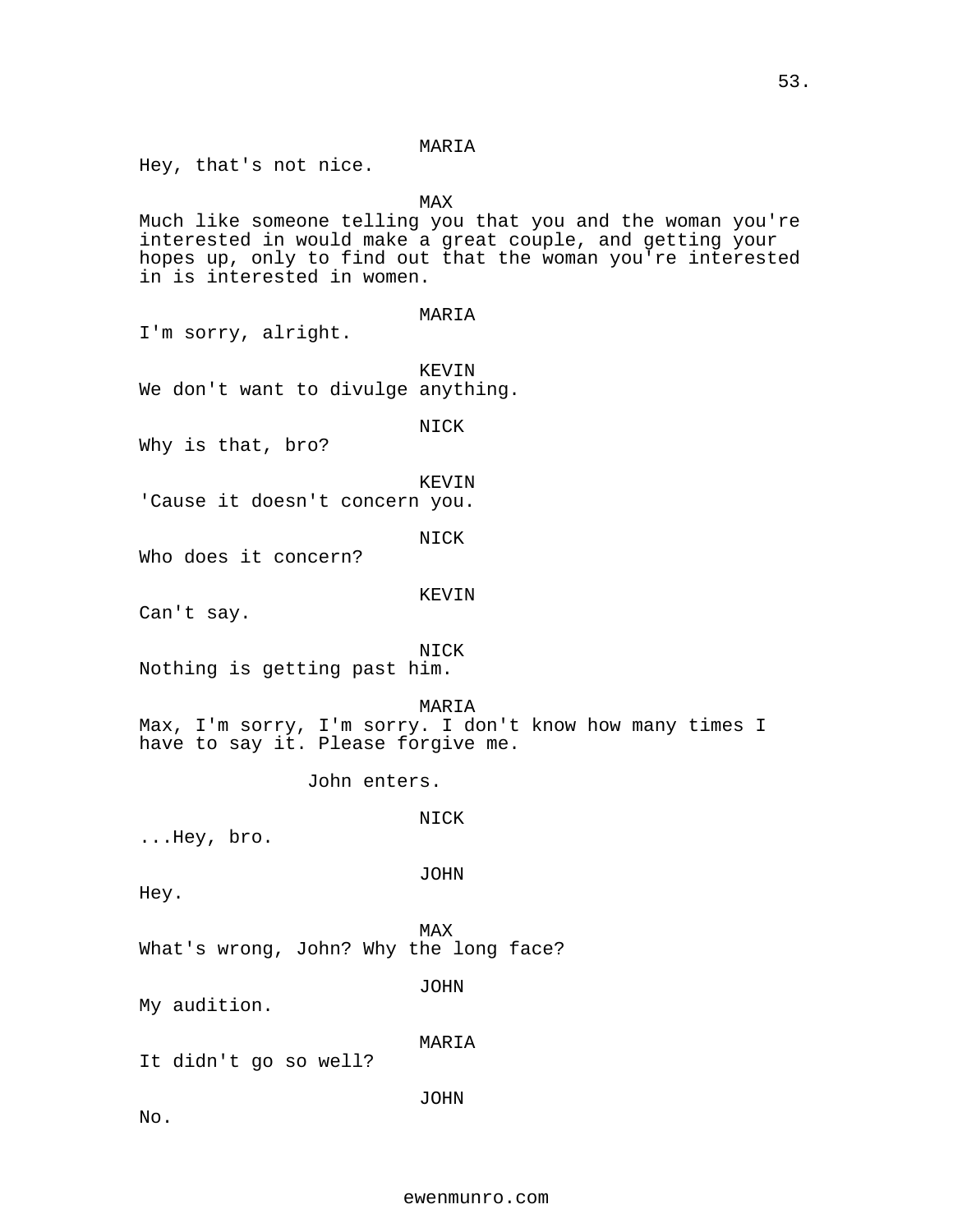MARIA

Hey, that's not nice.

MAX

Much like someone telling you that you and the woman you're interested in would make a great couple, and getting your hopes up, only to find out that the woman you're interested in is interested in women.

MARIA

I'm sorry, alright.

KEVIN

We don't want to divulge anything.

NICK

Why is that, bro?

KEVIN

'Cause it doesn't concern you.

NICK

Who does it concern?

KEVIN

Can't say.

NICK

Nothing is getting past him.

MARIA

Max, I'm sorry, I'm sorry. I don't know how many times I have to say it. Please forgive me.

John enters.

NICK

...Hey, bro.

JOHN

Hey.

MAX

What's wrong, John? Why the long face?

JOHN

My audition.

MARIA

It didn't go so well?

JOHN

No.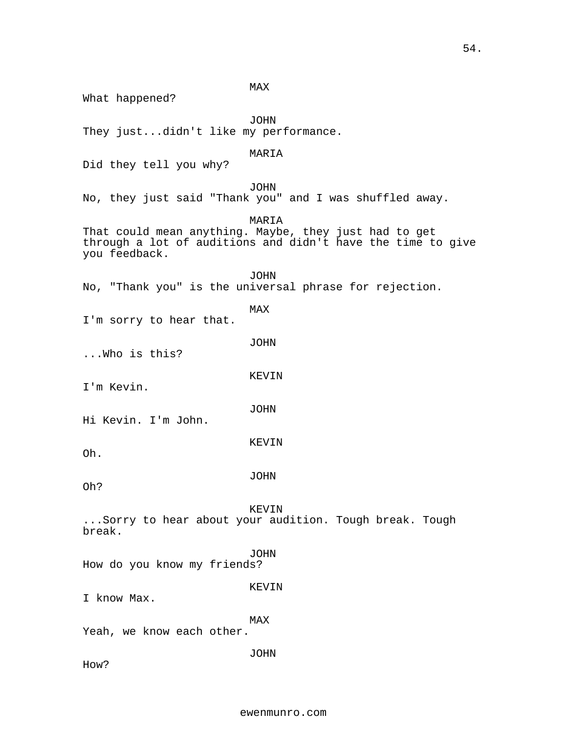MAX
What happened?

JOHN
They just...didn't like my performance.

MARIA
Did they tell you why?

JOHN
No, they just said "Thank you" and I was shuffled away.

MARIA
That could mean anything. Maybe, they just had to get through a lot of auditions and didn't have the time to give you feedback.

JOHN
No, "Thank you" is the universal phrase for rejection.

MAX
I'm sorry to hear that.

JOHN
...Who is this?

KEVIN
I'm Kevin.

JOHN
Hi Kevin. I'm John.

KEVIN
Oh.

JOHN
Oh?

KEVIN
...Sorry to hear about your audition. Tough break. Tough break.

JOHN
How do you know my friends?

KEVIN
I know Max.

MAX
Yeah, we know each other.

JOHN
How?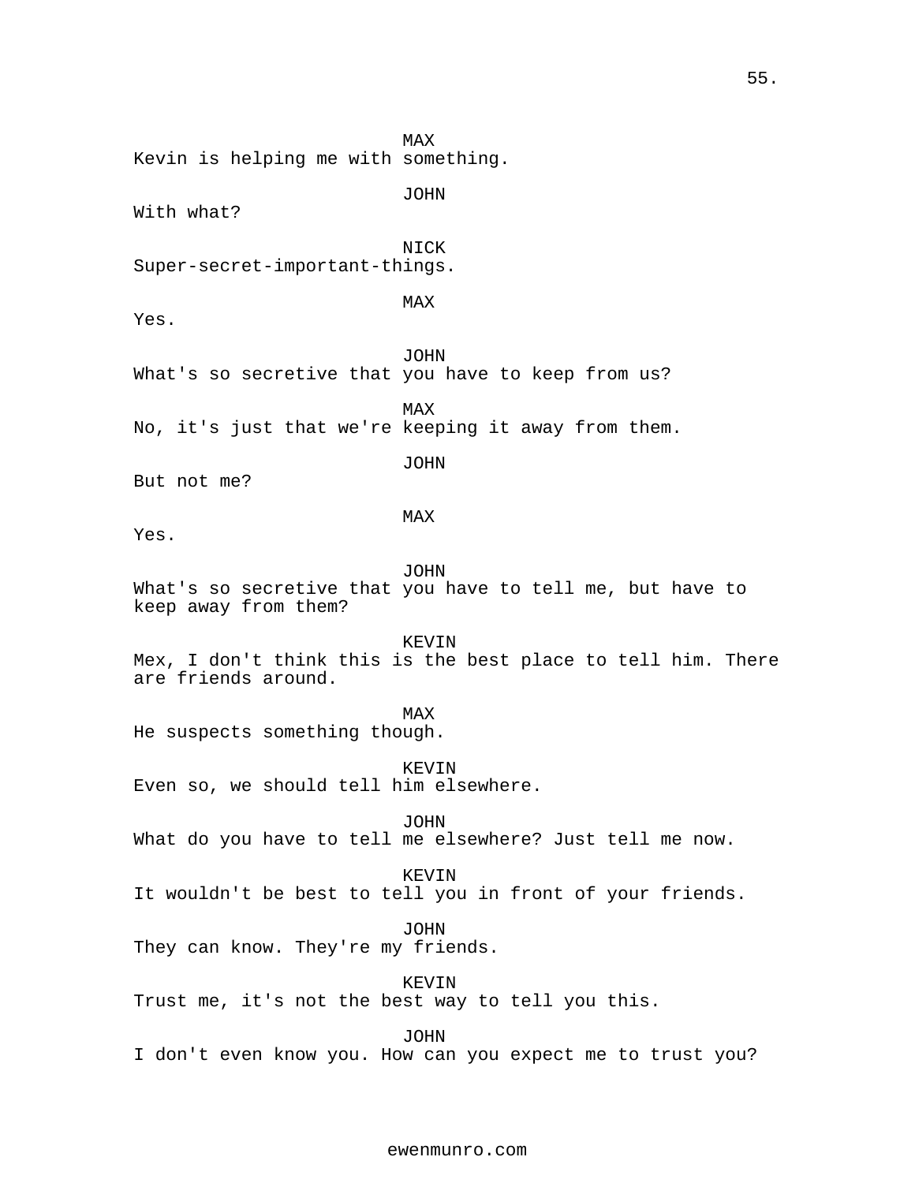MAX
Kevin is helping me with something.

JOHN
With what?

NICK
Super-secret-important-things.

MAX
Yes.

JOHN
What's so secretive that you have to keep from us?

MAX
No, it's just that we're keeping it away from them.

JOHN
But not me?

MAX
Yes.

JOHN
What's so secretive that you have to tell me, but have to keep away from them?

KEVIN
Mex, I don't think this is the best place to tell him. There are friends around.

MAX
He suspects something though.

KEVIN
Even so, we should tell him elsewhere.

JOHN
What do you have to tell me elsewhere? Just tell me now.

KEVIN
It wouldn't be best to tell you in front of your friends.

JOHN
They can know. They're my friends.

KEVIN
Trust me, it's not the best way to tell you this.

JOHN
I don't even know you. How can you expect me to trust you?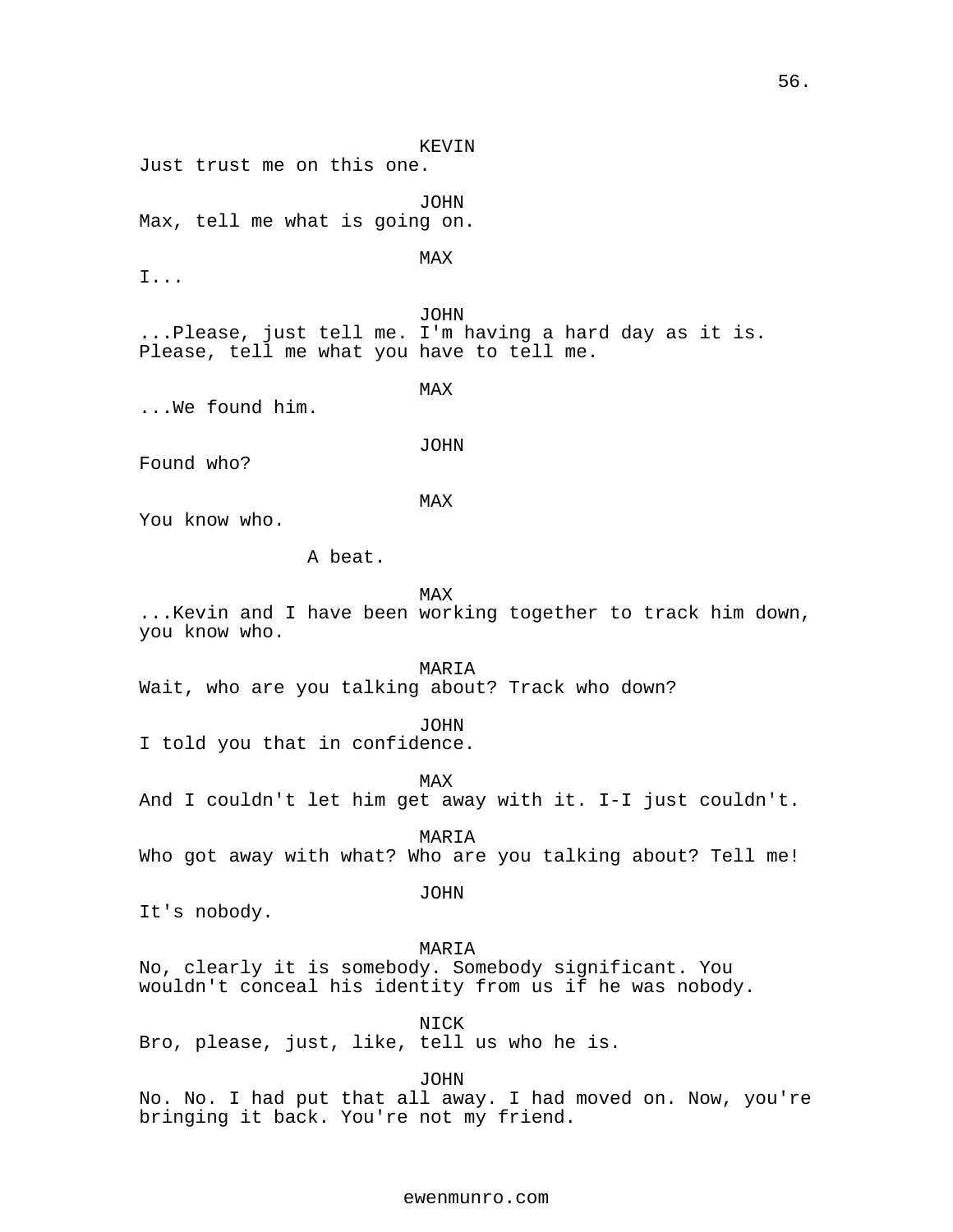KEVIN

Just trust me on this one.

JOHN

Max, tell me what is going on.

MAX

I...

JOHN

...Please, just tell me. I'm having a hard day as it is. Please, tell me what you have to tell me.

MAX

...We found him.

JOHN

Found who?

MAX

You know who.

A beat.

MAX

...Kevin and I have been working together to track him down, you know who.

MARIA

Wait, who are you talking about? Track who down?

JOHN

I told you that in confidence.

MAX

And I couldn't let him get away with it. I-I just couldn't.

MARIA

Who got away with what? Who are you talking about? Tell me!

JOHN

It's nobody.

MARIA

No, clearly it is somebody. Somebody significant. You wouldn't conceal his identity from us if he was nobody.

NICK

Bro, please, just, like, tell us who he is.

JOHN

No. No. I had put that all away. I had moved on. Now, you're bringing it back. You're not my friend.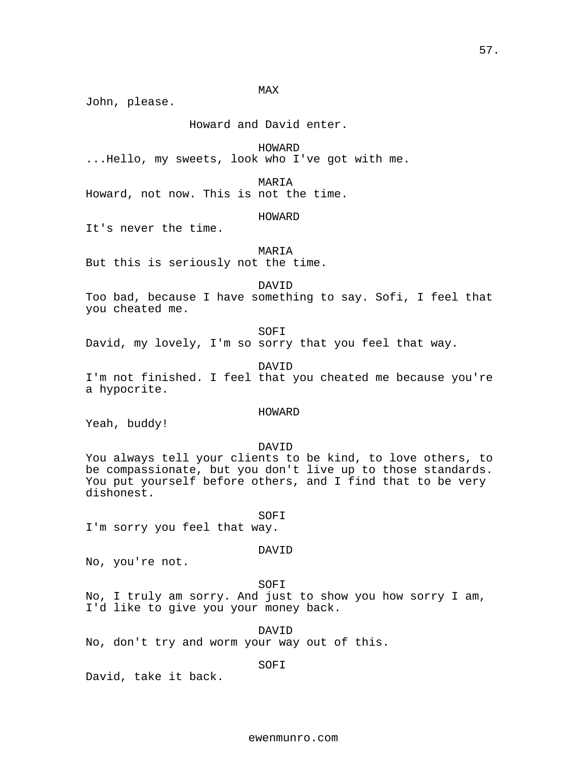MAX

John, please.

Howard and David enter.

HOWARD

...Hello, my sweets, look who I've got with me.

MARIA

Howard, not now. This is not the time.

HOWARD

It's never the time.

MARIA

But this is seriously not the time.

DAVID

Too bad, because I have something to say. Sofi, I feel that you cheated me.

SOFI

David, my lovely, I'm so sorry that you feel that way.

DAVID

I'm not finished. I feel that you cheated me because you're a hypocrite.

HOWARD

Yeah, buddy!

DAVID

You always tell your clients to be kind, to love others, to be compassionate, but you don't live up to those standards. You put yourself before others, and I find that to be very dishonest.

SOFI

I'm sorry you feel that way.

DAVID

No, you're not.

SOFI

No, I truly am sorry. And just to show you how sorry I am, I'd like to give you your money back.

DAVID

No, don't try and worm your way out of this.

SOFI

David, take it back.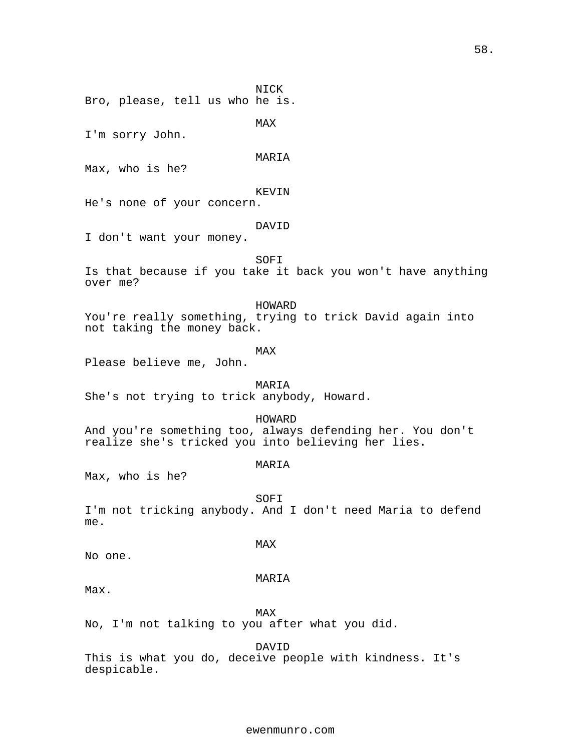NICK
Bro, please, tell us who he is.

MAX
I'm sorry John.

MARIA
Max, who is he?

KEVIN
He's none of your concern.

DAVID
I don't want your money.

SOFI
Is that because if you take it back you won't have anything over me?

HOWARD
You're really something, trying to trick David again into not taking the money back.

MAX
Please believe me, John.

MARIA
She's not trying to trick anybody, Howard.

HOWARD
And you're something too, always defending her. You don't realize she's tricked you into believing her lies.

MARIA
Max, who is he?

SOFI
I'm not tricking anybody. And I don't need Maria to defend me.

MAX
No one.

MARIA
Max.

MAX
No, I'm not talking to you after what you did.

DAVID
This is what you do, deceive people with kindness. It's despicable.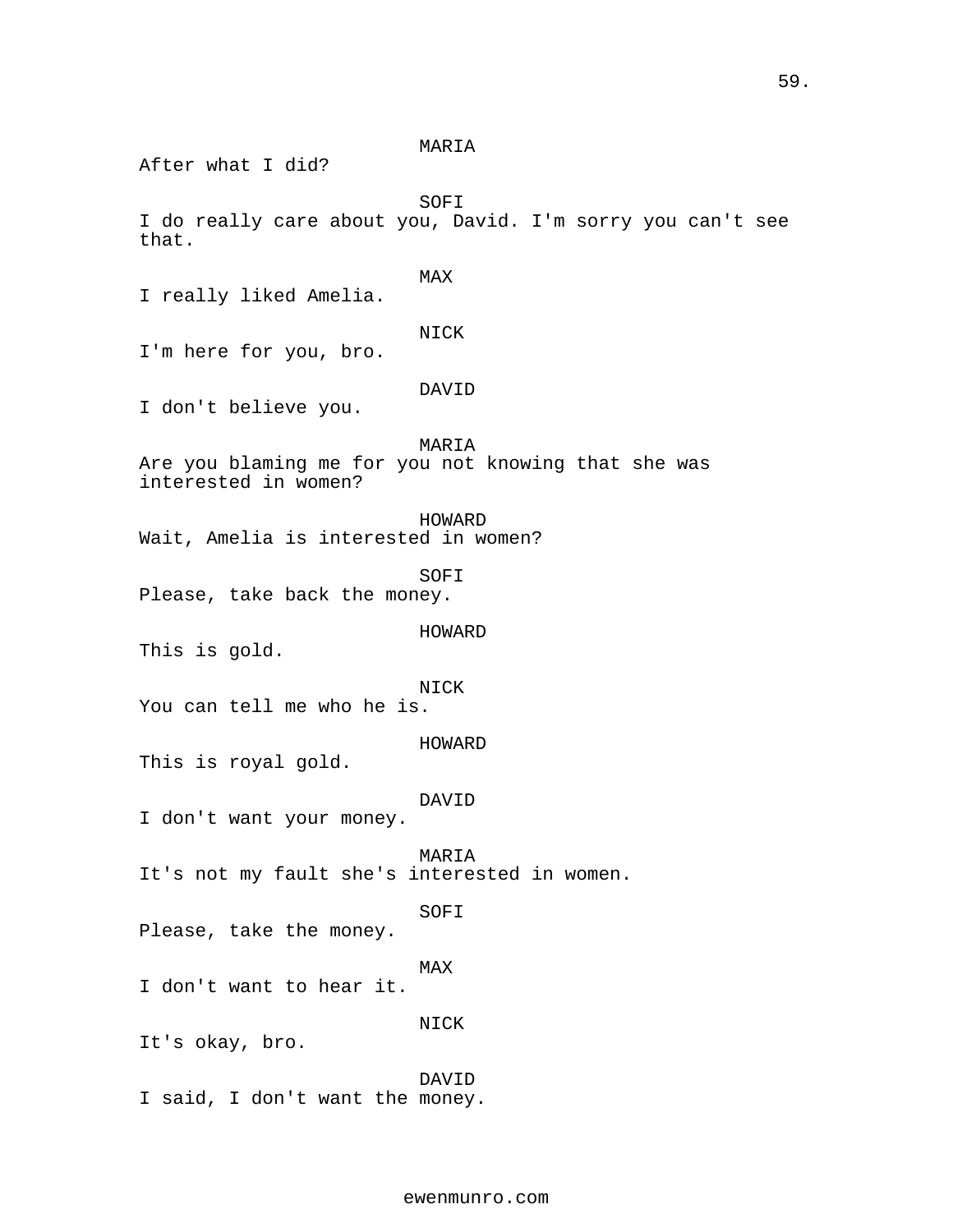MARIA
After what I did?

SOFI
I do really care about you, David. I'm sorry you can't see that.

MAX
I really liked Amelia.

NICK
I'm here for you, bro.

DAVID
I don't believe you.

MARIA
Are you blaming me for you not knowing that she was interested in women?

HOWARD
Wait, Amelia is interested in women?

SOFI
Please, take back the money.

HOWARD
This is gold.

NICK
You can tell me who he is.

HOWARD
This is royal gold.

DAVID
I don't want your money.

MARIA
It's not my fault she's interested in women.

SOFI
Please, take the money.

MAX
I don't want to hear it.

NICK
It's okay, bro.

DAVID
I said, I don't want the money.

ewenmunro.com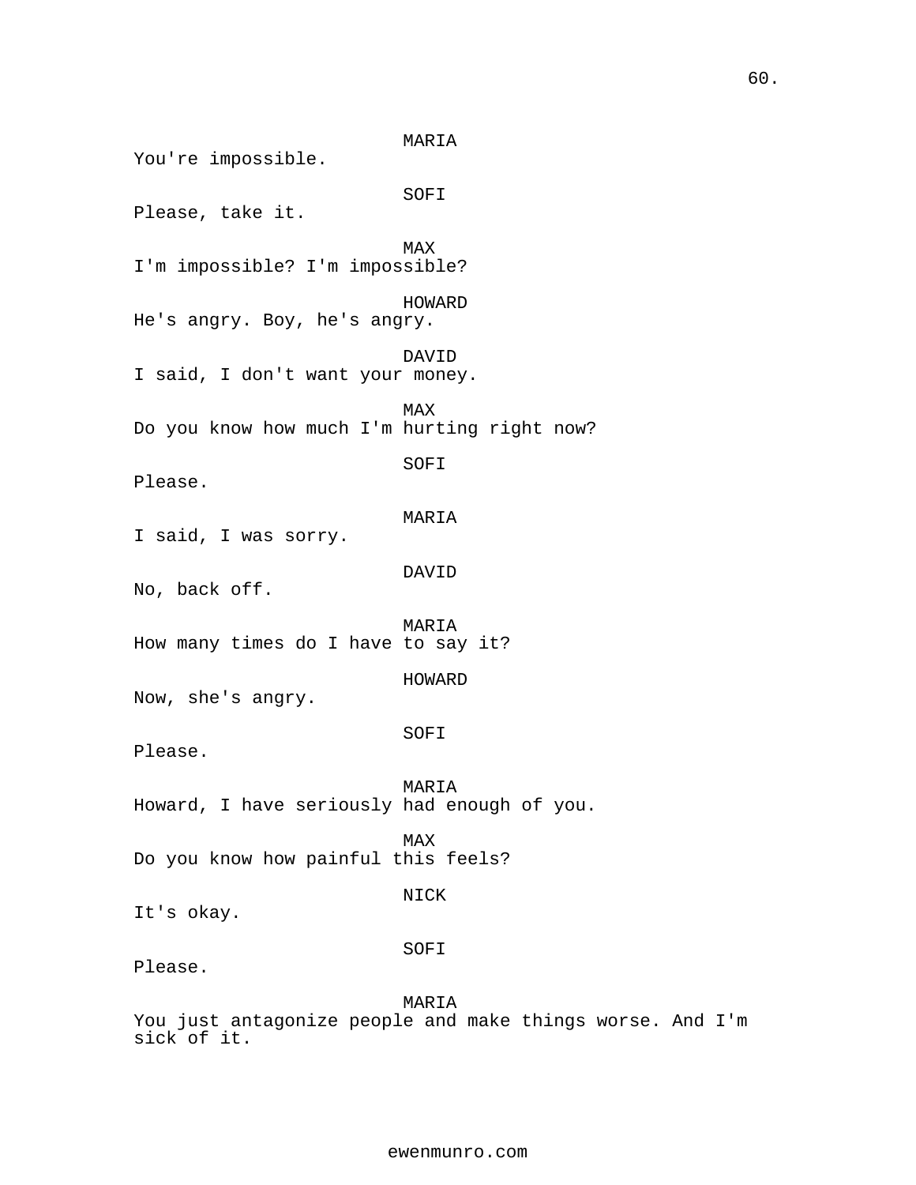MARIA
You're impossible.

SOFI
Please, take it.

MAX
I'm impossible? I'm impossible?

HOWARD
He's angry. Boy, he's angry.

DAVID
I said, I don't want your money.

MAX
Do you know how much I'm hurting right now?

SOFI
Please.

MARIA
I said, I was sorry.

DAVID
No, back off.

MARIA
How many times do I have to say it?

HOWARD
Now, she's angry.

SOFI
Please.

MARIA
Howard, I have seriously had enough of you.

MAX
Do you know how painful this feels?

NICK
It's okay.

SOFI
Please.

MARIA
You just antagonize people and make things worse. And I'm sick of it.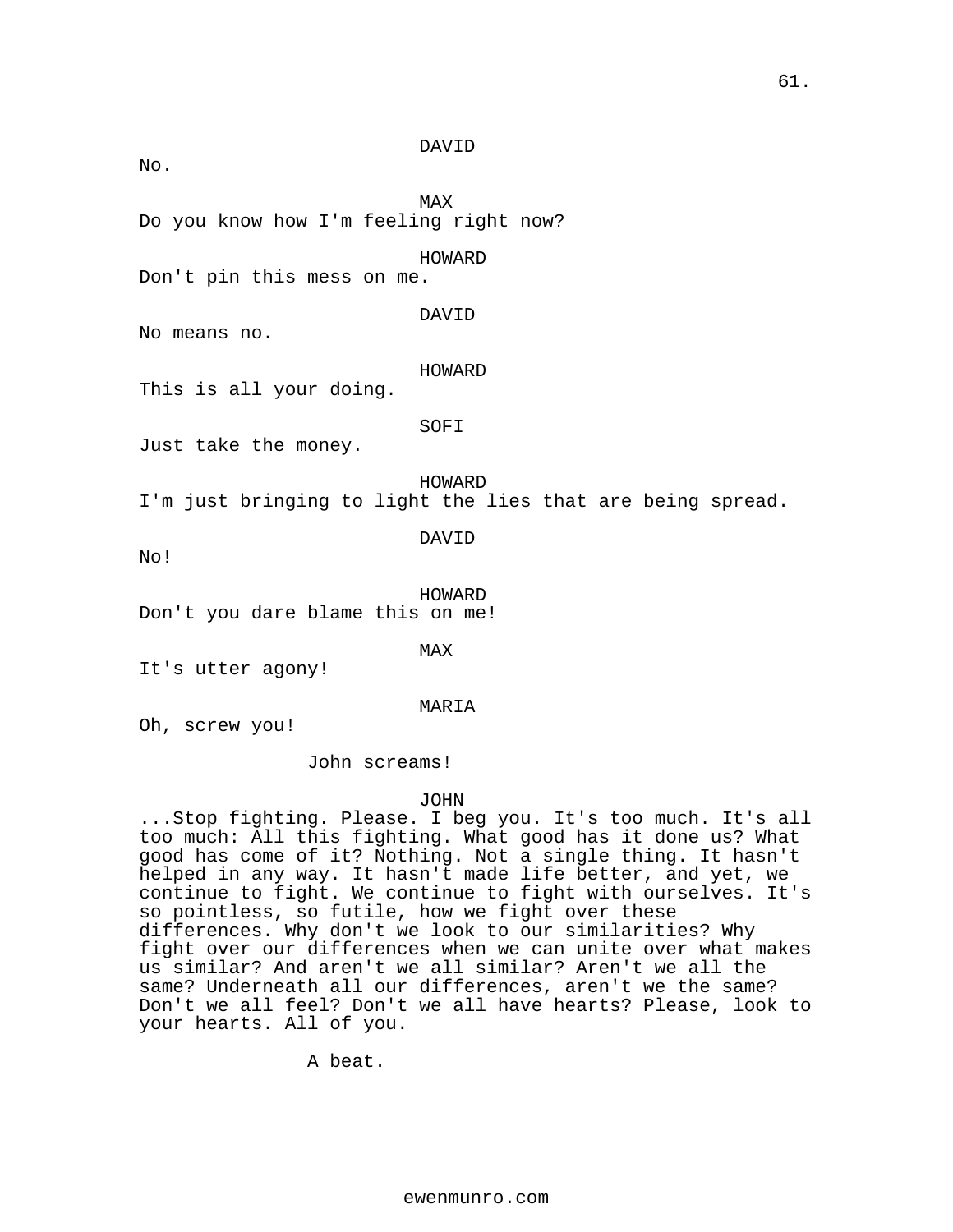DAVID

No.

MAX

Do you know how I'm feeling right now?

HOWARD

Don't pin this mess on me.

DAVID

No means no.

HOWARD

This is all your doing.

SOFI

Just take the money.

HOWARD

I'm just bringing to light the lies that are being spread.

DAVID

No!

HOWARD

Don't you dare blame this on me!

MAX

It's utter agony!

MARIA

Oh, screw you!

John screams!

JOHN

...Stop fighting. Please. I beg you. It's too much. It's all too much: All this fighting. What good has it done us? What good has come of it? Nothing. Not a single thing. It hasn't helped in any way. It hasn't made life better, and yet, we continue to fight. We continue to fight with ourselves. It's so pointless, so futile, how we fight over these differences. Why don't we look to our similarities? Why fight over our differences when we can unite over what makes us similar? And aren't we all similar? Aren't we all the same? Underneath all our differences, aren't we the same? Don't we all feel? Don't we all have hearts? Please, look to your hearts. All of you.

A beat.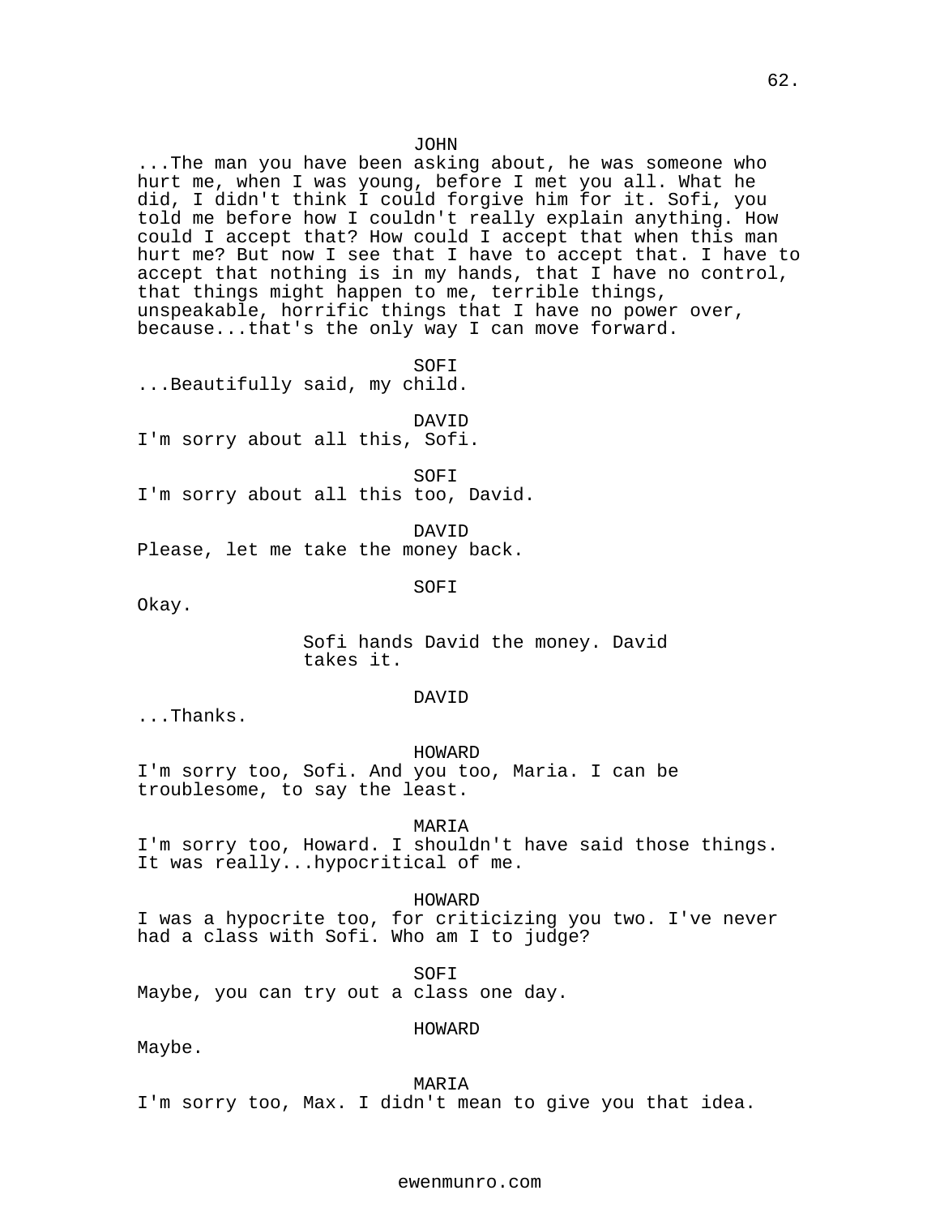JOHN

...The man you have been asking about, he was someone who hurt me, when I was young, before I met you all. What he did, I didn't think I could forgive him for it. Sofi, you told me before how I couldn't really explain anything. How could I accept that? How could I accept that when this man hurt me? But now I see that I have to accept that. I have to accept that nothing is in my hands, that I have no control, that things might happen to me, terrible things, unspeakable, horrific things that I have no power over, because...that's the only way I can move forward.

SOFI

...Beautifully said, my child.

DAVID

I'm sorry about all this, Sofi.

SOFI

I'm sorry about all this too, David.

DAVID

Please, let me take the money back.

SOFI

Okay.

Sofi hands David the money. David takes it.

DAVID

...Thanks.

HOWARD

I'm sorry too, Sofi. And you too, Maria. I can be troublesome, to say the least.

MARIA

I'm sorry too, Howard. I shouldn't have said those things. It was really...hypocritical of me.

HOWARD

I was a hypocrite too, for criticizing you two. I've never had a class with Sofi. Who am I to judge?

SOFI

Maybe, you can try out a class one day.

HOWARD

Maybe.

MARIA

I'm sorry too, Max. I didn't mean to give you that idea.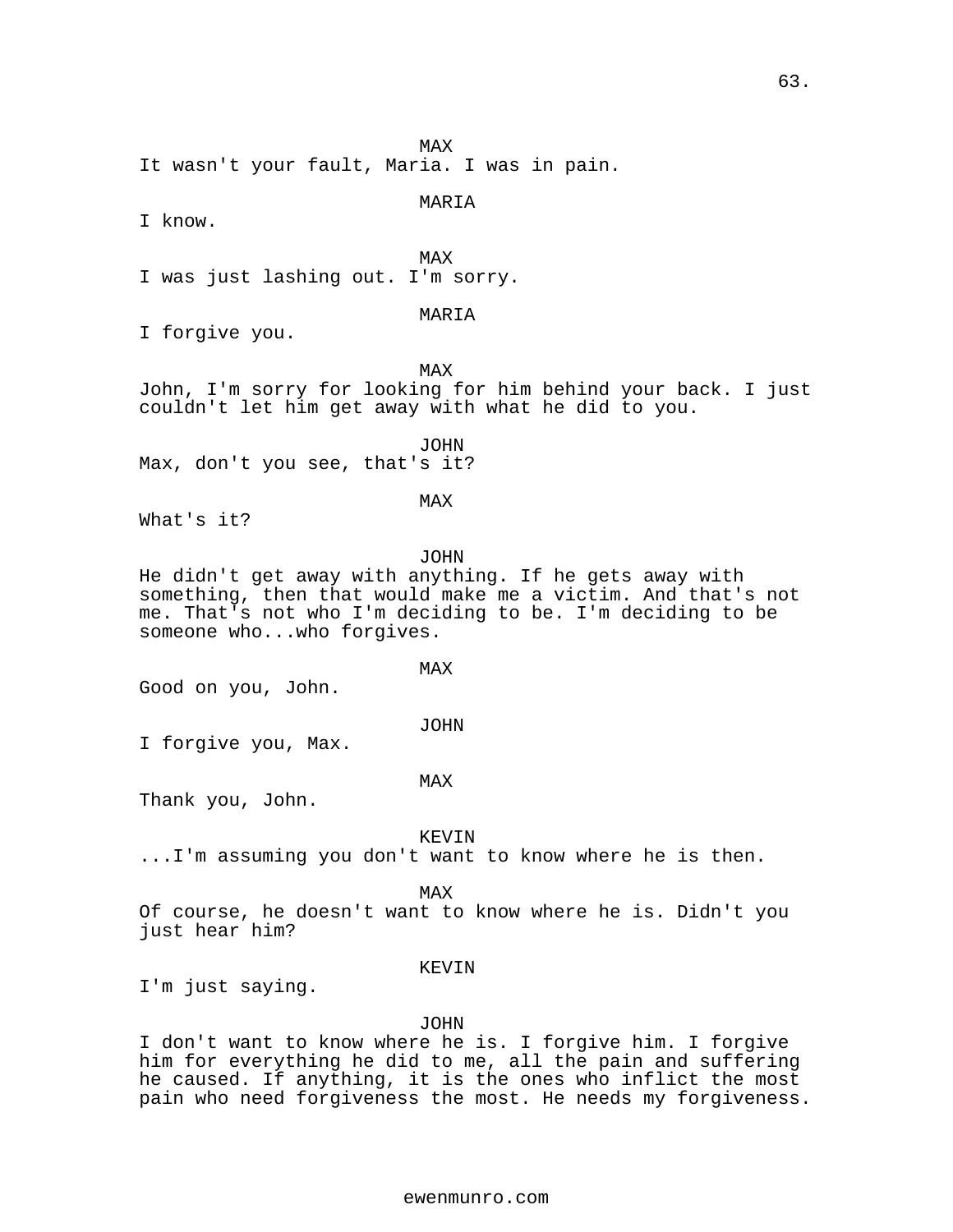MAX

It wasn't your fault, Maria. I was in pain.

MARIA

I know.

MAX

I was just lashing out. I'm sorry.

MARIA

I forgive you.

MAX

John, I'm sorry for looking for him behind your back. I just couldn't let him get away with what he did to you.

JOHN

Max, don't you see, that's it?

MAX

What's it?

JOHN

He didn't get away with anything. If he gets away with something, then that would make me a victim. And that's not me. That's not who I'm deciding to be. I'm deciding to be someone who...who forgives.

MAX

Good on you, John.

JOHN

I forgive you, Max.

MAX

Thank you, John.

KEVIN

...I'm assuming you don't want to know where he is then.

MAX

Of course, he doesn't want to know where he is. Didn't you just hear him?

KEVIN

I'm just saying.

JOHN

I don't want to know where he is. I forgive him. I forgive him for everything he did to me, all the pain and suffering he caused. If anything, it is the ones who inflict the most pain who need forgiveness the most. He needs my forgiveness.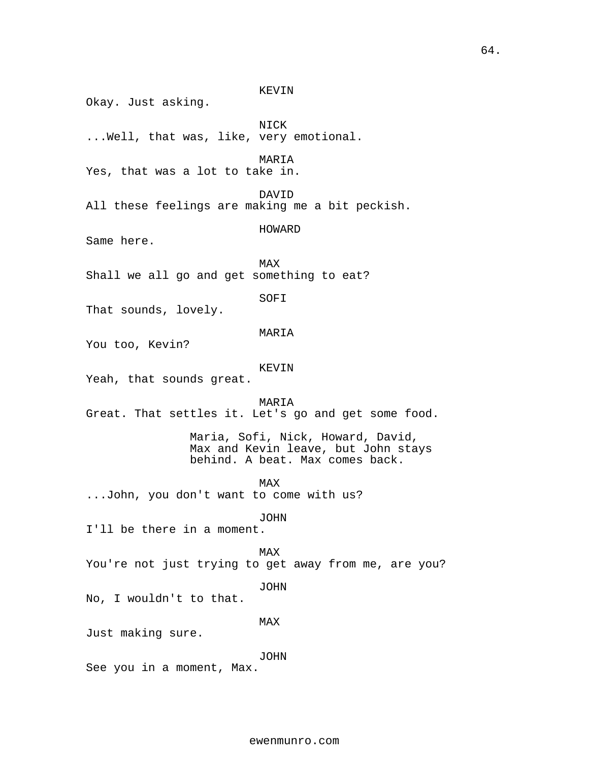KEVIN
Okay. Just asking.

NICK
...Well, that was, like, very emotional.

MARIA
Yes, that was a lot to take in.

DAVID
All these feelings are making me a bit peckish.

HOWARD
Same here.

MAX
Shall we all go and get something to eat?

SOFI
That sounds, lovely.

MARIA
You too, Kevin?

KEVIN
Yeah, that sounds great.

MARIA
Great. That settles it. Let's go and get some food.

Maria, Sofi, Nick, Howard, David, Max and Kevin leave, but John stays behind. A beat. Max comes back.

MAX
...John, you don't want to come with us?

JOHN
I'll be there in a moment.

MAX
You're not just trying to get away from me, are you?

JOHN
No, I wouldn't to that.

MAX
Just making sure.

JOHN
See you in a moment, Max.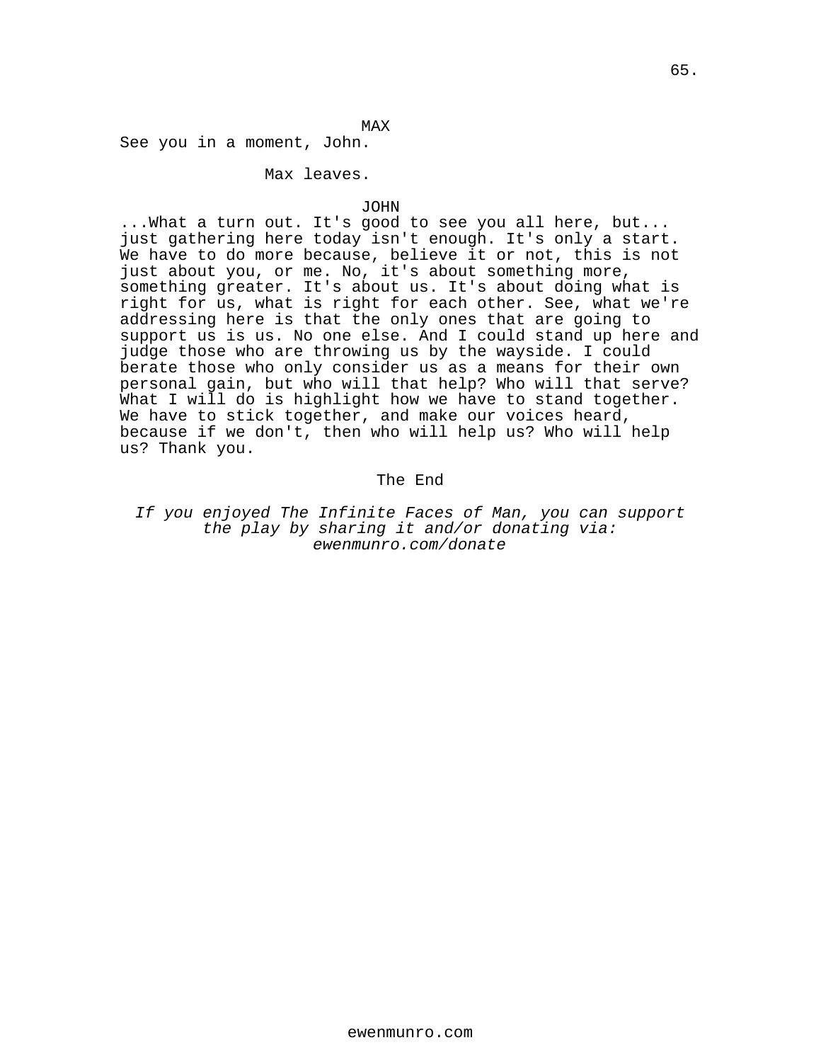MAX

See you in a moment, John.

Max leaves.

JOHN

...What a turn out. It's good to see you all here, but... just gathering here today isn't enough. It's only a start. We have to do more because, believe it or not, this is not just about you, or me. No, it's about something more, something greater. It's about us. It's about doing what is right for us, what is right for each other. See, what we're addressing here is that the only ones that are going to support us is us. No one else. And I could stand up here and judge those who are throwing us by the wayside. I could berate those who only consider us as a means for their own personal gain, but who will that help? Who will that serve? What I will do is highlight how we have to stand together. We have to stick together, and make our voices heard, because if we don't, then who will help us? Who will help us? Thank you.

The End

*If you enjoyed The Infinite Faces of Man, you can support the play by sharing it and/or donating via: ewenmunro.com/donate*